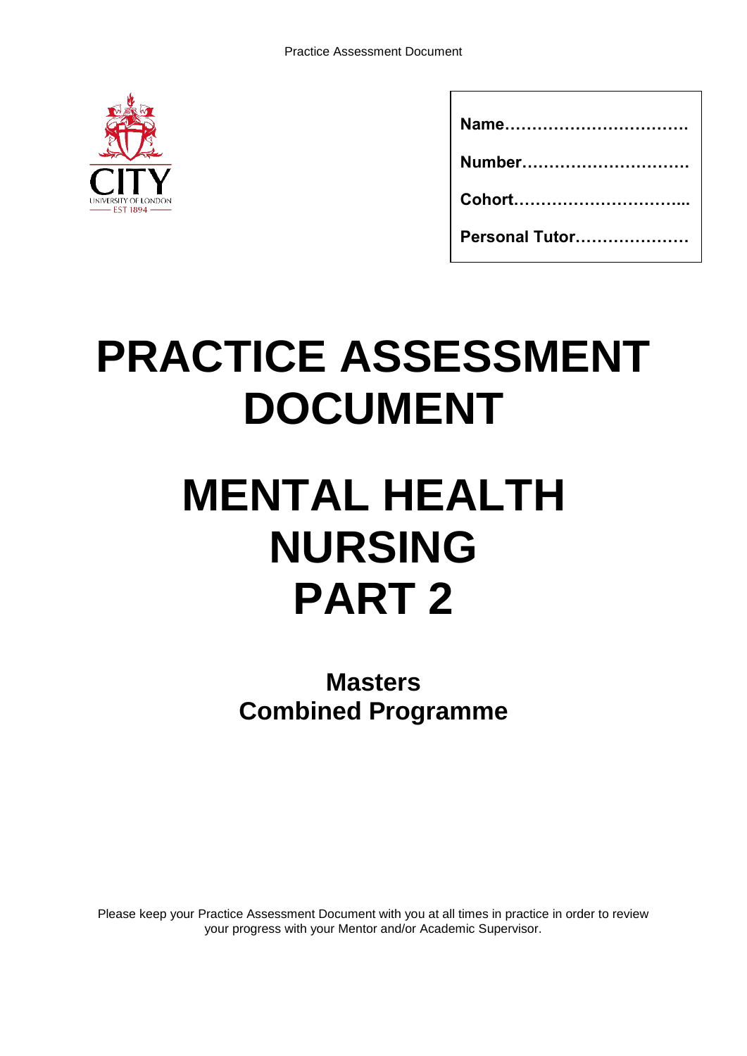**Name……………………………**

**Number…………………………**

**Cohort…………………………..**

**Personal Tutor…………………**

# PRACTICE ASSESSMENT DOCUMENT

# MENTAL HEALTH NURSING PART 2

## Masters Combined Programme

Please keep your Practice Assessment Document with you at all times in practice in order to review your progress with your Mentor and/or Academic Supervisor.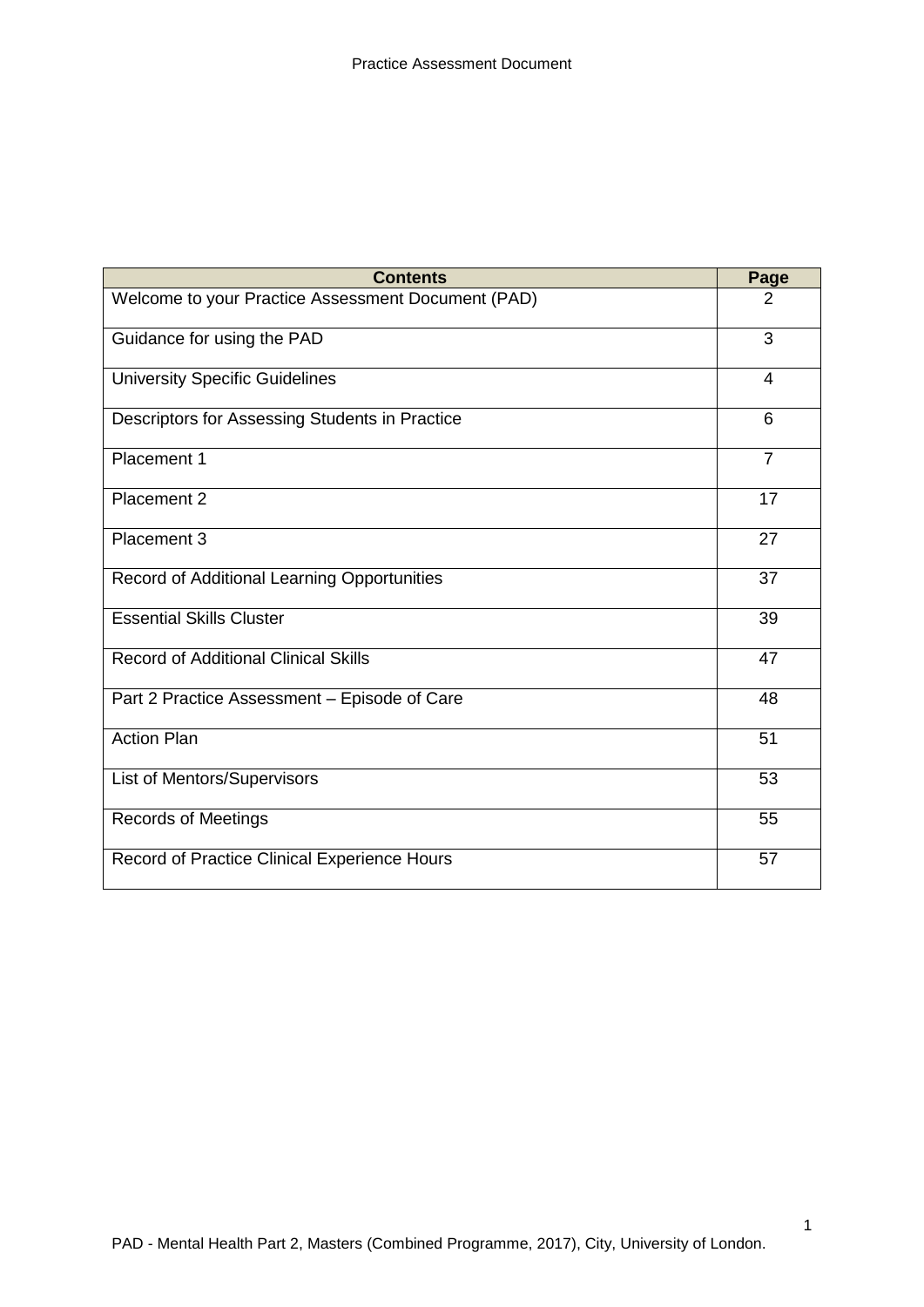| Contents | Page |
|---|---|
| Welcome to your Practice Assessment Document (PAD) | 2 |
| Guidance for using the PAD | 3 |
| University Specific Guidelines | 4 |
| Descriptors for Assessing Students in Practice | 6 |
| Placement 1 | 7 |
| Placement 2 | 17 |
| Placement 3 | 27 |
| Record of Additional Learning Opportunities | 37 |
| Essential Skills Cluster | 39 |
| Record of Additional Clinical Skills | 47 |
| Part 2 Practice Assessment – Episode of Care | 48 |
| Action Plan | 51 |
| List of Mentors/Supervisors | 53 |
| Records of Meetings | 55 |
| Record of Practice Clinical Experience Hours | 57 |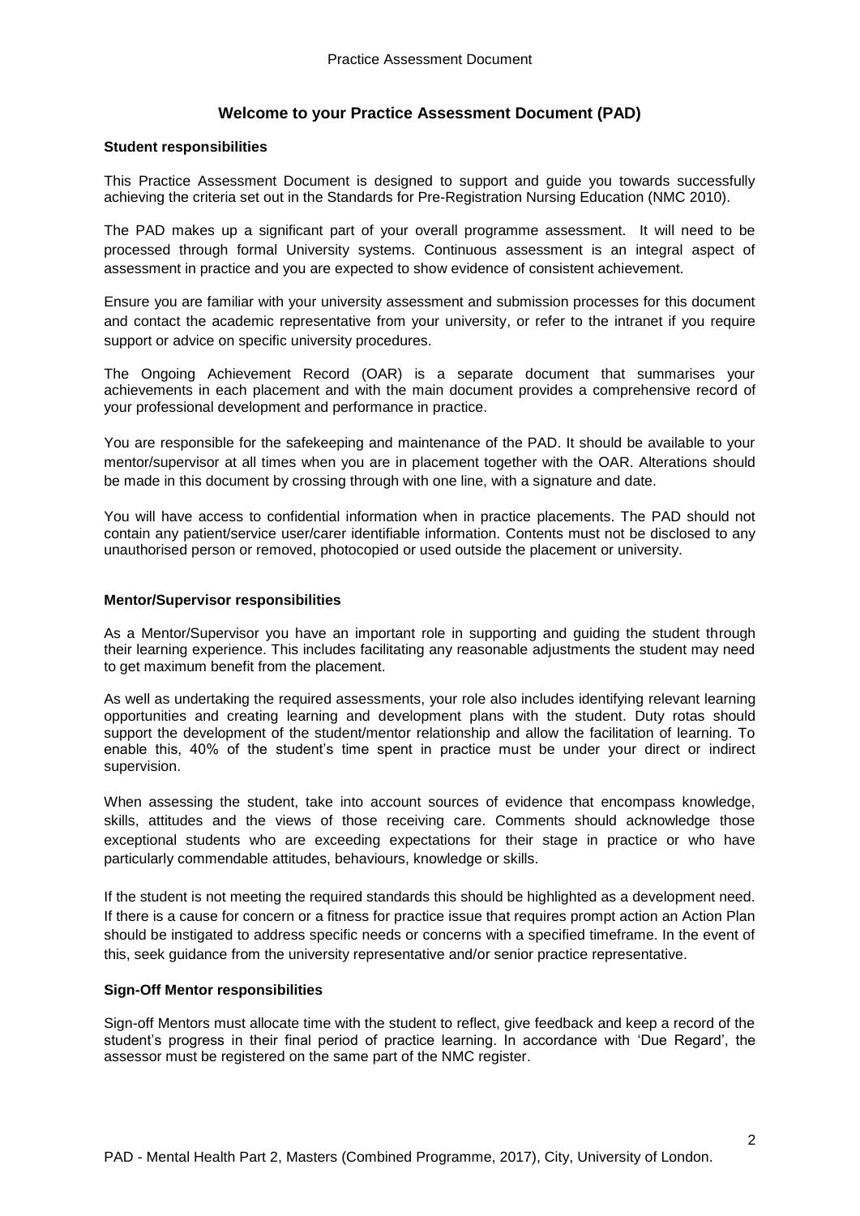# Welcome to your Practice Assessment Document (PAD)

### Student responsibilities

This Practice Assessment Document is designed to support and guide you towards successfully achieving the criteria set out in the Standards for Pre-Registration Nursing Education (NMC 2010).

The PAD makes up a significant part of your overall programme assessment. It will need to be processed through formal University systems. Continuous assessment is an integral aspect of assessment in practice and you are expected to show evidence of consistent achievement.

Ensure you are familiar with your university assessment and submission processes for this document and contact the academic representative from your university, or refer to the intranet if you require support or advice on specific university procedures.

The Ongoing Achievement Record (OAR) is a separate document that summarises your achievements in each placement and with the main document provides a comprehensive record of your professional development and performance in practice.

You are responsible for the safekeeping and maintenance of the PAD. It should be available to your mentor/supervisor at all times when you are in placement together with the OAR. Alterations should be made in this document by crossing through with one line, with a signature and date.

You will have access to confidential information when in practice placements. The PAD should not contain any patient/service user/carer identifiable information. Contents must not be disclosed to any unauthorised person or removed, photocopied or used outside the placement or university.

### Mentor/Supervisor responsibilities

As a Mentor/Supervisor you have an important role in supporting and guiding the student through their learning experience. This includes facilitating any reasonable adjustments the student may need to get maximum benefit from the placement.

As well as undertaking the required assessments, your role also includes identifying relevant learning opportunities and creating learning and development plans with the student. Duty rotas should support the development of the student/mentor relationship and allow the facilitation of learning. To enable this, 40% of the student's time spent in practice must be under your direct or indirect supervision.

When assessing the student, take into account sources of evidence that encompass knowledge, skills, attitudes and the views of those receiving care. Comments should acknowledge those exceptional students who are exceeding expectations for their stage in practice or who have particularly commendable attitudes, behaviours, knowledge or skills.

If the student is not meeting the required standards this should be highlighted as a development need. If there is a cause for concern or a fitness for practice issue that requires prompt action an Action Plan should be instigated to address specific needs or concerns with a specified timeframe. In the event of this, seek guidance from the university representative and/or senior practice representative.

### Sign-Off Mentor responsibilities

Sign-off Mentors must allocate time with the student to reflect, give feedback and keep a record of the student's progress in their final period of practice learning. In accordance with 'Due Regard', the assessor must be registered on the same part of the NMC register.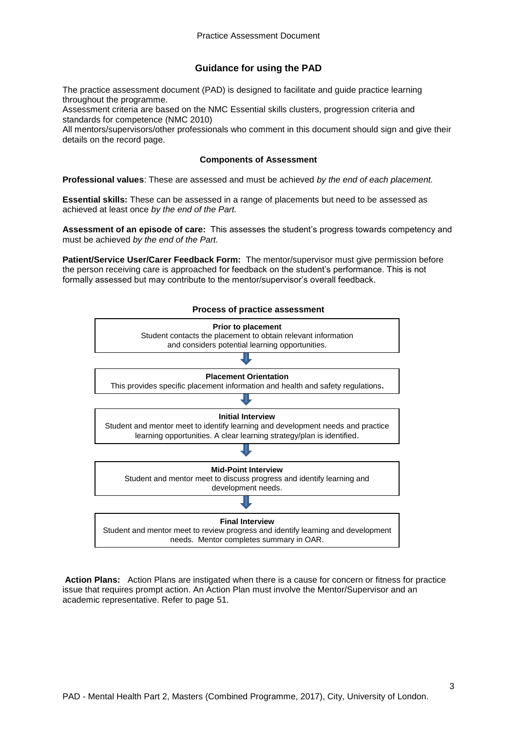## Guidance for using the PAD

The practice assessment document (PAD) is designed to facilitate and guide practice learning throughout the programme.
Assessment criteria are based on the NMC Essential skills clusters, progression criteria and standards for competence (NMC 2010)
All mentors/supervisors/other professionals who comment in this document should sign and give their details on the record page.

### Components of Assessment

**Professional values**: These are assessed and must be achieved *by the end of each placement.*

**Essential skills:** These can be assessed in a range of placements but need to be assessed as achieved at least once *by the end of the Part.*

**Assessment of an episode of care:** This assesses the student's progress towards competency and must be achieved *by the end of the Part.*

**Patient/Service User/Carer Feedback Form:** The mentor/supervisor must give permission before the person receiving care is approached for feedback on the student's performance. This is not formally assessed but may contribute to the mentor/supervisor's overall feedback.

### Process of practice assessment

**Prior to placement**
Student contacts the placement to obtain relevant information and considers potential learning opportunities.

↓

**Placement Orientation**
This provides specific placement information and health and safety regulations**.**

↓

**Initial Interview**
Student and mentor meet to identify learning and development needs and practice learning opportunities. A clear learning strategy/plan is identified.

↓

**Mid-Point Interview**
Student and mentor meet to discuss progress and identify learning and development needs.

↓

**Final Interview**
Student and mentor meet to review progress and identify learning and development needs. Mentor completes summary in OAR.

**Action Plans:** Action Plans are instigated when there is a cause for concern or fitness for practice issue that requires prompt action. An Action Plan must involve the Mentor/Supervisor and an academic representative. Refer to page 51.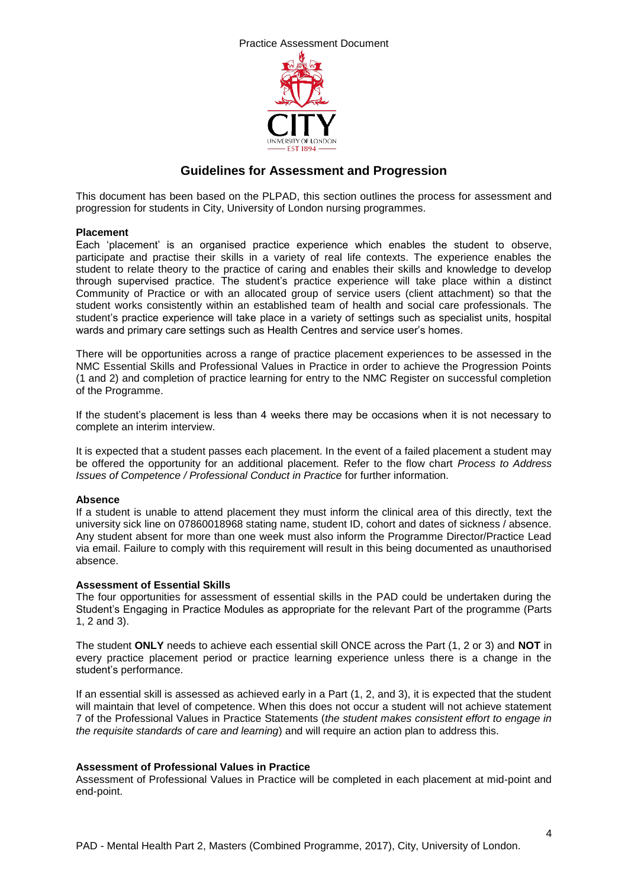## Guidelines for Assessment and Progression

This document has been based on the PLPAD, this section outlines the process for assessment and progression for students in City, University of London nursing programmes.

**Placement**

Each 'placement' is an organised practice experience which enables the student to observe, participate and practise their skills in a variety of real life contexts. The experience enables the student to relate theory to the practice of caring and enables their skills and knowledge to develop through supervised practice. The student's practice experience will take place within a distinct Community of Practice or with an allocated group of service users (client attachment) so that the student works consistently within an established team of health and social care professionals. The student's practice experience will take place in a variety of settings such as specialist units, hospital wards and primary care settings such as Health Centres and service user's homes.

There will be opportunities across a range of practice placement experiences to be assessed in the NMC Essential Skills and Professional Values in Practice in order to achieve the Progression Points (1 and 2) and completion of practice learning for entry to the NMC Register on successful completion of the Programme.

If the student's placement is less than 4 weeks there may be occasions when it is not necessary to complete an interim interview.

It is expected that a student passes each placement. In the event of a failed placement a student may be offered the opportunity for an additional placement. Refer to the flow chart *Process to Address Issues of Competence / Professional Conduct in Practice* for further information.

**Absence**

If a student is unable to attend placement they must inform the clinical area of this directly, text the university sick line on 07860018968 stating name, student ID, cohort and dates of sickness / absence. Any student absent for more than one week must also inform the Programme Director/Practice Lead via email. Failure to comply with this requirement will result in this being documented as unauthorised absence.

**Assessment of Essential Skills**

The four opportunities for assessment of essential skills in the PAD could be undertaken during the Student's Engaging in Practice Modules as appropriate for the relevant Part of the programme (Parts 1, 2 and 3).

The student **ONLY** needs to achieve each essential skill ONCE across the Part (1, 2 or 3) and **NOT** in every practice placement period or practice learning experience unless there is a change in the student's performance.

If an essential skill is assessed as achieved early in a Part (1, 2, and 3), it is expected that the student will maintain that level of competence. When this does not occur a student will not achieve statement 7 of the Professional Values in Practice Statements (*the student makes consistent effort to engage in the requisite standards of care and learning*) and will require an action plan to address this.

**Assessment of Professional Values in Practice**

Assessment of Professional Values in Practice will be completed in each placement at mid-point and end-point.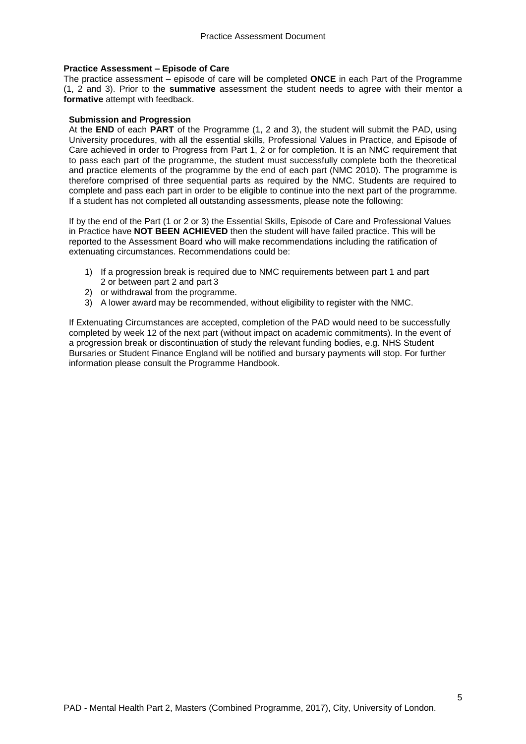**Practice Assessment – Episode of Care**

The practice assessment – episode of care will be completed **ONCE** in each Part of the Programme (1, 2 and 3). Prior to the **summative** assessment the student needs to agree with their mentor a **formative** attempt with feedback.

**Submission and Progression**

At the **END** of each **PART** of the Programme (1, 2 and 3), the student will submit the PAD, using University procedures, with all the essential skills, Professional Values in Practice, and Episode of Care achieved in order to Progress from Part 1, 2 or for completion. It is an NMC requirement that to pass each part of the programme, the student must successfully complete both the theoretical and practice elements of the programme by the end of each part (NMC 2010). The programme is therefore comprised of three sequential parts as required by the NMC. Students are required to complete and pass each part in order to be eligible to continue into the next part of the programme. If a student has not completed all outstanding assessments, please note the following:

If by the end of the Part (1 or 2 or 3) the Essential Skills, Episode of Care and Professional Values in Practice have **NOT BEEN ACHIEVED** then the student will have failed practice. This will be reported to the Assessment Board who will make recommendations including the ratification of extenuating circumstances. Recommendations could be:

1) If a progression break is required due to NMC requirements between part 1 and part 2 or between part 2 and part 3
2) or withdrawal from the programme.
3) A lower award may be recommended, without eligibility to register with the NMC.

If Extenuating Circumstances are accepted, completion of the PAD would need to be successfully completed by week 12 of the next part (without impact on academic commitments). In the event of a progression break or discontinuation of study the relevant funding bodies, e.g. NHS Student Bursaries or Student Finance England will be notified and bursary payments will stop. For further information please consult the Programme Handbook.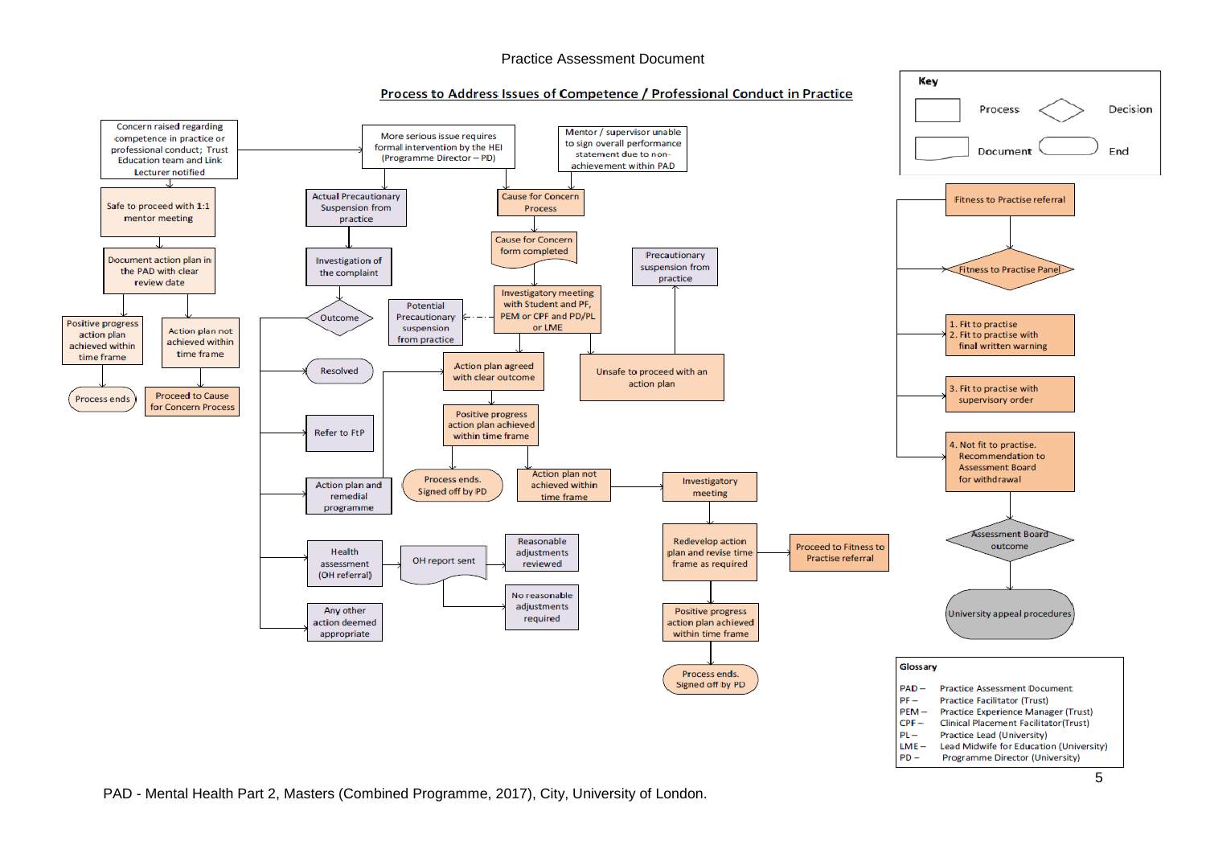Practice Assessment Document

## Process to Address Issues of Competence / Professional Conduct in Practice

**Key**

- Process
- Decision
- Document
- End

Concern raised regarding competence in practice or professional conduct; Trust Education team and Link Lecturer notified

Safe to proceed with 1:1 mentor meeting

Document action plan in the PAD with clear review date

Positive progress action plan achieved within time frame

Process ends

Action plan not achieved within time frame

Proceed to Cause for Concern Process

More serious issue requires formal intervention by the HEI (Programme Director – PD)

Actual Precautionary Suspension from practice

Investigation of the complaint

Outcome

Resolved

Refer to FtP

Action plan and remedial programme

Health assessment (OH referral)

OH report sent

Reasonable adjustments reviewed

No reasonable adjustments required

Any other action deemed appropriate

Mentor / supervisor unable to sign overall performance statement due to non-achievement within PAD

Cause for Concern Process

Cause for Concern form completed

Investigatory meeting with Student and PF, PEM or CPF and PD/PL or LME

Potential Precautionary suspension from practice

Action plan agreed with clear outcome

Positive progress action plan achieved within time frame

Process ends. Signed off by PD

Action plan not achieved within time frame

Investigatory meeting

Redevelop action plan and revise time frame as required

Proceed to Fitness to Practise referral

Positive progress action plan achieved within time frame

Process ends. Signed off by PD

Precautionary suspension from practice

Unsafe to proceed with an action plan

Fitness to Practise referral

Fitness to Practise Panel

1. Fit to practise
2. Fit to practise with final written warning
3. Fit to practise with supervisory order
4. Not fit to practise. Recommendation to Assessment Board for withdrawal

Assessment Board outcome

University appeal procedures

**Glossary**

| | |
|---|---|
| PAD – | Practice Assessment Document |
| PF – | Practice Facilitator (Trust) |
| PEM – | Practice Experience Manager (Trust) |
| CPF – | Clinical Placement Facilitator (Trust) |
| PL – | Practice Lead (University) |
| LME – | Lead Midwife for Education (University) |
| PD – | Programme Director (University) |

PAD - Mental Health Part 2, Masters (Combined Programme, 2017), City, University of London.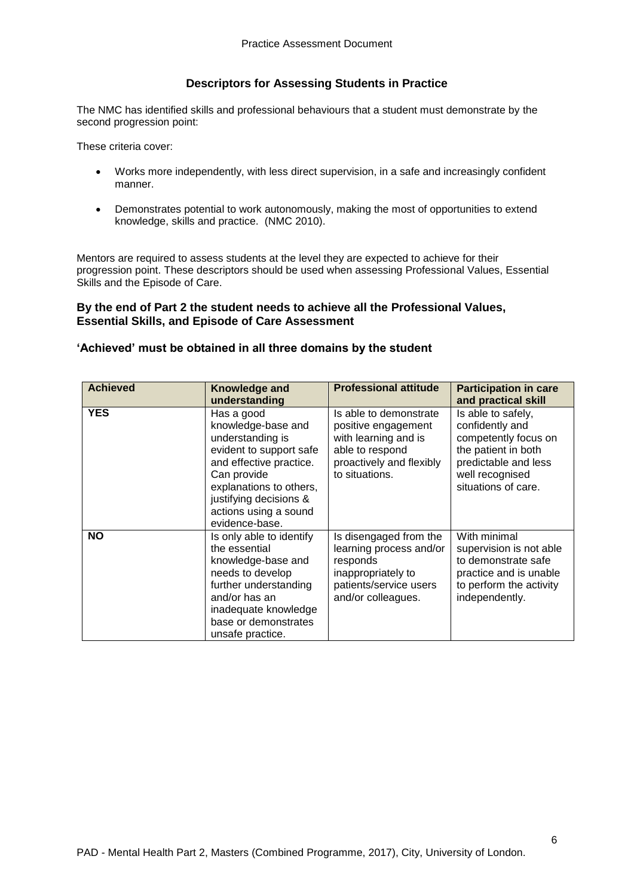## Descriptors for Assessing Students in Practice

The NMC has identified skills and professional behaviours that a student must demonstrate by the second progression point:

These criteria cover:

- Works more independently, with less direct supervision, in a safe and increasingly confident manner.
- Demonstrates potential to work autonomously, making the most of opportunities to extend knowledge, skills and practice. (NMC 2010).

Mentors are required to assess students at the level they are expected to achieve for their progression point. These descriptors should be used when assessing Professional Values, Essential Skills and the Episode of Care.

### By the end of Part 2 the student needs to achieve all the Professional Values, Essential Skills, and Episode of Care Assessment

### 'Achieved' must be obtained in all three domains by the student

| Achieved | Knowledge and understanding | Professional attitude | Participation in care and practical skill |
|---|---|---|---|
| **YES** | Has a good knowledge-base and understanding is evident to support safe and effective practice. Can provide explanations to others, justifying decisions & actions using a sound evidence-base. | Is able to demonstrate positive engagement with learning and is able to respond proactively and flexibly to situations. | Is able to safely, confidently and competently focus on the patient in both predictable and less well recognised situations of care. |
| **NO** | Is only able to identify the essential knowledge-base and needs to develop further understanding and/or has an inadequate knowledge base or demonstrates unsafe practice. | Is disengaged from the learning process and/or responds inappropriately to patients/service users and/or colleagues. | With minimal supervision is not able to demonstrate safe practice and is unable to perform the activity independently. |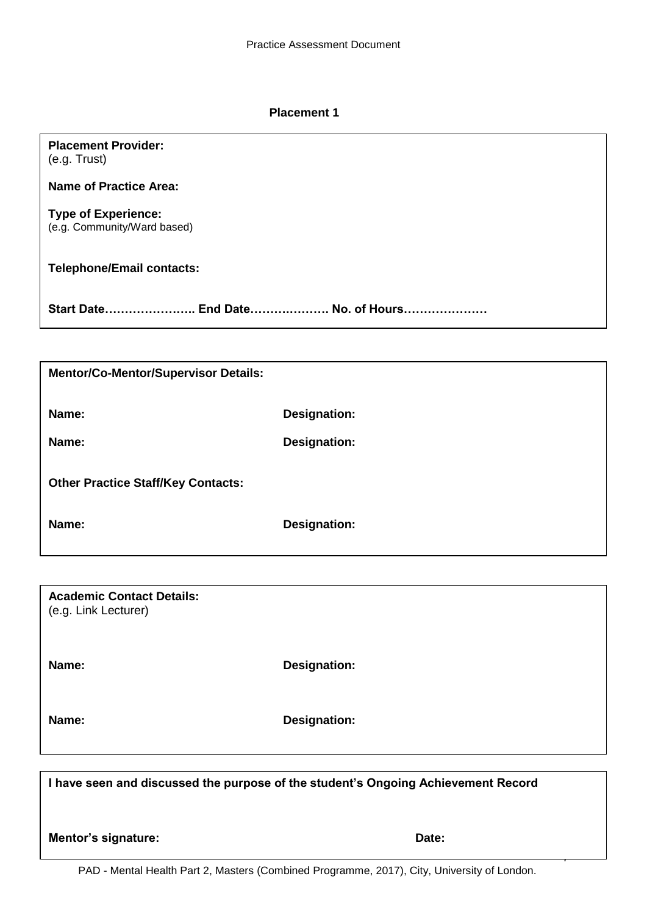## Placement 1

**Placement Provider:**
(e.g. Trust)

**Name of Practice Area:**

**Type of Experience:**
(e.g. Community/Ward based)

**Telephone/Email contacts:**

**Start Date………………….. End Date………………. No. of Hours…………………**

---

**Mentor/Co-Mentor/Supervisor Details:**

| **Name:** | **Designation:** |
|---|---|
| **Name:** | **Designation:** |

**Other Practice Staff/Key Contacts:**

| **Name:** | **Designation:** |
|---|---|

---

**Academic Contact Details:**
(e.g. Link Lecturer)

| **Name:** | **Designation:** |
|---|---|
| **Name:** | **Designation:** |

---

**I have seen and discussed the purpose of the student's Ongoing Achievement Record**

| **Mentor's signature:** | **Date:** |
|---|---|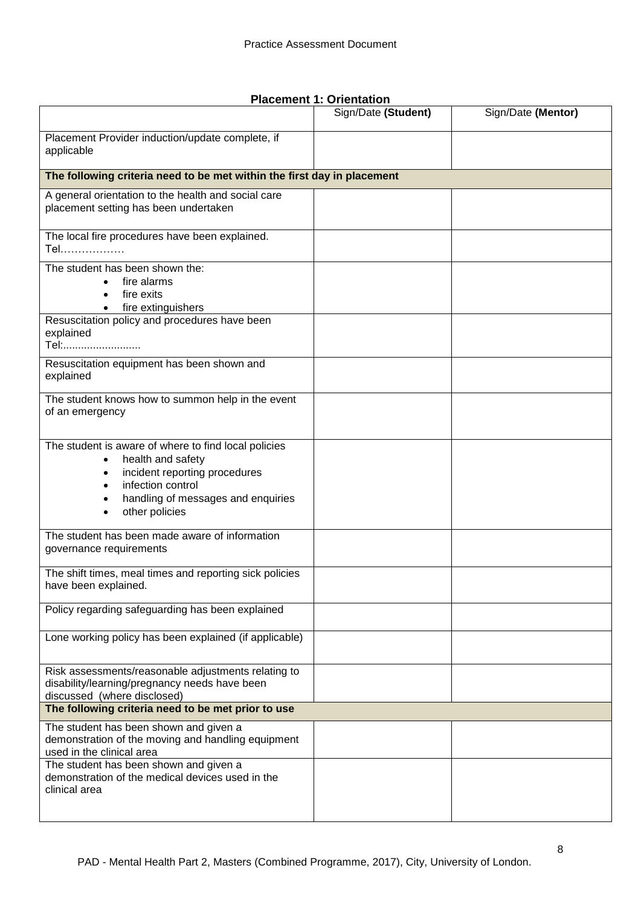### Placement 1: Orientation

| | Sign/Date **(Student)** | Sign/Date **(Mentor)** |
|---|---|---|
| Placement Provider induction/update complete, if applicable | | |
| **The following criteria need to be met within the first day in placement** | | |
| A general orientation to the health and social care placement setting has been undertaken | | |
| The local fire procedures have been explained. Tel……………… | | |
| The student has been shown the: <br>• fire alarms <br>• fire exits <br>• fire extinguishers | | |
| Resuscitation policy and procedures have been explained <br>Tel:......................... | | |
| Resuscitation equipment has been shown and explained | | |
| The student knows how to summon help in the event of an emergency | | |
| The student is aware of where to find local policies <br>• health and safety <br>• incident reporting procedures <br>• infection control <br>• handling of messages and enquiries <br>• other policies | | |
| The student has been made aware of information governance requirements | | |
| The shift times, meal times and reporting sick policies have been explained. | | |
| Policy regarding safeguarding has been explained | | |
| Lone working policy has been explained (if applicable) | | |
| Risk assessments/reasonable adjustments relating to disability/learning/pregnancy needs have been discussed (where disclosed) | | |
| **The following criteria need to be met prior to use** | | |
| The student has been shown and given a demonstration of the moving and handling equipment used in the clinical area | | |
| The student has been shown and given a demonstration of the medical devices used in the clinical area | | |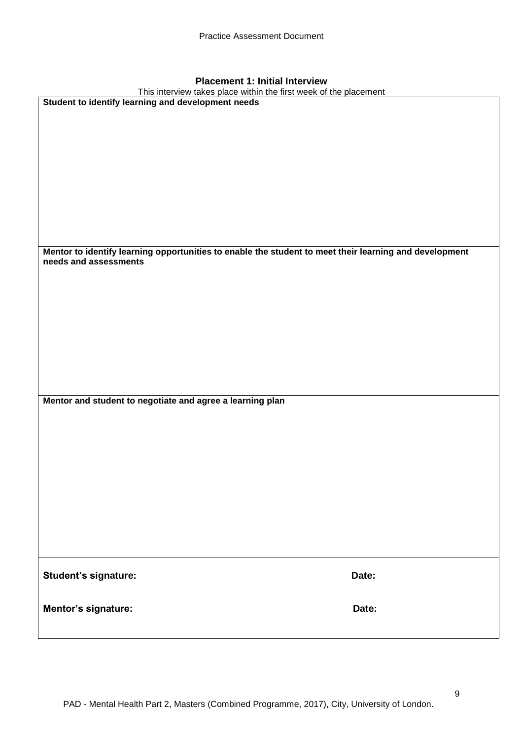## Placement 1: Initial Interview

This interview takes place within the first week of the placement

| Student to identify learning and development needs |
| --- |
| |
| **Mentor to identify learning opportunities to enable the student to meet their learning and development needs and assessments** |
| |
| **Mentor and student to negotiate and agree a learning plan** |
| |
| **Student's signature:** **Date:** |
| **Mentor's signature:** **Date:** |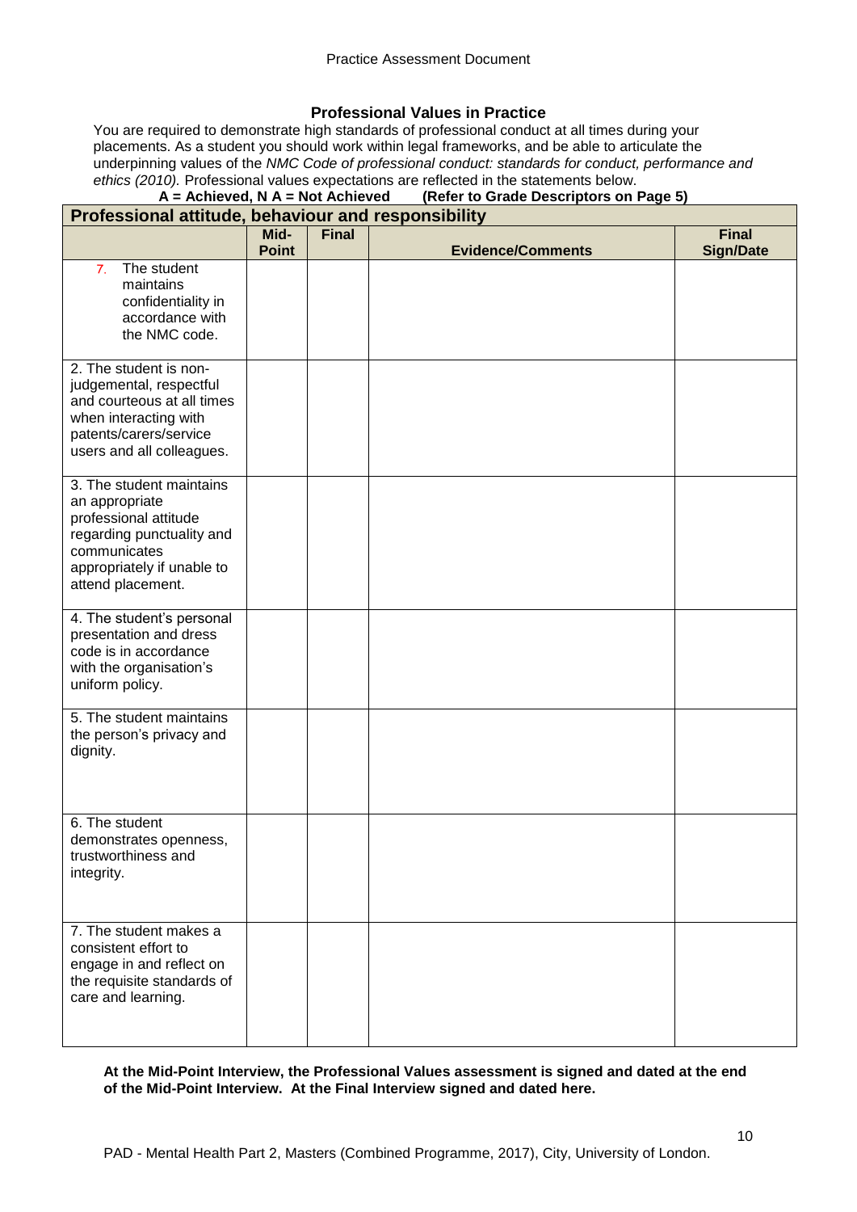### Professional Values in Practice

You are required to demonstrate high standards of professional conduct at all times during your placements. As a student you should work within legal frameworks, and be able to articulate the underpinning values of the *NMC Code of professional conduct: standards for conduct, performance and ethics (2010).* Professional values expectations are reflected in the statements below.

**A = Achieved, N A = Not Achieved (Refer to Grade Descriptors on Page 5)**

| Professional attitude, behaviour and responsibility | | | | |
|---|---|---|---|---|
| | **Mid-Point** | **Final** | **Evidence/Comments** | **Final Sign/Date** |
| 7. The student maintains confidentiality in accordance with the NMC code. | | | | |
| 2. The student is non-judgemental, respectful and courteous at all times when interacting with patents/carers/service users and all colleagues. | | | | |
| 3. The student maintains an appropriate professional attitude regarding punctuality and communicates appropriately if unable to attend placement. | | | | |
| 4. The student's personal presentation and dress code is in accordance with the organisation's uniform policy. | | | | |
| 5. The student maintains the person's privacy and dignity. | | | | |
| 6. The student demonstrates openness, trustworthiness and integrity. | | | | |
| 7. The student makes a consistent effort to engage in and reflect on the requisite standards of care and learning. | | | | |

**At the Mid-Point Interview, the Professional Values assessment is signed and dated at the end of the Mid-Point Interview. At the Final Interview signed and dated here.**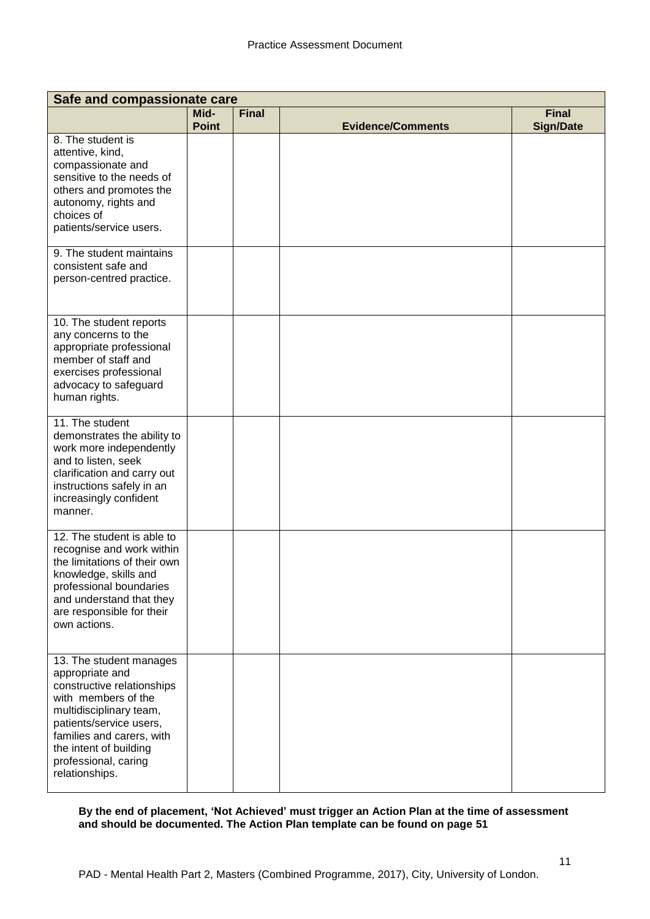| Safe and compassionate care | | | | |
|---|---|---|---|---|
| | **Mid-Point** | **Final** | **Evidence/Comments** | **Final Sign/Date** |
| 8. The student is attentive, kind, compassionate and sensitive to the needs of others and promotes the autonomy, rights and choices of patients/service users. | | | | |
| 9. The student maintains consistent safe and person-centred practice. | | | | |
| 10. The student reports any concerns to the appropriate professional member of staff and exercises professional advocacy to safeguard human rights. | | | | |
| 11. The student demonstrates the ability to work more independently and to listen, seek clarification and carry out instructions safely in an increasingly confident manner. | | | | |
| 12. The student is able to recognise and work within the limitations of their own knowledge, skills and professional boundaries and understand that they are responsible for their own actions. | | | | |
| 13. The student manages appropriate and constructive relationships with members of the multidisciplinary team, patients/service users, families and carers, with the intent of building professional, caring relationships. | | | | |

**By the end of placement, 'Not Achieved' must trigger an Action Plan at the time of assessment and should be documented. The Action Plan template can be found on page 51**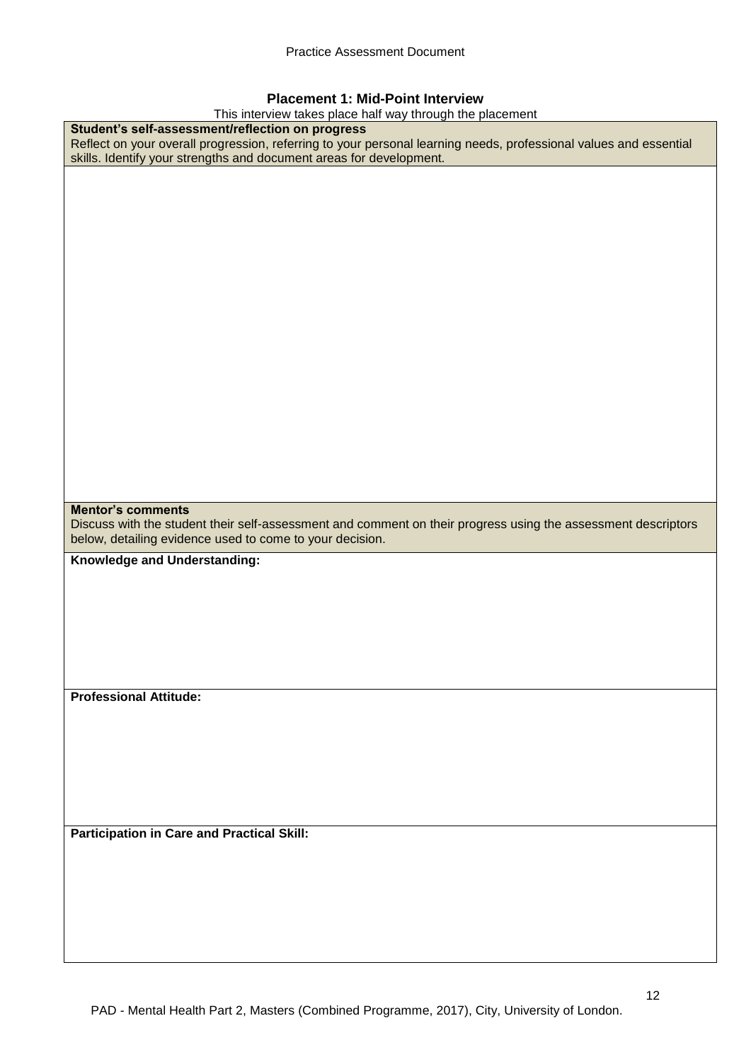## Placement 1: Mid-Point Interview

This interview takes place half way through the placement

| **Student's self-assessment/reflection on progress**<br>Reflect on your overall progression, referring to your personal learning needs, professional values and essential skills. Identify your strengths and document areas for development. |
|---|
| |
| **Mentor's comments**<br>Discuss with the student their self-assessment and comment on their progress using the assessment descriptors below, detailing evidence used to come to your decision. |
| **Knowledge and Understanding:** |
| **Professional Attitude:** |
| **Participation in Care and Practical Skill:** |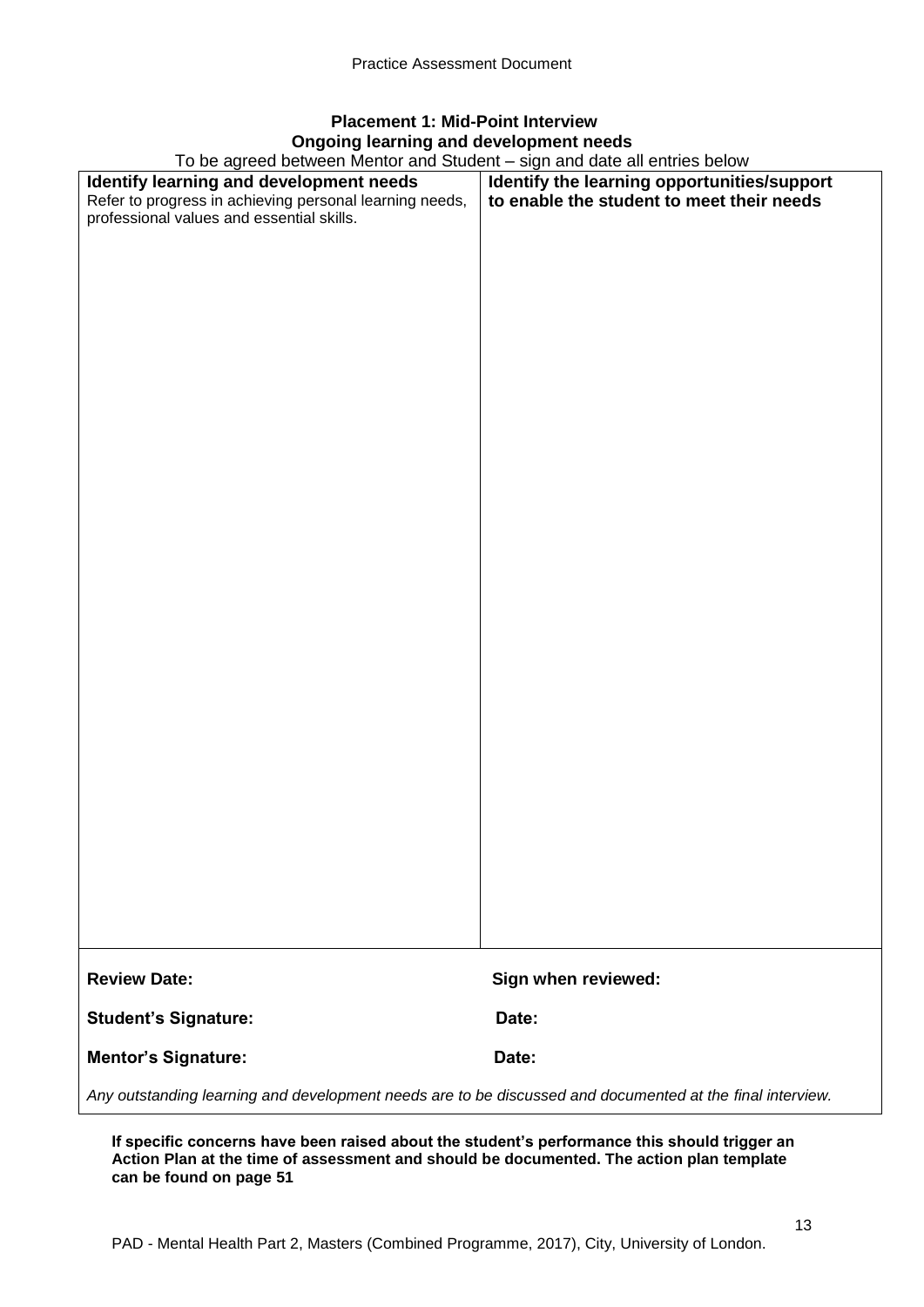## Placement 1: Mid-Point Interview

### Ongoing learning and development needs

To be agreed between Mentor and Student – sign and date all entries below

| **Identify learning and development needs**<br>Refer to progress in achieving personal learning needs, professional values and essential skills. | **Identify the learning opportunities/support to enable the student to meet their needs** |
|---|---|
| | |

**Review Date:** **Sign when reviewed:**

**Student's Signature:** **Date:**

**Mentor's Signature:** **Date:**

*Any outstanding learning and development needs are to be discussed and documented at the final interview.*

**If specific concerns have been raised about the student's performance this should trigger an Action Plan at the time of assessment and should be documented. The action plan template can be found on page 51**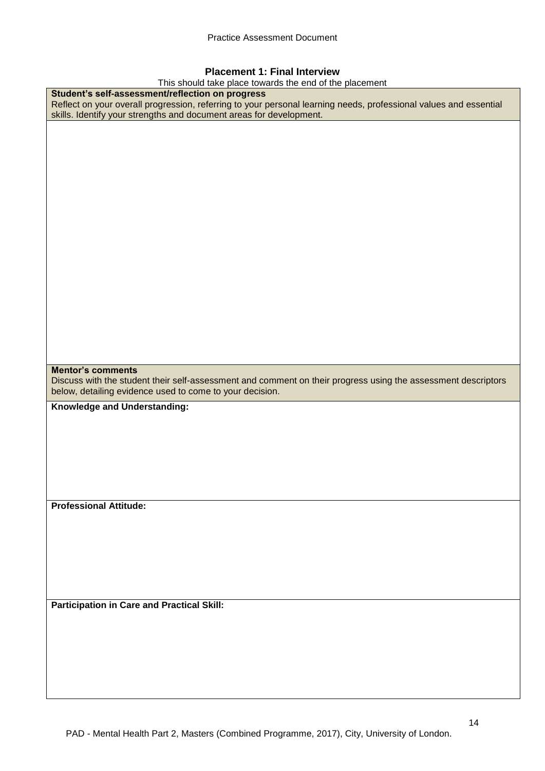## Placement 1: Final Interview

This should take place towards the end of the placement

| **Student's self-assessment/reflection on progress**<br>Reflect on your overall progression, referring to your personal learning needs, professional values and essential skills. Identify your strengths and document areas for development. |
|---|
| |
| **Mentor's comments**<br>Discuss with the student their self-assessment and comment on their progress using the assessment descriptors below, detailing evidence used to come to your decision. |
| **Knowledge and Understanding:** |
| **Professional Attitude:** |
| **Participation in Care and Practical Skill:** |

PAD - Mental Health Part 2, Masters (Combined Programme, 2017), City, University of London.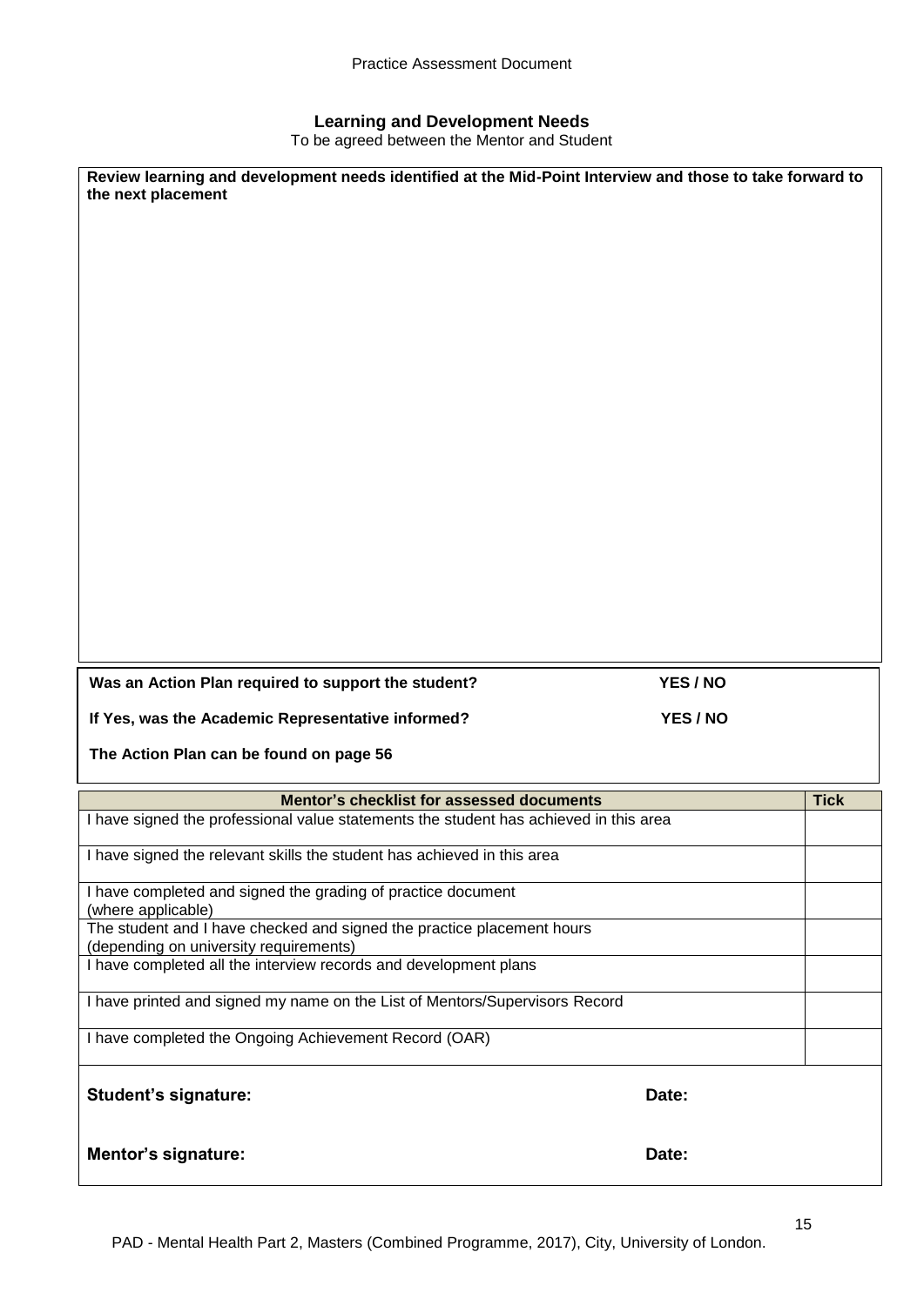## Learning and Development Needs

To be agreed between the Mentor and Student

**Review learning and development needs identified at the Mid-Point Interview and those to take forward to the next placement**

**Was an Action Plan required to support the student?** **YES / NO**

**If Yes, was the Academic Representative informed?** **YES / NO**

**The Action Plan can be found on page 56**

| Mentor's checklist for assessed documents | Tick |
| --- | --- |
| I have signed the professional value statements the student has achieved in this area | |
| I have signed the relevant skills the student has achieved in this area | |
| I have completed and signed the grading of practice document (where applicable) | |
| The student and I have checked and signed the practice placement hours (depending on university requirements) | |
| I have completed all the interview records and development plans | |
| I have printed and signed my name on the List of Mentors/Supervisors Record | |
| I have completed the Ongoing Achievement Record (OAR) | |

**Student's signature:** **Date:**

**Mentor's signature:** **Date:**

PAD - Mental Health Part 2, Masters (Combined Programme, 2017), City, University of London.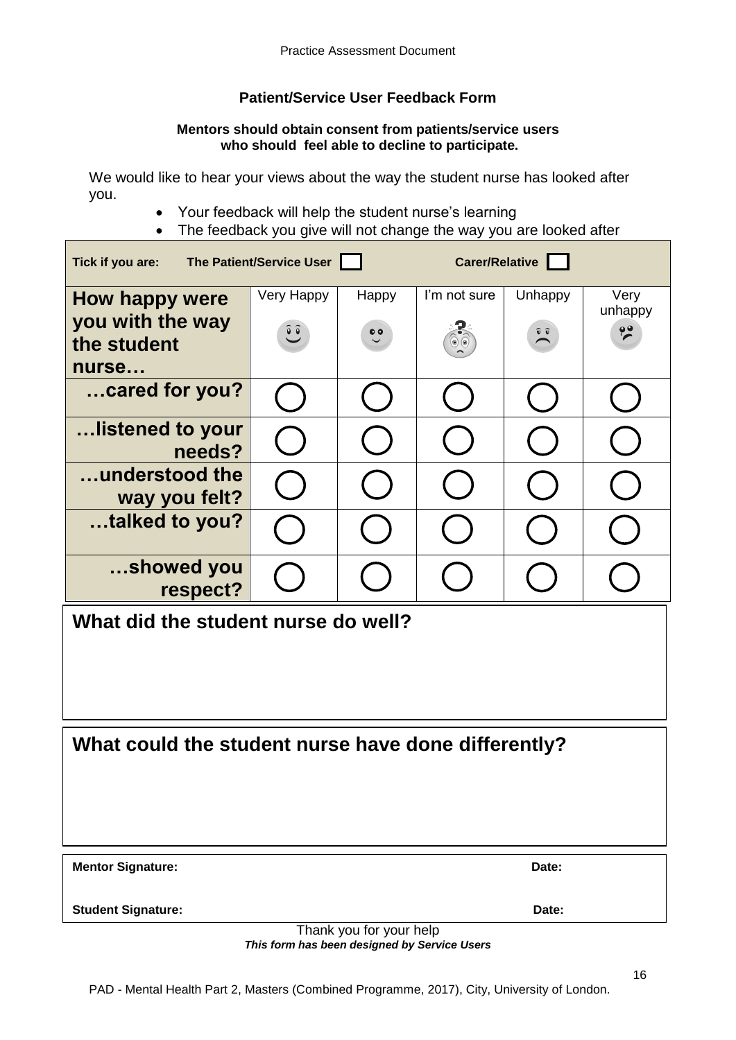## Patient/Service User Feedback Form

**Mentors should obtain consent from patients/service users who should feel able to decline to participate.**

We would like to hear your views about the way the student nurse has looked after you.

- Your feedback will help the student nurse's learning
- The feedback you give will not change the way you are looked after

**Tick if you are:** **The Patient/Service User** ☐ **Carer/Relative** ☐

| How happy were you with the way the student nurse… | Very Happy | Happy | I'm not sure | Unhappy | Very unhappy |
|---|---|---|---|---|---|
| …cared for you? | ◯ | ◯ | ◯ | ◯ | ◯ |
| …listened to your needs? | ◯ | ◯ | ◯ | ◯ | ◯ |
| …understood the way you felt? | ◯ | ◯ | ◯ | ◯ | ◯ |
| …talked to you? | ◯ | ◯ | ◯ | ◯ | ◯ |
| …showed you respect? | ◯ | ◯ | ◯ | ◯ | ◯ |

### What did the student nurse do well?

### What could the student nurse have done differently?

**Mentor Signature:** **Date:**

**Student Signature:** **Date:**

Thank you for your help

***This form has been designed by Service Users***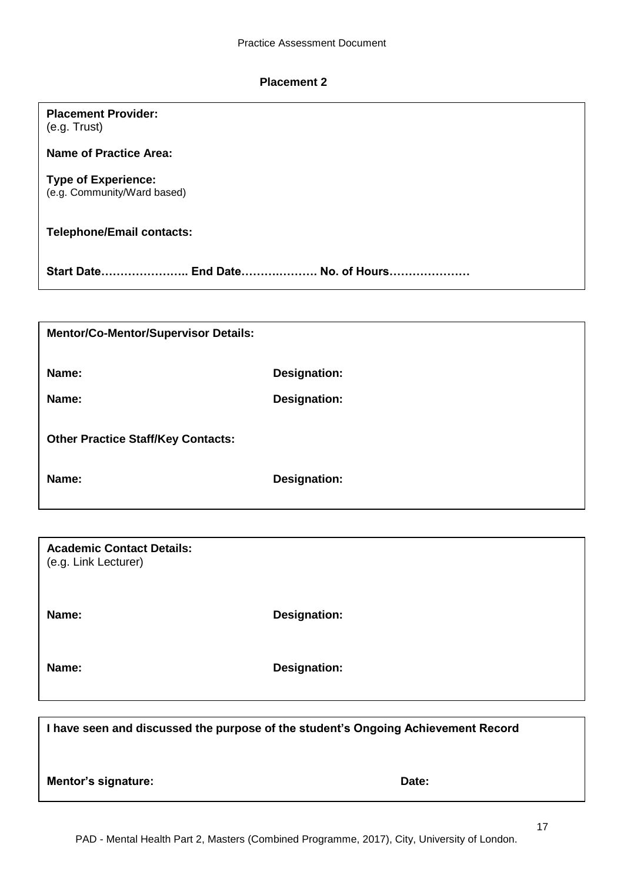## Placement 2

**Placement Provider:**
(e.g. Trust)

**Name of Practice Area:**

**Type of Experience:**
(e.g. Community/Ward based)

**Telephone/Email contacts:**

**Start Date………………….. End Date………………. No. of Hours…………………**

---

**Mentor/Co-Mentor/Supervisor Details:**

| **Name:** | **Designation:** |
|---|---|
| **Name:** | **Designation:** |

**Other Practice Staff/Key Contacts:**

| **Name:** | **Designation:** |
|---|---|

---

**Academic Contact Details:**
(e.g. Link Lecturer)

| **Name:** | **Designation:** |
|---|---|
| **Name:** | **Designation:** |

---

**I have seen and discussed the purpose of the student's Ongoing Achievement Record**

| **Mentor's signature:** | **Date:** |
|---|---|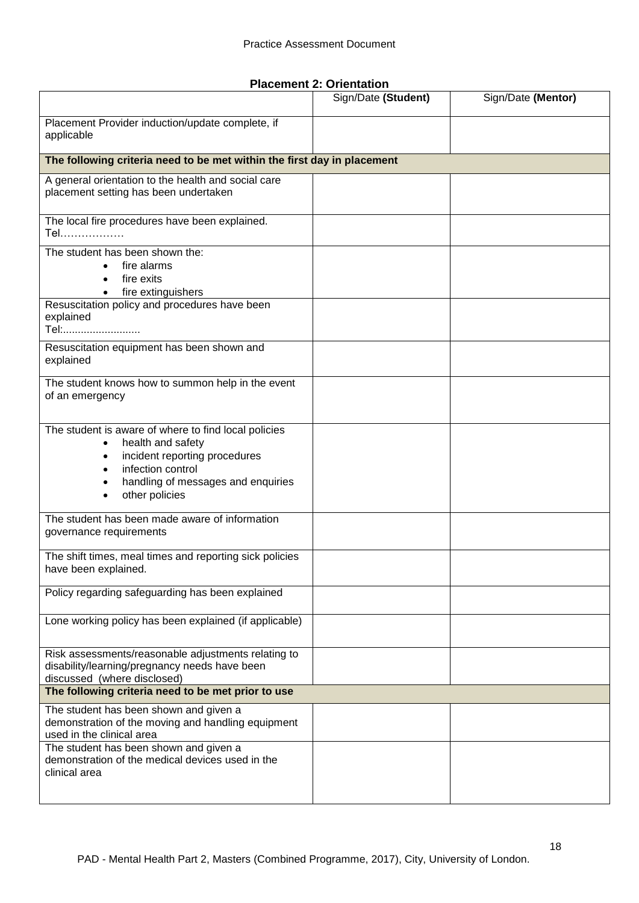## Placement 2: Orientation

| | Sign/Date **(Student)** | Sign/Date **(Mentor)** |
|---|---|---|
| Placement Provider induction/update complete, if applicable | | |
| **The following criteria need to be met within the first day in placement** | | |
| A general orientation to the health and social care placement setting has been undertaken | | |
| The local fire procedures have been explained. Tel……………… | | |
| The student has been shown the: <br>• fire alarms <br>• fire exits <br>• fire extinguishers | | |
| Resuscitation policy and procedures have been explained Tel:......................... | | |
| Resuscitation equipment has been shown and explained | | |
| The student knows how to summon help in the event of an emergency | | |
| The student is aware of where to find local policies <br>• health and safety <br>• incident reporting procedures <br>• infection control <br>• handling of messages and enquiries <br>• other policies | | |
| The student has been made aware of information governance requirements | | |
| The shift times, meal times and reporting sick policies have been explained. | | |
| Policy regarding safeguarding has been explained | | |
| Lone working policy has been explained (if applicable) | | |
| Risk assessments/reasonable adjustments relating to disability/learning/pregnancy needs have been discussed (where disclosed) | | |
| **The following criteria need to be met prior to use** | | |
| The student has been shown and given a demonstration of the moving and handling equipment used in the clinical area | | |
| The student has been shown and given a demonstration of the medical devices used in the clinical area | | |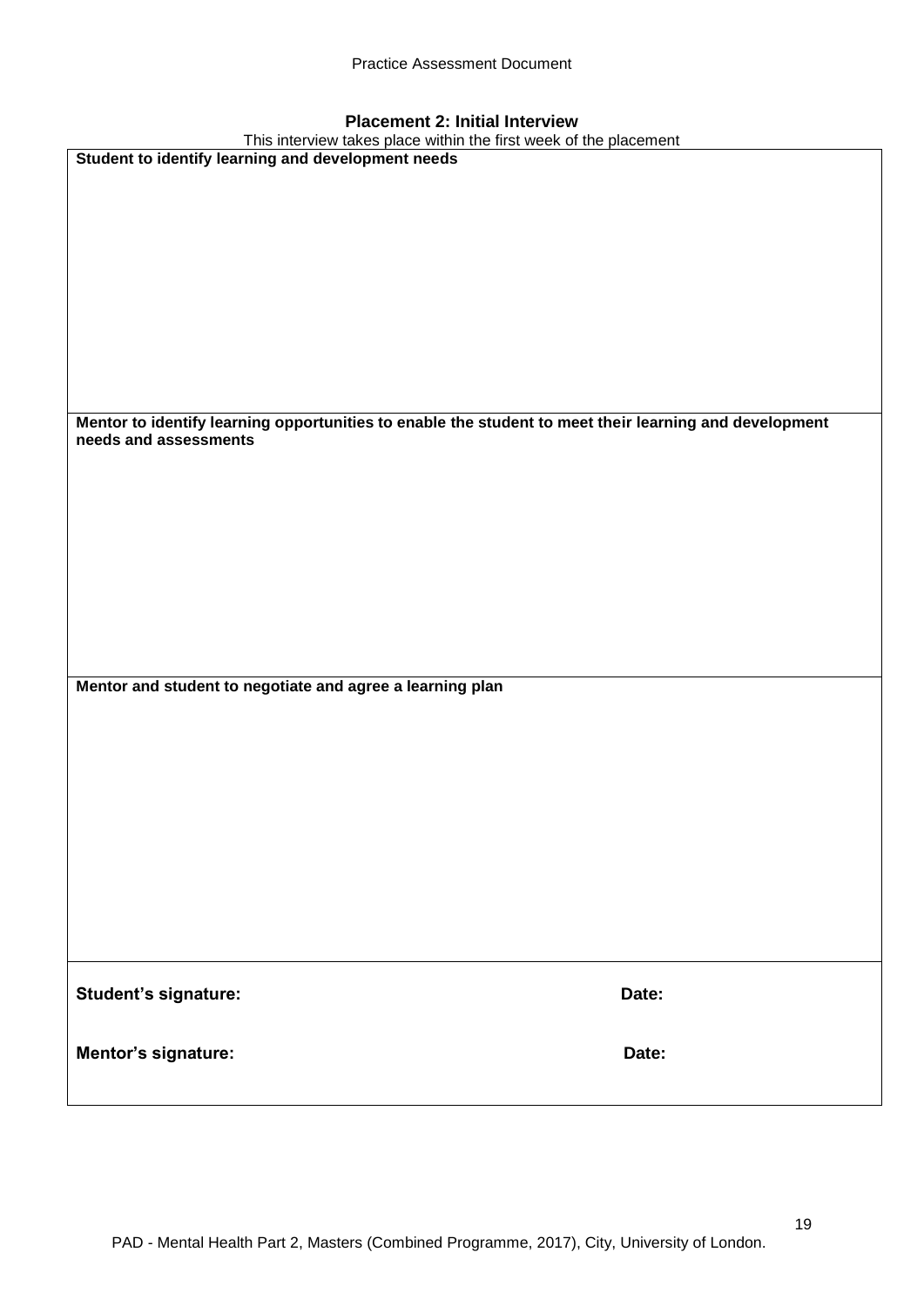## Placement 2: Initial Interview

This interview takes place within the first week of the placement

| **Student to identify learning and development needs** |
|---|
| |
| **Mentor to identify learning opportunities to enable the student to meet their learning and development needs and assessments** |
| |
| **Mentor and student to negotiate and agree a learning plan** |
| |
| **Student's signature:** **Date:** <br><br> **Mentor's signature:** **Date:** |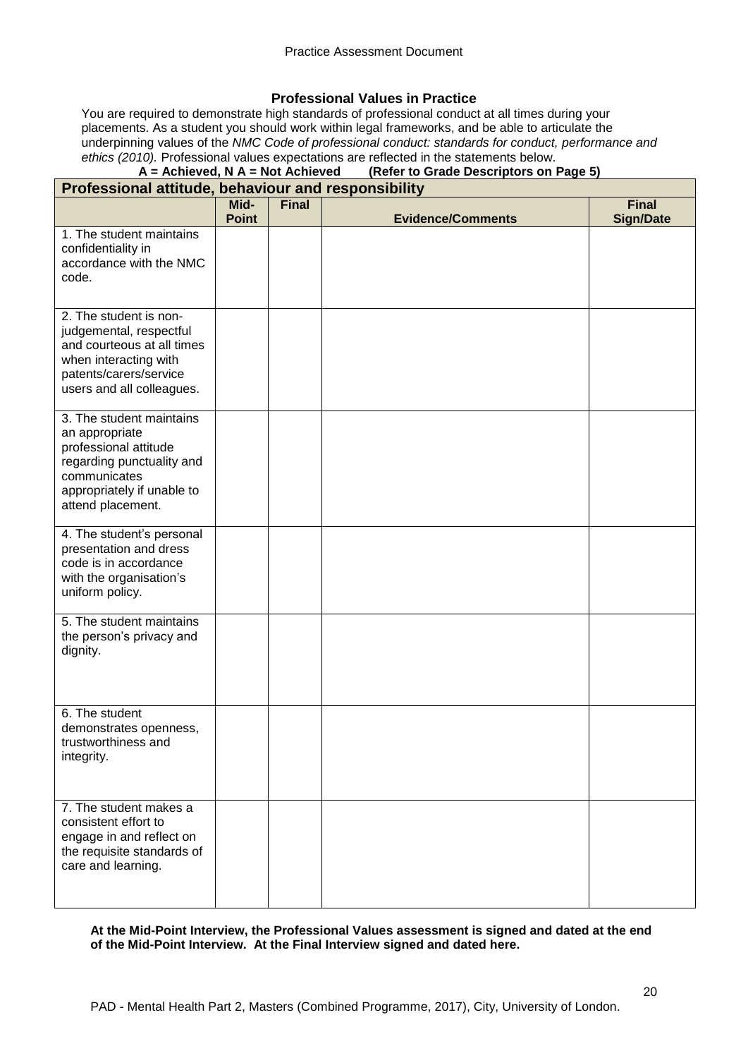## Professional Values in Practice

You are required to demonstrate high standards of professional conduct at all times during your placements. As a student you should work within legal frameworks, and be able to articulate the underpinning values of the *NMC Code of professional conduct: standards for conduct, performance and ethics (2010).* Professional values expectations are reflected in the statements below.

**A = Achieved, N A = Not Achieved (Refer to Grade Descriptors on Page 5)**

| Professional attitude, behaviour and responsibility | | | | |
|---|---|---|---|---|
| | **Mid-Point** | **Final** | **Evidence/Comments** | **Final Sign/Date** |
| 1. The student maintains confidentiality in accordance with the NMC code. | | | | |
| 2. The student is non-judgemental, respectful and courteous at all times when interacting with patents/carers/service users and all colleagues. | | | | |
| 3. The student maintains an appropriate professional attitude regarding punctuality and communicates appropriately if unable to attend placement. | | | | |
| 4. The student's personal presentation and dress code is in accordance with the organisation's uniform policy. | | | | |
| 5. The student maintains the person's privacy and dignity. | | | | |
| 6. The student demonstrates openness, trustworthiness and integrity. | | | | |
| 7. The student makes a consistent effort to engage in and reflect on the requisite standards of care and learning. | | | | |

**At the Mid-Point Interview, the Professional Values assessment is signed and dated at the end of the Mid-Point Interview. At the Final Interview signed and dated here.**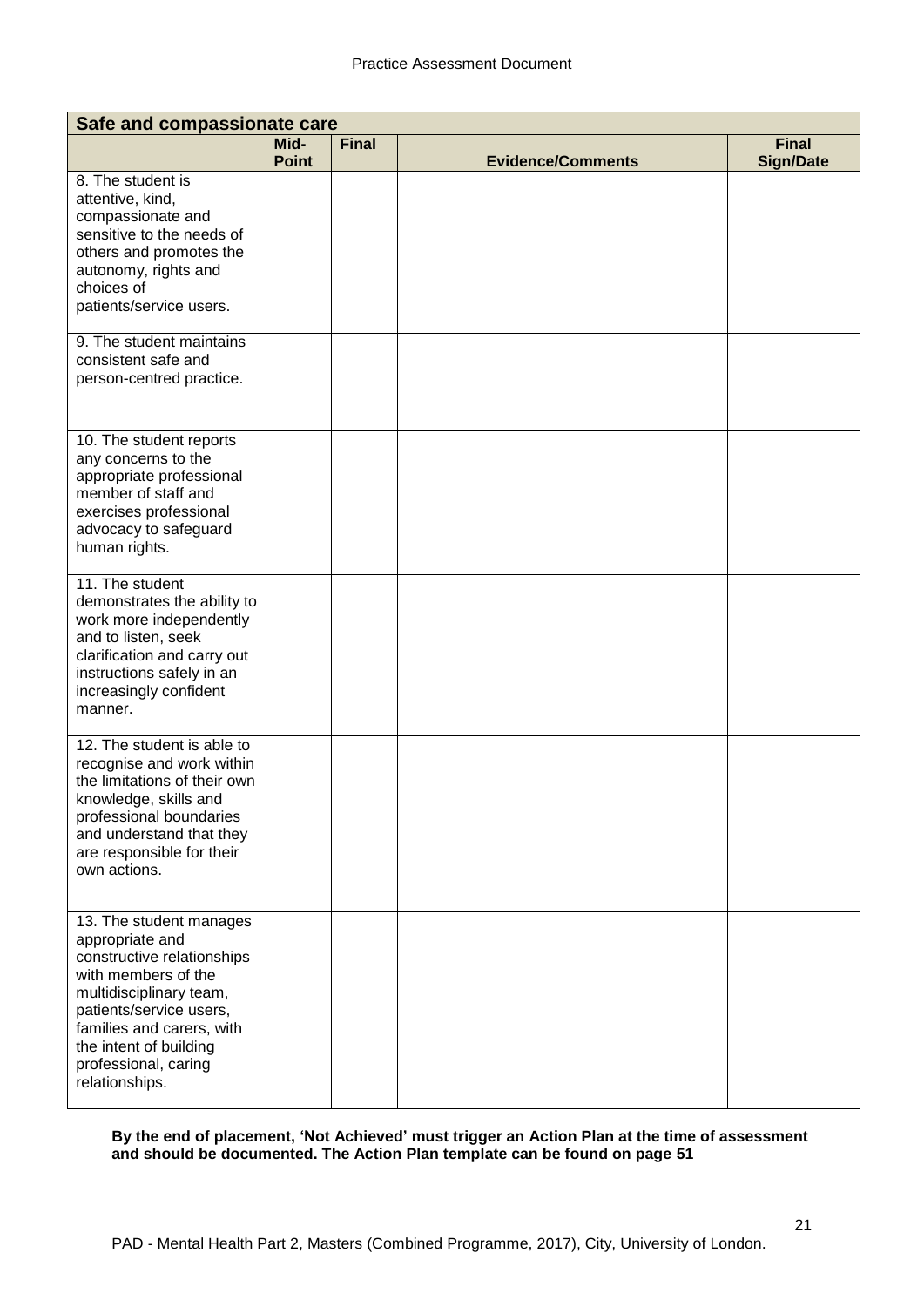| Safe and compassionate care | | | | |
|---|---|---|---|---|
| | Mid-Point | Final | Evidence/Comments | Final Sign/Date |
| 8. The student is attentive, kind, compassionate and sensitive to the needs of others and promotes the autonomy, rights and choices of patients/service users. | | | | |
| 9. The student maintains consistent safe and person-centred practice. | | | | |
| 10. The student reports any concerns to the appropriate professional member of staff and exercises professional advocacy to safeguard human rights. | | | | |
| 11. The student demonstrates the ability to work more independently and to listen, seek clarification and carry out instructions safely in an increasingly confident manner. | | | | |
| 12. The student is able to recognise and work within the limitations of their own knowledge, skills and professional boundaries and understand that they are responsible for their own actions. | | | | |
| 13. The student manages appropriate and constructive relationships with members of the multidisciplinary team, patients/service users, families and carers, with the intent of building professional, caring relationships. | | | | |

**By the end of placement, 'Not Achieved' must trigger an Action Plan at the time of assessment and should be documented. The Action Plan template can be found on page 51**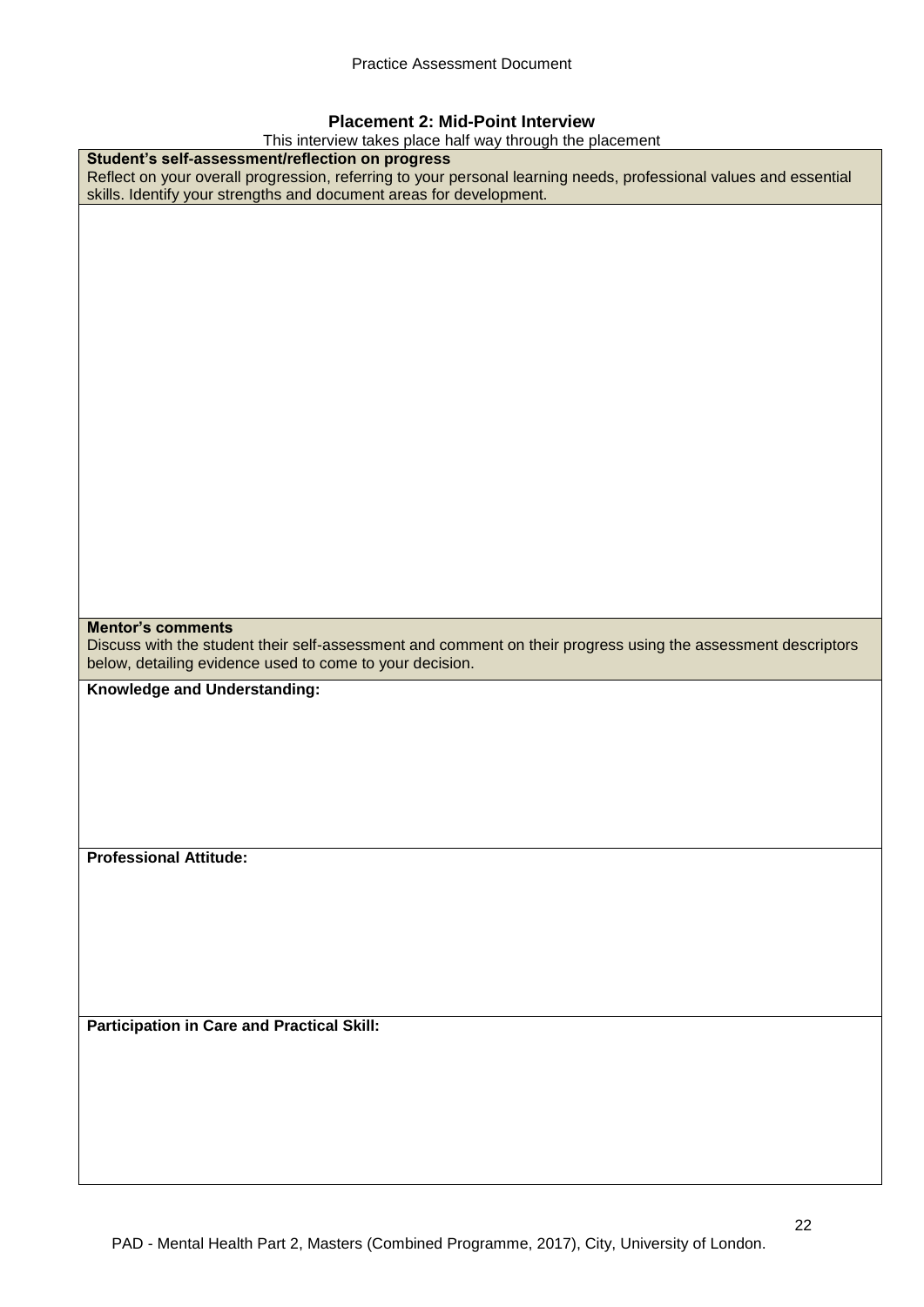## Placement 2: Mid-Point Interview

This interview takes place half way through the placement

| **Student's self-assessment/reflection on progress**<br>Reflect on your overall progression, referring to your personal learning needs, professional values and essential skills. Identify your strengths and document areas for development. |
|---|
| |
| **Mentor's comments**<br>Discuss with the student their self-assessment and comment on their progress using the assessment descriptors below, detailing evidence used to come to your decision. |
| **Knowledge and Understanding:** |
| **Professional Attitude:** |
| **Participation in Care and Practical Skill:** |

PAD - Mental Health Part 2, Masters (Combined Programme, 2017), City, University of London.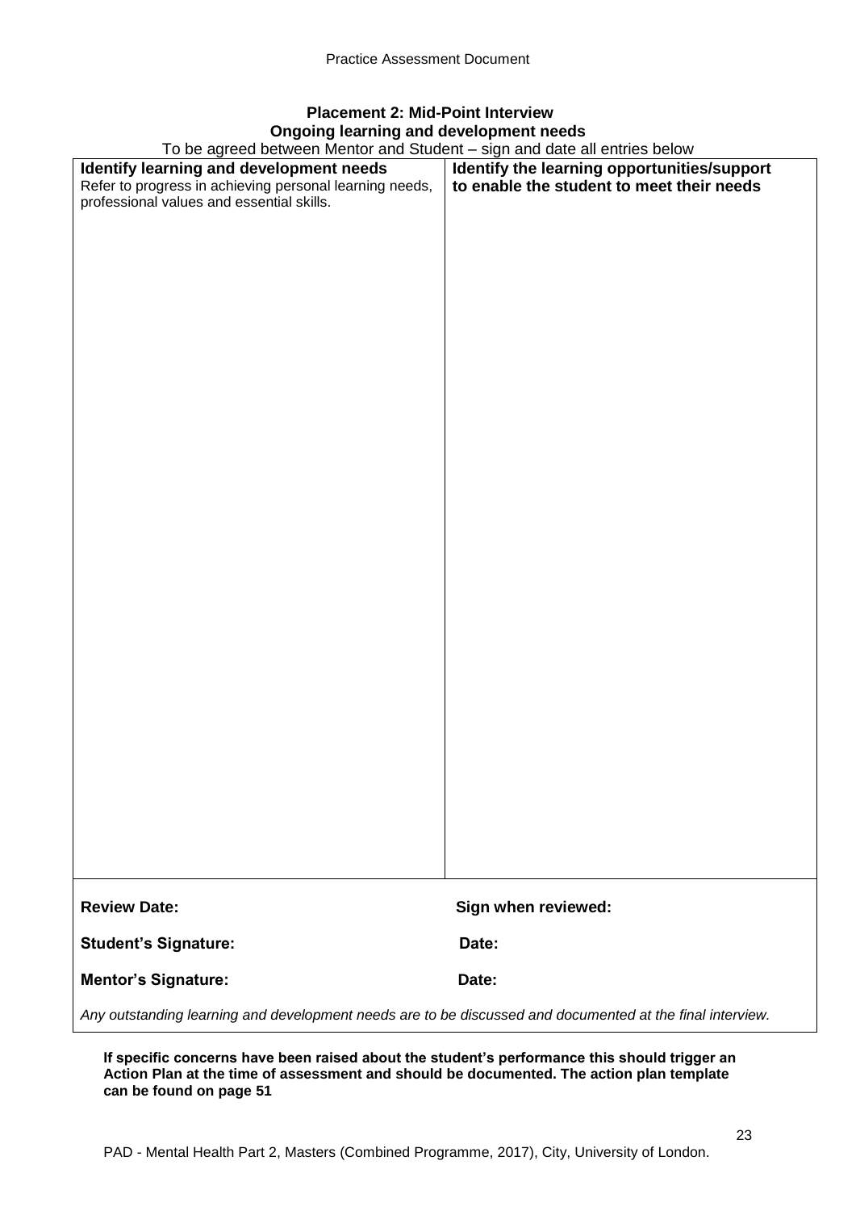## Placement 2: Mid-Point Interview
### Ongoing learning and development needs

To be agreed between Mentor and Student – sign and date all entries below

| **Identify learning and development needs**<br>Refer to progress in achieving personal learning needs, professional values and essential skills. | **Identify the learning opportunities/support to enable the student to meet their needs** |
| --- | --- |
| | |

**Review Date:** **Sign when reviewed:**

**Student's Signature:** **Date:**

**Mentor's Signature:** **Date:**

*Any outstanding learning and development needs are to be discussed and documented at the final interview.*

**If specific concerns have been raised about the student's performance this should trigger an Action Plan at the time of assessment and should be documented. The action plan template can be found on page 51**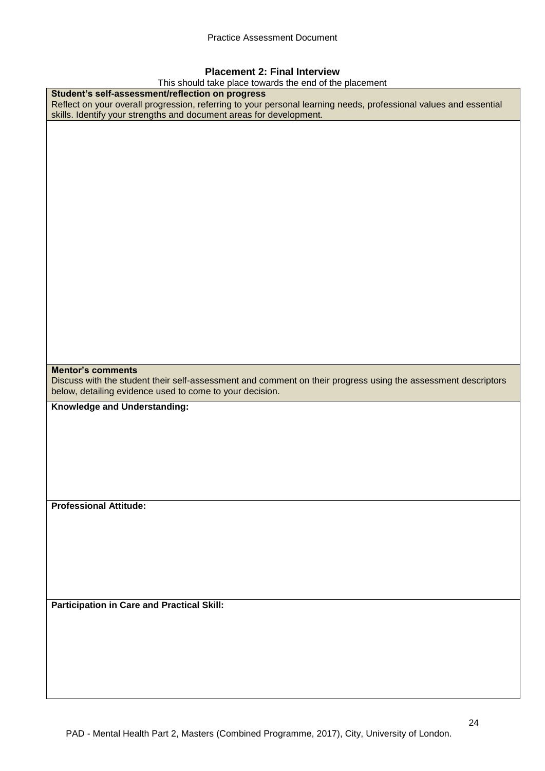## Placement 2: Final Interview

This should take place towards the end of the placement

| **Student's self-assessment/reflection on progress**<br>Reflect on your overall progression, referring to your personal learning needs, professional values and essential skills. Identify your strengths and document areas for development. |
|---|
| |
| **Mentor's comments**<br>Discuss with the student their self-assessment and comment on their progress using the assessment descriptors below, detailing evidence used to come to your decision. |
| **Knowledge and Understanding:** |
| **Professional Attitude:** |
| **Participation in Care and Practical Skill:** |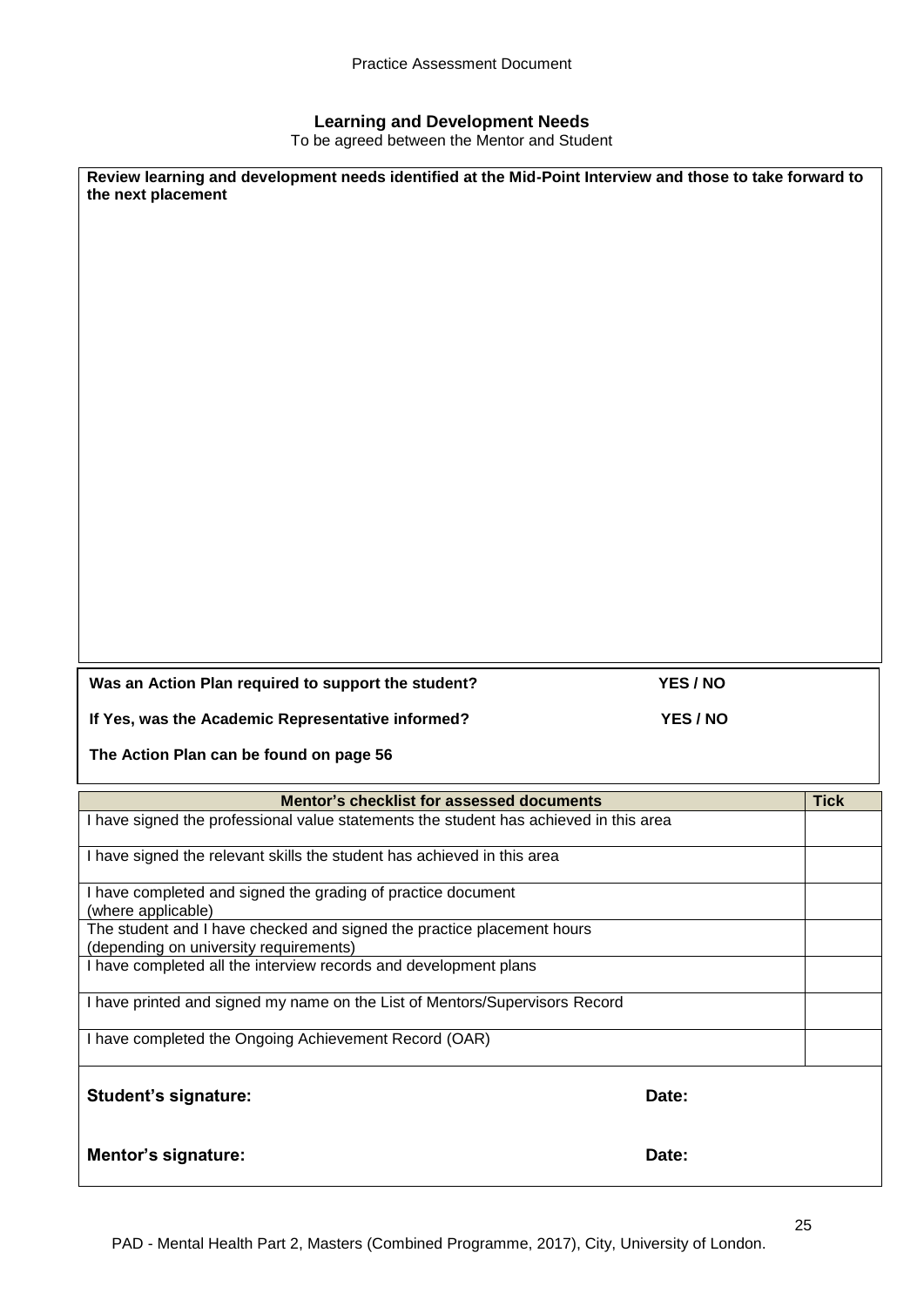## Learning and Development Needs

To be agreed between the Mentor and Student

**Review learning and development needs identified at the Mid-Point Interview and those to take forward to the next placement**

**Was an Action Plan required to support the student?** **YES / NO**

**If Yes, was the Academic Representative informed?** **YES / NO**

**The Action Plan can be found on page 56**

| Mentor's checklist for assessed documents | Tick |
|---|---|
| I have signed the professional value statements the student has achieved in this area | |
| I have signed the relevant skills the student has achieved in this area | |
| I have completed and signed the grading of practice document (where applicable) | |
| The student and I have checked and signed the practice placement hours (depending on university requirements) | |
| I have completed all the interview records and development plans | |
| I have printed and signed my name on the List of Mentors/Supervisors Record | |
| I have completed the Ongoing Achievement Record (OAR) | |

**Student's signature:** **Date:**

**Mentor's signature:** **Date:**

PAD - Mental Health Part 2, Masters (Combined Programme, 2017), City, University of London.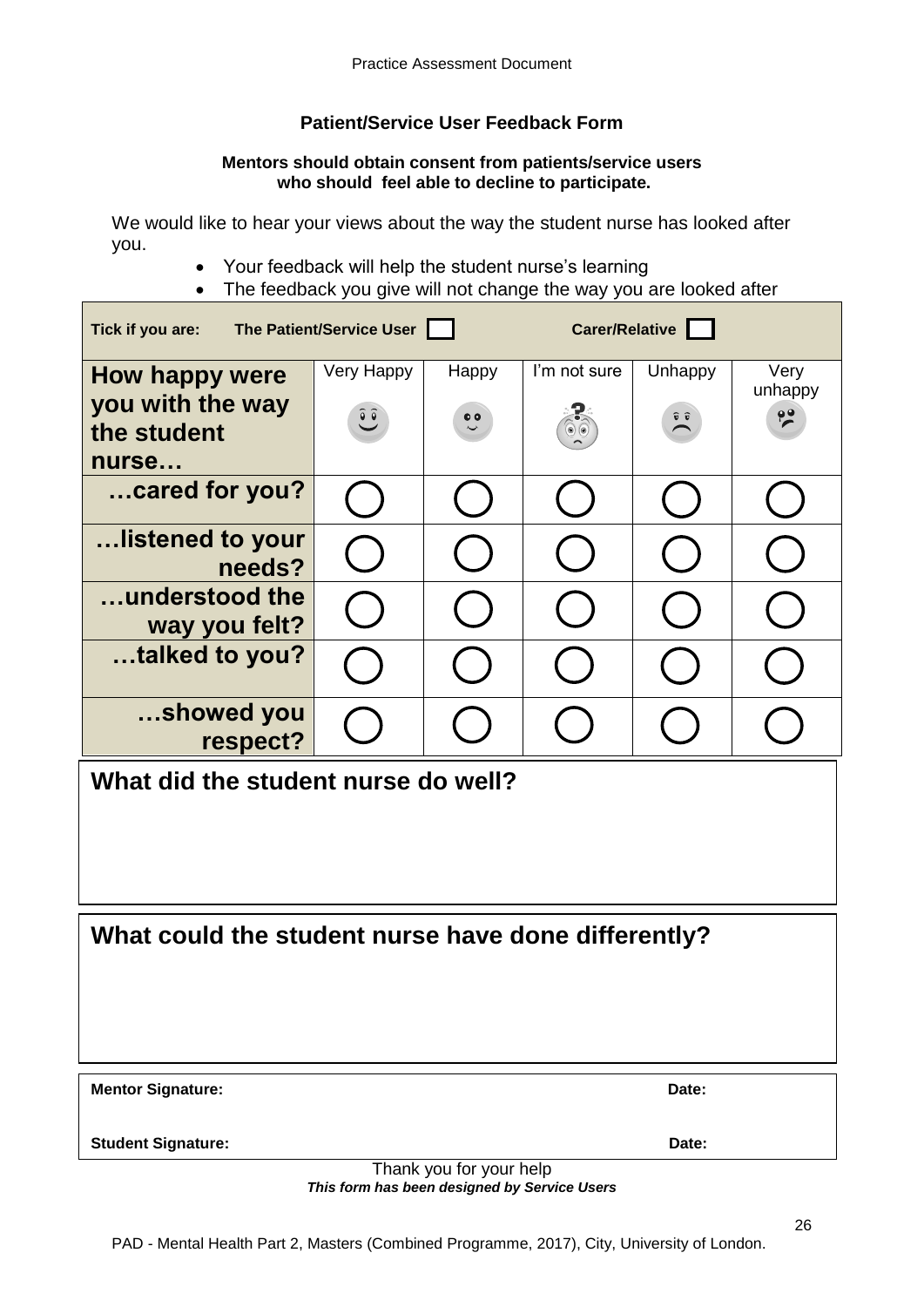## Patient/Service User Feedback Form

**Mentors should obtain consent from patients/service users who should feel able to decline to participate.**

We would like to hear your views about the way the student nurse has looked after you.

- Your feedback will help the student nurse's learning
- The feedback you give will not change the way you are looked after

**Tick if you are:** **The Patient/Service User** ☐ **Carer/Relative** ☐

| **How happy were you with the way the student nurse…** | Very Happy | Happy | I'm not sure | Unhappy | Very unhappy |
|---|---|---|---|---|---|
| **…cared for you?** | ◯ | ◯ | ◯ | ◯ | ◯ |
| **…listened to your needs?** | ◯ | ◯ | ◯ | ◯ | ◯ |
| **…understood the way you felt?** | ◯ | ◯ | ◯ | ◯ | ◯ |
| **…talked to you?** | ◯ | ◯ | ◯ | ◯ | ◯ |
| **…showed you respect?** | ◯ | ◯ | ◯ | ◯ | ◯ |

### What did the student nurse do well?

### What could the student nurse have done differently?

**Mentor Signature:** **Date:**

**Student Signature:** **Date:**

Thank you for your help

***This form has been designed by Service Users***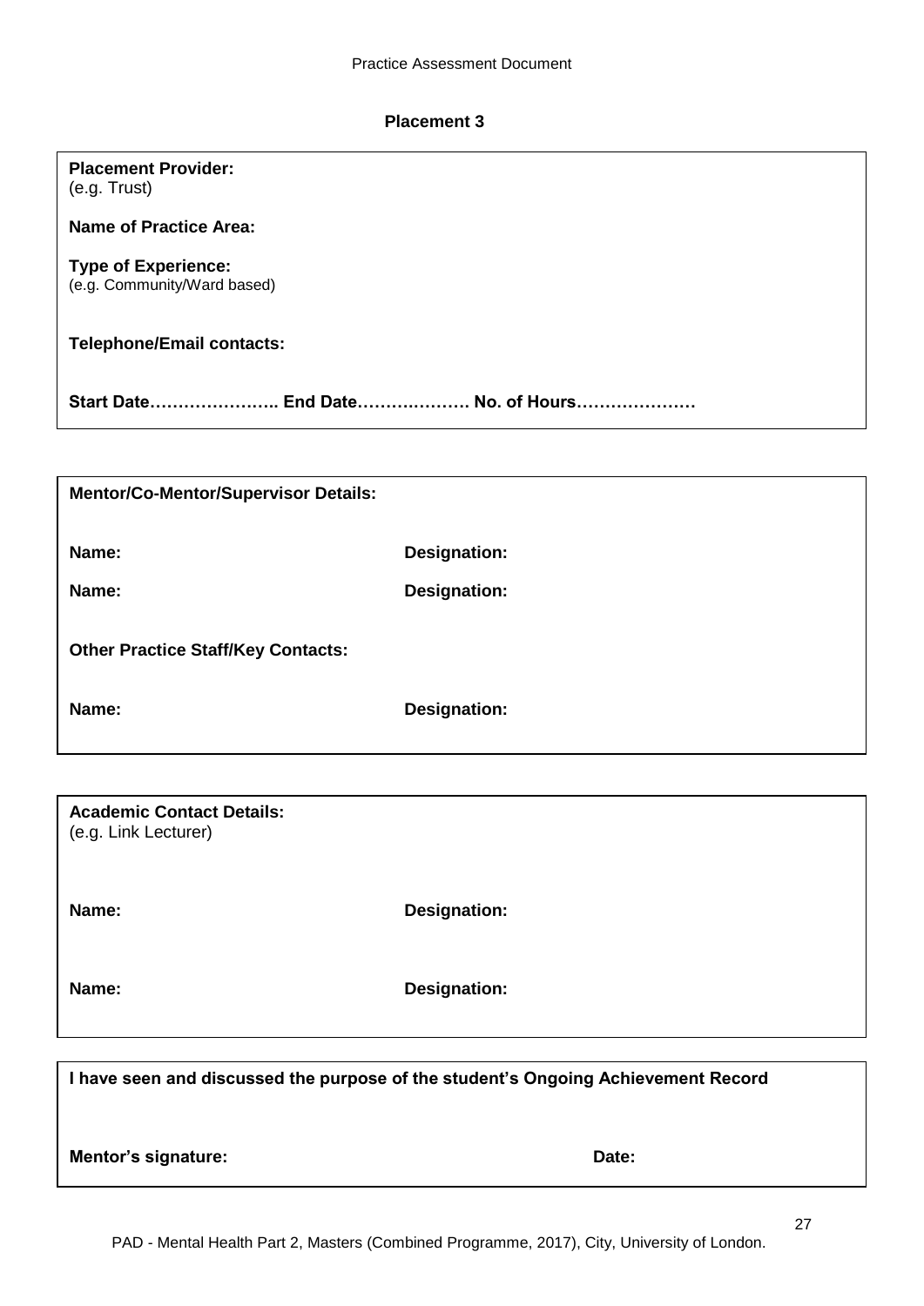## Placement 3

**Placement Provider:**
(e.g. Trust)

**Name of Practice Area:**

**Type of Experience:**
(e.g. Community/Ward based)

**Telephone/Email contacts:**

**Start Date………………….. End Date………………. No. of Hours…………………**

---

**Mentor/Co-Mentor/Supervisor Details:**

| | |
|---|---|
| **Name:** | **Designation:** |
| **Name:** | **Designation:** |

**Other Practice Staff/Key Contacts:**

| | |
|---|---|
| **Name:** | **Designation:** |

---

**Academic Contact Details:**
(e.g. Link Lecturer)

| | |
|---|---|
| **Name:** | **Designation:** |
| **Name:** | **Designation:** |

---

**I have seen and discussed the purpose of the student's Ongoing Achievement Record**

| | |
|---|---|
| **Mentor's signature:** | **Date:** |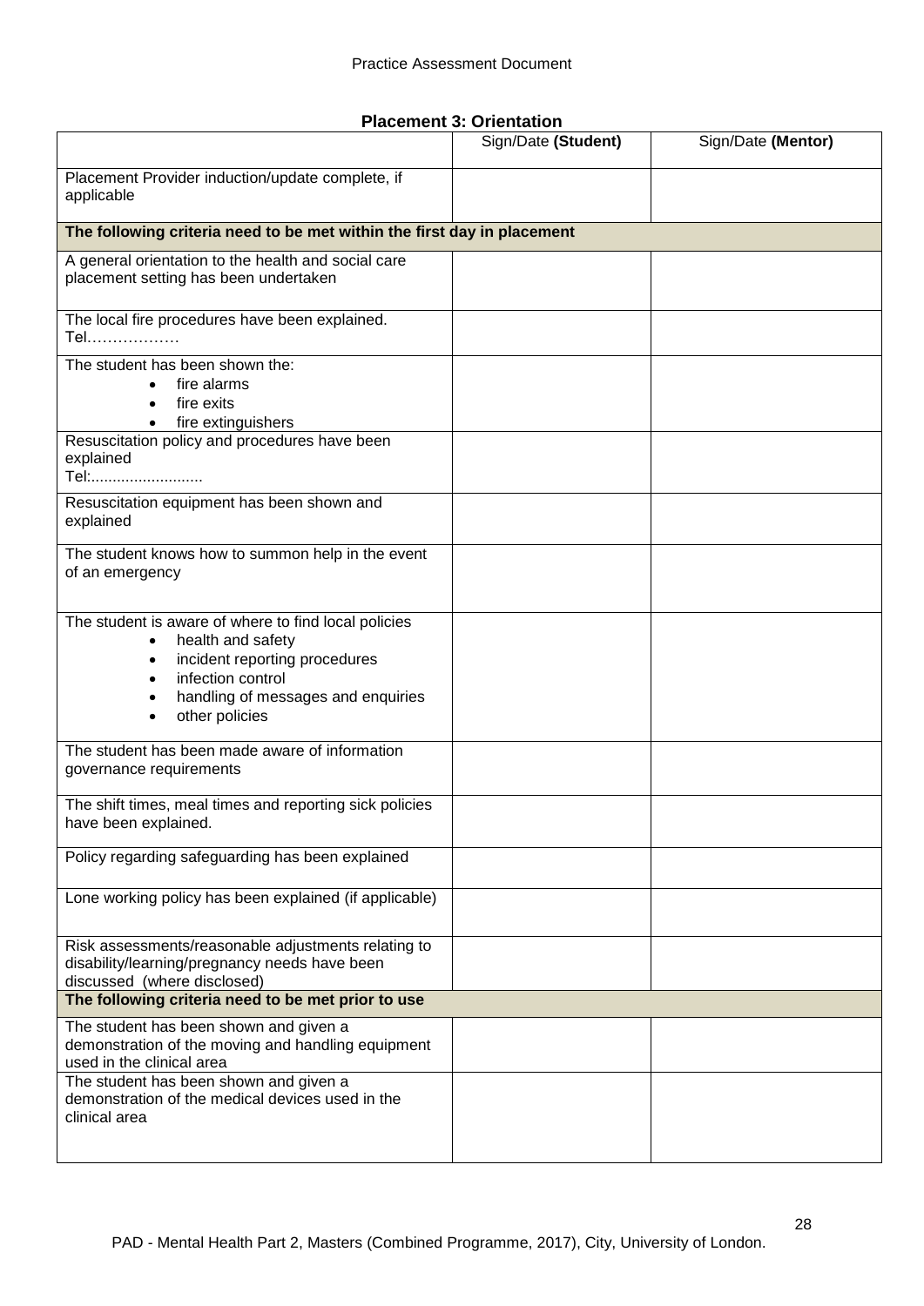## Placement 3: Orientation

| | Sign/Date **(Student)** | Sign/Date **(Mentor)** |
|---|---|---|
| Placement Provider induction/update complete, if applicable | | |
| **The following criteria need to be met within the first day in placement** | | |
| A general orientation to the health and social care placement setting has been undertaken | | |
| The local fire procedures have been explained. Tel……………… | | |
| The student has been shown the: • fire alarms • fire exits • fire extinguishers | | |
| Resuscitation policy and procedures have been explained Tel:......................... | | |
| Resuscitation equipment has been shown and explained | | |
| The student knows how to summon help in the event of an emergency | | |
| The student is aware of where to find local policies • health and safety • incident reporting procedures • infection control • handling of messages and enquiries • other policies | | |
| The student has been made aware of information governance requirements | | |
| The shift times, meal times and reporting sick policies have been explained. | | |
| Policy regarding safeguarding has been explained | | |
| Lone working policy has been explained (if applicable) | | |
| Risk assessments/reasonable adjustments relating to disability/learning/pregnancy needs have been discussed (where disclosed) | | |
| **The following criteria need to be met prior to use** | | |
| The student has been shown and given a demonstration of the moving and handling equipment used in the clinical area | | |
| The student has been shown and given a demonstration of the medical devices used in the clinical area | | |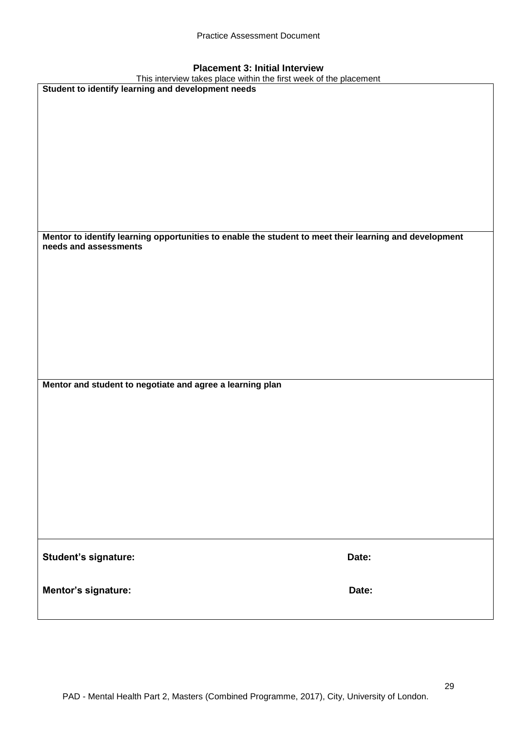## Placement 3: Initial Interview

This interview takes place within the first week of the placement

| **Student to identify learning and development needs** |
| --- |
| |
| **Mentor to identify learning opportunities to enable the student to meet their learning and development needs and assessments** |
| |
| **Mentor and student to negotiate and agree a learning plan** |
| |
| **Student's signature:** &nbsp;&nbsp;&nbsp;&nbsp;&nbsp;&nbsp;&nbsp;&nbsp; **Date:** |
| **Mentor's signature:** &nbsp;&nbsp;&nbsp;&nbsp;&nbsp;&nbsp;&nbsp;&nbsp; **Date:** |

PAD - Mental Health Part 2, Masters (Combined Programme, 2017), City, University of London.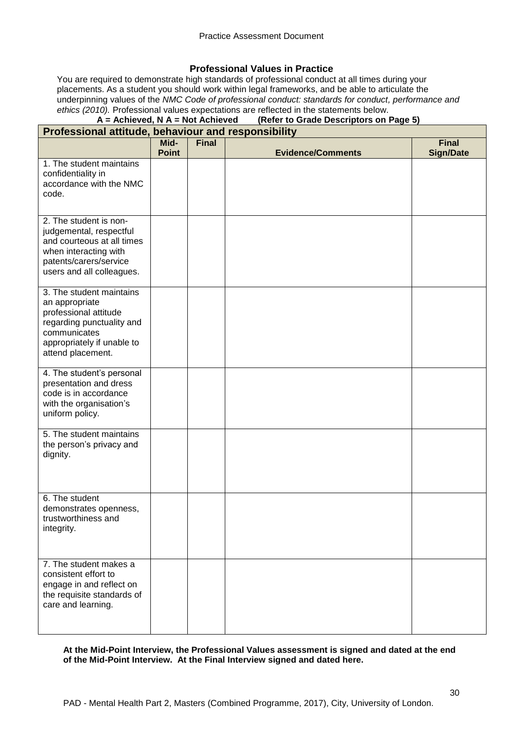## Professional Values in Practice

You are required to demonstrate high standards of professional conduct at all times during your placements. As a student you should work within legal frameworks, and be able to articulate the underpinning values of the *NMC Code of professional conduct: standards for conduct, performance and ethics (2010).* Professional values expectations are reflected in the statements below.

**A = Achieved, N A = Not Achieved (Refer to Grade Descriptors on Page 5)**

| Professional attitude, behaviour and responsibility | | | | |
|---|---|---|---|---|
| | **Mid-Point** | **Final** | **Evidence/Comments** | **Final Sign/Date** |
| 1. The student maintains confidentiality in accordance with the NMC code. | | | | |
| 2. The student is non-judgemental, respectful and courteous at all times when interacting with patents/carers/service users and all colleagues. | | | | |
| 3. The student maintains an appropriate professional attitude regarding punctuality and communicates appropriately if unable to attend placement. | | | | |
| 4. The student's personal presentation and dress code is in accordance with the organisation's uniform policy. | | | | |
| 5. The student maintains the person's privacy and dignity. | | | | |
| 6. The student demonstrates openness, trustworthiness and integrity. | | | | |
| 7. The student makes a consistent effort to engage in and reflect on the requisite standards of care and learning. | | | | |

**At the Mid-Point Interview, the Professional Values assessment is signed and dated at the end of the Mid-Point Interview. At the Final Interview signed and dated here.**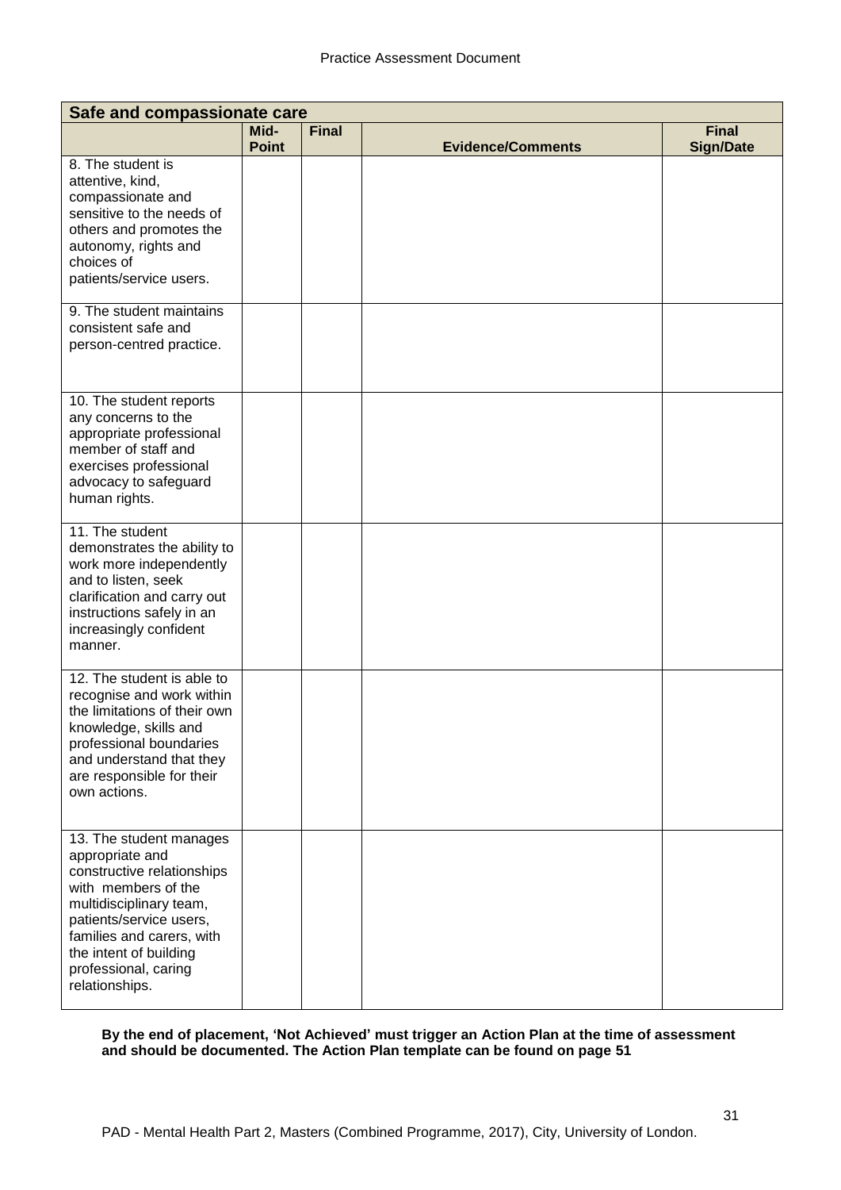| Safe and compassionate care | | | | |
|---|---|---|---|---|
| | Mid-Point | Final | Evidence/Comments | Final Sign/Date |
| 8. The student is attentive, kind, compassionate and sensitive to the needs of others and promotes the autonomy, rights and choices of patients/service users. | | | | |
| 9. The student maintains consistent safe and person-centred practice. | | | | |
| 10. The student reports any concerns to the appropriate professional member of staff and exercises professional advocacy to safeguard human rights. | | | | |
| 11. The student demonstrates the ability to work more independently and to listen, seek clarification and carry out instructions safely in an increasingly confident manner. | | | | |
| 12. The student is able to recognise and work within the limitations of their own knowledge, skills and professional boundaries and understand that they are responsible for their own actions. | | | | |
| 13. The student manages appropriate and constructive relationships with members of the multidisciplinary team, patients/service users, families and carers, with the intent of building professional, caring relationships. | | | | |

**By the end of placement, 'Not Achieved' must trigger an Action Plan at the time of assessment and should be documented. The Action Plan template can be found on page 51**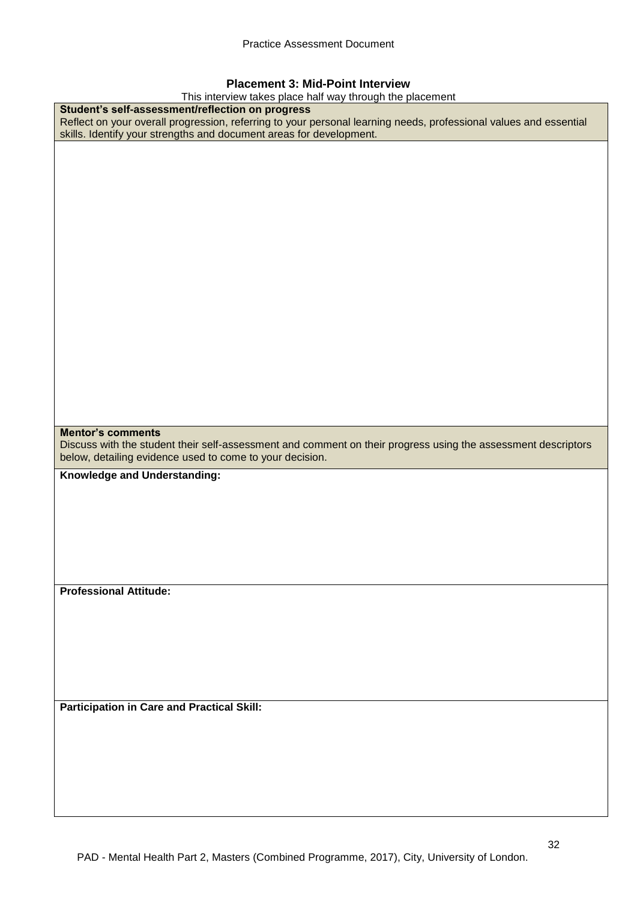## Placement 3: Mid-Point Interview

This interview takes place half way through the placement

| **Student's self-assessment/reflection on progress**<br>Reflect on your overall progression, referring to your personal learning needs, professional values and essential skills. Identify your strengths and document areas for development. |
|---|
| |
| **Mentor's comments**<br>Discuss with the student their self-assessment and comment on their progress using the assessment descriptors below, detailing evidence used to come to your decision. |
| **Knowledge and Understanding:** |
| **Professional Attitude:** |
| **Participation in Care and Practical Skill:** |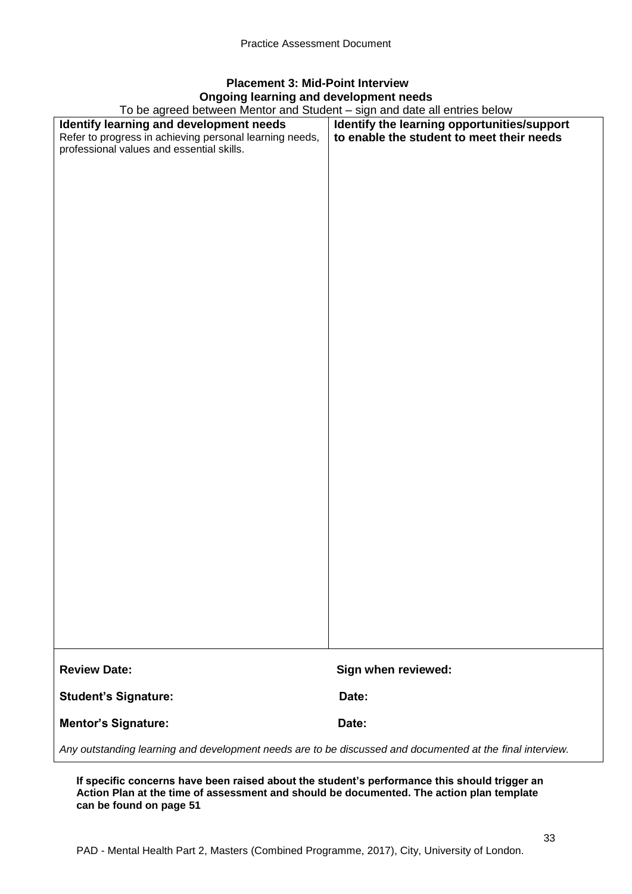## Placement 3: Mid-Point Interview

### Ongoing learning and development needs

To be agreed between Mentor and Student – sign and date all entries below

| **Identify learning and development needs**<br>Refer to progress in achieving personal learning needs, professional values and essential skills. | **Identify the learning opportunities/support to enable the student to meet their needs** |
|---|---|
| | |

**Review Date:** **Sign when reviewed:**

**Student's Signature:** **Date:**

**Mentor's Signature:** **Date:**

*Any outstanding learning and development needs are to be discussed and documented at the final interview.*

**If specific concerns have been raised about the student's performance this should trigger an Action Plan at the time of assessment and should be documented. The action plan template can be found on page 51**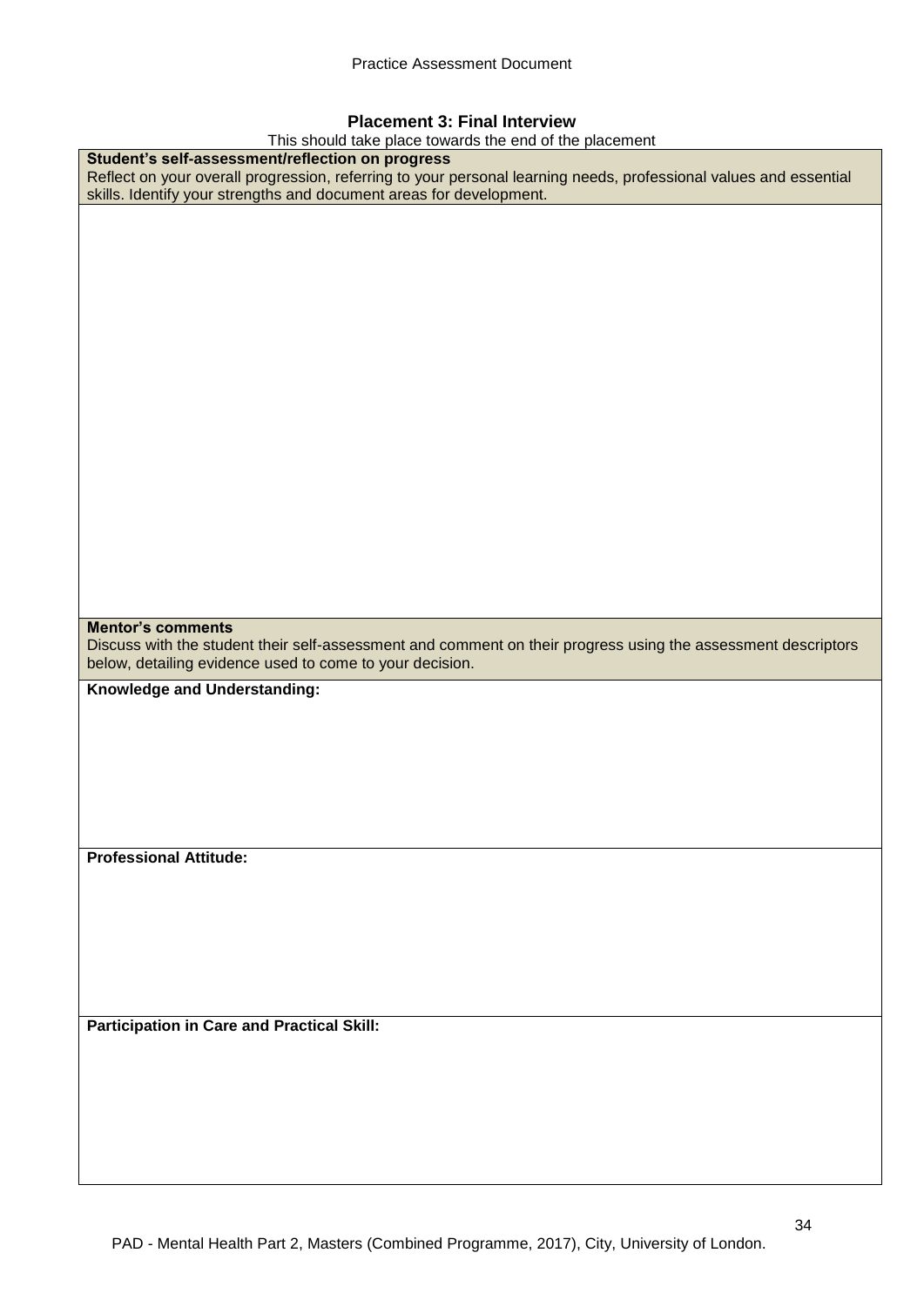## Placement 3: Final Interview

This should take place towards the end of the placement

| **Student's self-assessment/reflection on progress**<br>Reflect on your overall progression, referring to your personal learning needs, professional values and essential skills. Identify your strengths and document areas for development. |
|---|
| |
| **Mentor's comments**<br>Discuss with the student their self-assessment and comment on their progress using the assessment descriptors below, detailing evidence used to come to your decision. |
| **Knowledge and Understanding:** |
| **Professional Attitude:** |
| **Participation in Care and Practical Skill:** |

PAD - Mental Health Part 2, Masters (Combined Programme, 2017), City, University of London.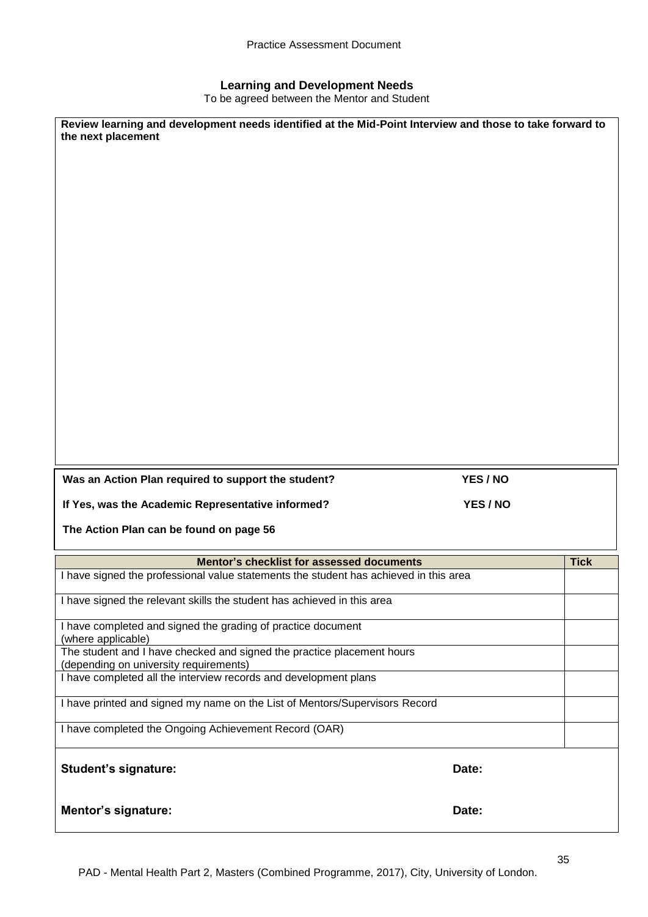## Learning and Development Needs

To be agreed between the Mentor and Student

**Review learning and development needs identified at the Mid-Point Interview and those to take forward to the next placement**

**Was an Action Plan required to support the student?** **YES / NO**

**If Yes, was the Academic Representative informed?** **YES / NO**

**The Action Plan can be found on page 56**

| Mentor's checklist for assessed documents | Tick |
|---|---|
| I have signed the professional value statements the student has achieved in this area | |
| I have signed the relevant skills the student has achieved in this area | |
| I have completed and signed the grading of practice document (where applicable) | |
| The student and I have checked and signed the practice placement hours (depending on university requirements) | |
| I have completed all the interview records and development plans | |
| I have printed and signed my name on the List of Mentors/Supervisors Record | |
| I have completed the Ongoing Achievement Record (OAR) | |

**Student's signature:** **Date:**

**Mentor's signature:** **Date:**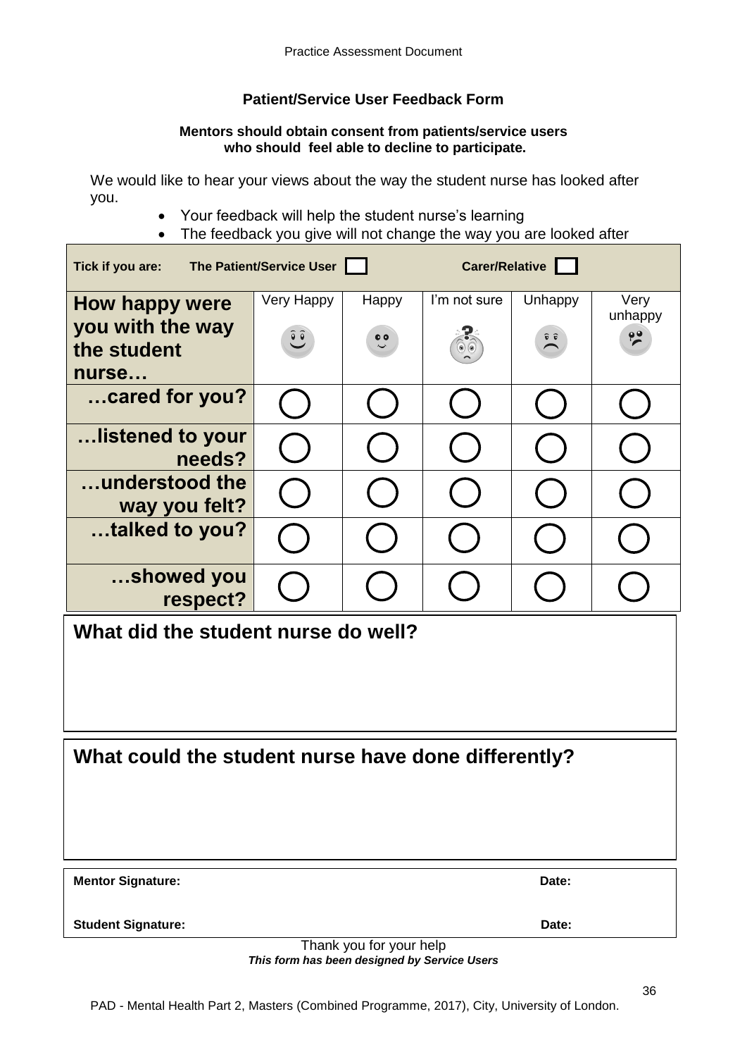## Patient/Service User Feedback Form

**Mentors should obtain consent from patients/service users who should feel able to decline to participate.**

We would like to hear your views about the way the student nurse has looked after you.

- Your feedback will help the student nurse's learning
- The feedback you give will not change the way you are looked after

**Tick if you are:** **The Patient/Service User** ☐ **Carer/Relative** ☐

| **How happy were you with the way the student nurse…** | Very Happy | Happy | I'm not sure | Unhappy | Very unhappy |
|---|---|---|---|---|---|
| **…cared for you?** | ○ | ○ | ○ | ○ | ○ |
| **…listened to your needs?** | ○ | ○ | ○ | ○ | ○ |
| **…understood the way you felt?** | ○ | ○ | ○ | ○ | ○ |
| **…talked to you?** | ○ | ○ | ○ | ○ | ○ |
| **…showed you respect?** | ○ | ○ | ○ | ○ | ○ |

### What did the student nurse do well?

### What could the student nurse have done differently?

**Mentor Signature:** **Date:**

**Student Signature:** **Date:**

Thank you for your help

***This form has been designed by Service Users***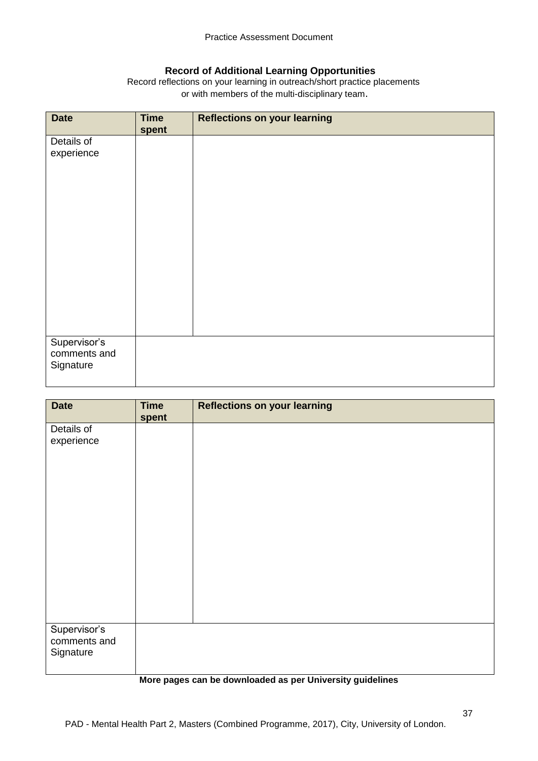### Record of Additional Learning Opportunities

Record reflections on your learning in outreach/short practice placements or with members of the multi-disciplinary team.

| Date | Time spent | Reflections on your learning |
|---|---|---|
| Details of experience | | |
| Supervisor's comments and Signature | | |

| Date | Time spent | Reflections on your learning |
|---|---|---|
| Details of experience | | |
| Supervisor's comments and Signature | | |

**More pages can be downloaded as per University guidelines**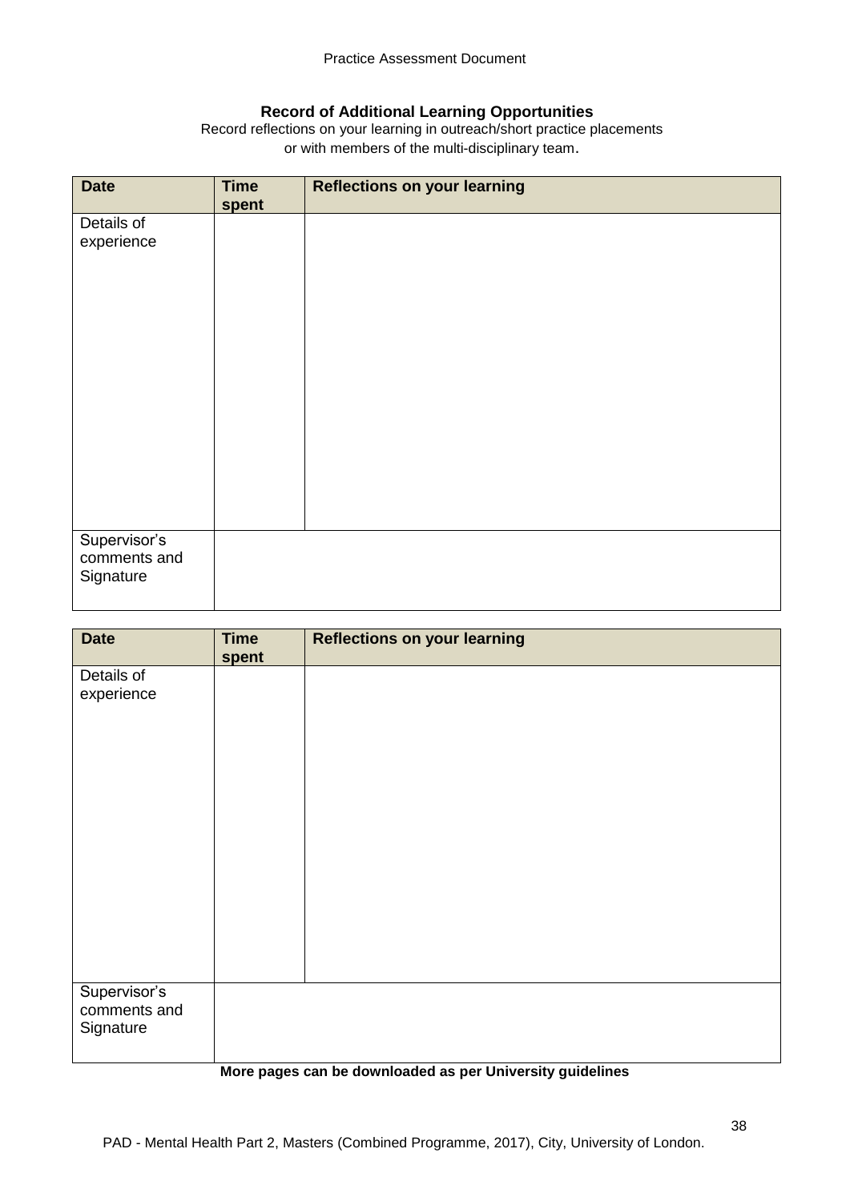## Record of Additional Learning Opportunities

Record reflections on your learning in outreach/short practice placements or with members of the multi-disciplinary team.

| Date | Time spent | Reflections on your learning |
|---|---|---|
| Details of experience | | |
| Supervisor's comments and Signature | | |

| Date | Time spent | Reflections on your learning |
|---|---|---|
| Details of experience | | |
| Supervisor's comments and Signature | | |

**More pages can be downloaded as per University guidelines**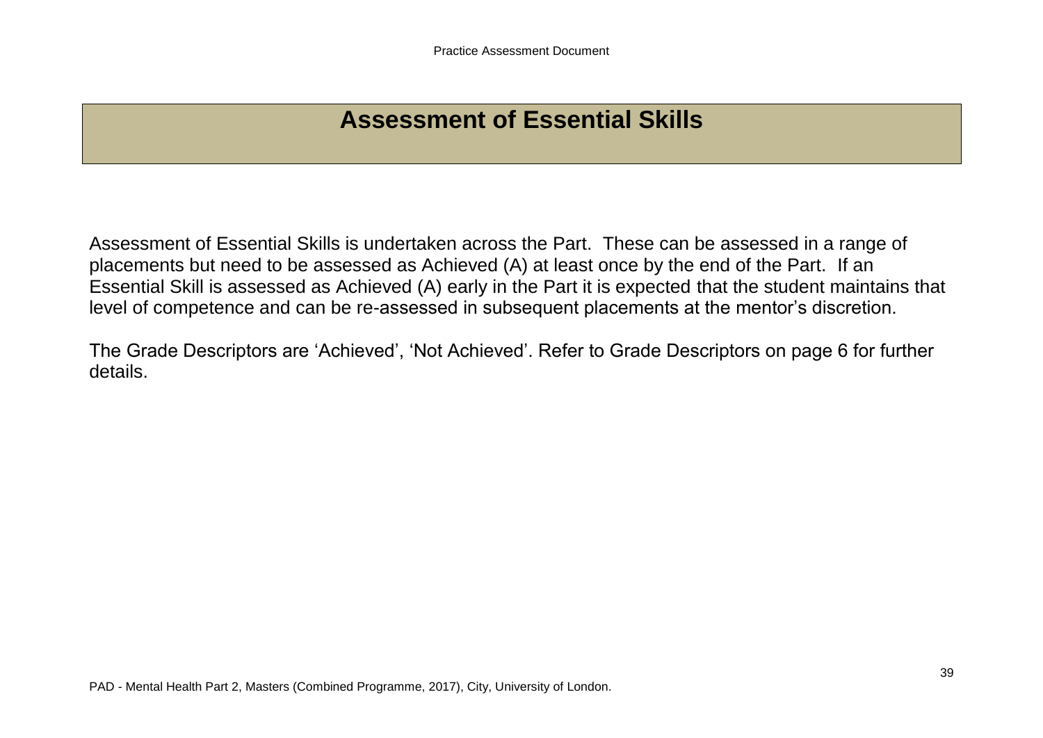# Assessment of Essential Skills

Assessment of Essential Skills is undertaken across the Part. These can be assessed in a range of placements but need to be assessed as Achieved (A) at least once by the end of the Part. If an Essential Skill is assessed as Achieved (A) early in the Part it is expected that the student maintains that level of competence and can be re-assessed in subsequent placements at the mentor's discretion.

The Grade Descriptors are 'Achieved', 'Not Achieved'. Refer to Grade Descriptors on page 6 for further details.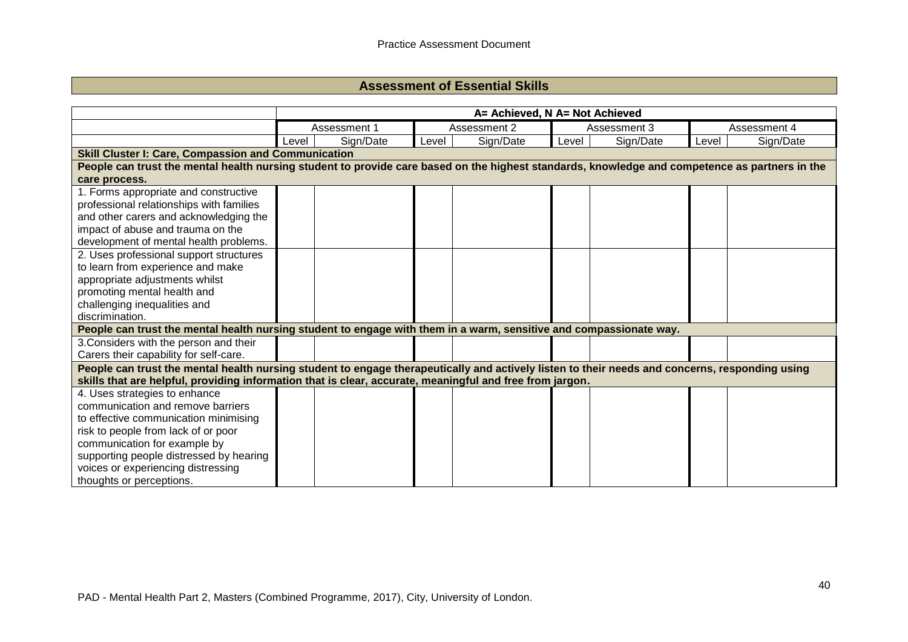## Assessment of Essential Skills

| | A= Achieved, N A= Not Achieved | | | | | | | |
|---|---|---|---|---|---|---|---|---|
| | Assessment 1 | | Assessment 2 | | Assessment 3 | | Assessment 4 | |
| | Level | Sign/Date | Level | Sign/Date | Level | Sign/Date | Level | Sign/Date |
| **Skill Cluster I: Care, Compassion and Communication** | | | | | | | | |
| **People can trust the mental health nursing student to provide care based on the highest standards, knowledge and competence as partners in the care process.** | | | | | | | | |
| 1. Forms appropriate and constructive professional relationships with families and other carers and acknowledging the impact of abuse and trauma on the development of mental health problems. | | | | | | | | |
| 2. Uses professional support structures to learn from experience and make appropriate adjustments whilst promoting mental health and challenging inequalities and discrimination. | | | | | | | | |
| **People can trust the mental health nursing student to engage with them in a warm, sensitive and compassionate way.** | | | | | | | | |
| 3.Considers with the person and their Carers their capability for self-care. | | | | | | | | |
| **People can trust the mental health nursing student to engage therapeutically and actively listen to their needs and concerns, responding using skills that are helpful, providing information that is clear, accurate, meaningful and free from jargon.** | | | | | | | | |
| 4. Uses strategies to enhance communication and remove barriers to effective communication minimising risk to people from lack of or poor communication for example by supporting people distressed by hearing voices or experiencing distressing thoughts or perceptions. | | | | | | | | |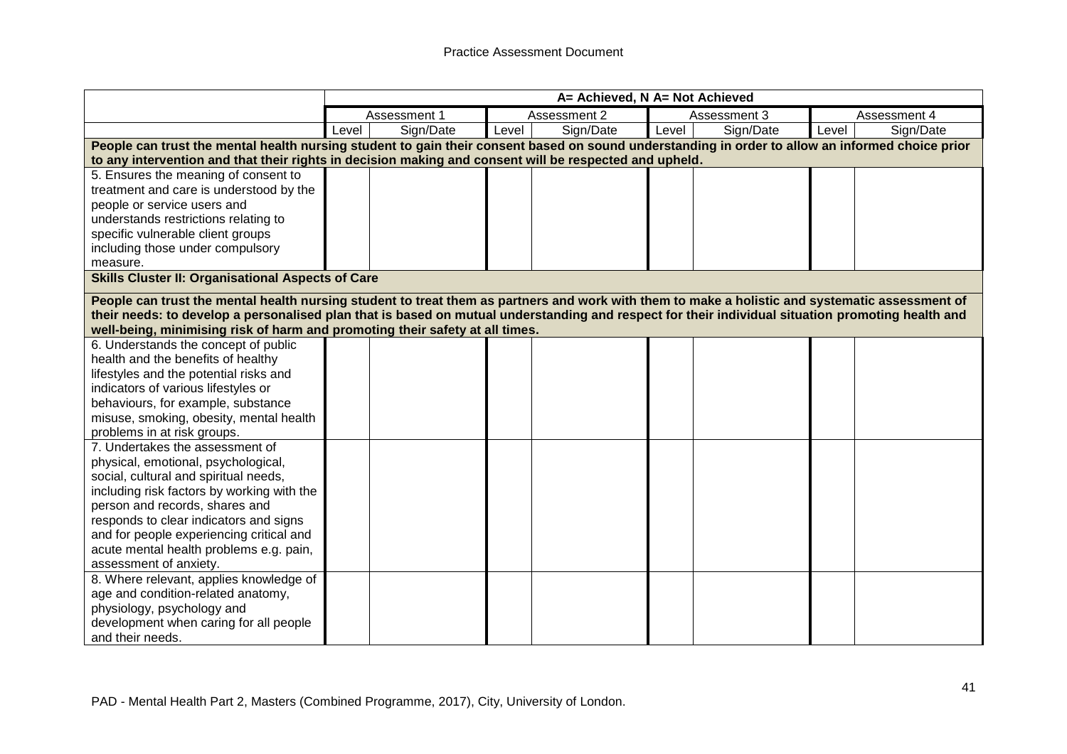| | A= Achieved, N A= Not Achieved | | | | | | | |
|---|---|---|---|---|---|---|---|---|
| | Assessment 1 | | Assessment 2 | | Assessment 3 | | Assessment 4 | |
| | Level | Sign/Date | Level | Sign/Date | Level | Sign/Date | Level | Sign/Date |
| **People can trust the mental health nursing student to gain their consent based on sound understanding in order to allow an informed choice prior to any intervention and that their rights in decision making and consent will be respected and upheld.** | | | | | | | | |
| 5. Ensures the meaning of consent to treatment and care is understood by the people or service users and understands restrictions relating to specific vulnerable client groups including those under compulsory measure. | | | | | | | | |
| **Skills Cluster II: Organisational Aspects of Care** | | | | | | | | |
| **People can trust the mental health nursing student to treat them as partners and work with them to make a holistic and systematic assessment of their needs: to develop a personalised plan that is based on mutual understanding and respect for their individual situation promoting health and well-being, minimising risk of harm and promoting their safety at all times.** | | | | | | | | |
| 6. Understands the concept of public health and the benefits of healthy lifestyles and the potential risks and indicators of various lifestyles or behaviours, for example, substance misuse, smoking, obesity, mental health problems in at risk groups. | | | | | | | | |
| 7. Undertakes the assessment of physical, emotional, psychological, social, cultural and spiritual needs, including risk factors by working with the person and records, shares and responds to clear indicators and signs and for people experiencing critical and acute mental health problems e.g. pain, assessment of anxiety. | | | | | | | | |
| 8. Where relevant, applies knowledge of age and condition-related anatomy, physiology, psychology and development when caring for all people and their needs. | | | | | | | | |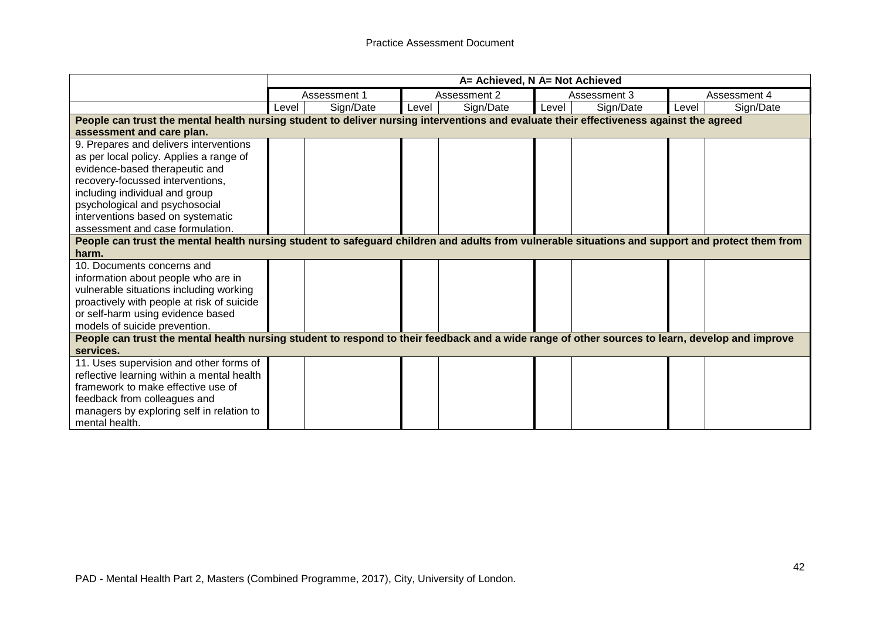| | A= Achieved, N A= Not Achieved | | | | | | | |
|---|---|---|---|---|---|---|---|---|
| | Assessment 1 | | Assessment 2 | | Assessment 3 | | Assessment 4 | |
| | Level | Sign/Date | Level | Sign/Date | Level | Sign/Date | Level | Sign/Date |
| **People can trust the mental health nursing student to deliver nursing interventions and evaluate their effectiveness against the agreed assessment and care plan.** | | | | | | | | |
| 9. Prepares and delivers interventions as per local policy. Applies a range of evidence-based therapeutic and recovery-focussed interventions, including individual and group psychological and psychosocial interventions based on systematic assessment and case formulation. | | | | | | | | |
| **People can trust the mental health nursing student to safeguard children and adults from vulnerable situations and support and protect them from harm.** | | | | | | | | |
| 10. Documents concerns and information about people who are in vulnerable situations including working proactively with people at risk of suicide or self-harm using evidence based models of suicide prevention. | | | | | | | | |
| **People can trust the mental health nursing student to respond to their feedback and a wide range of other sources to learn, develop and improve services.** | | | | | | | | |
| 11. Uses supervision and other forms of reflective learning within a mental health framework to make effective use of feedback from colleagues and managers by exploring self in relation to mental health. | | | | | | | | |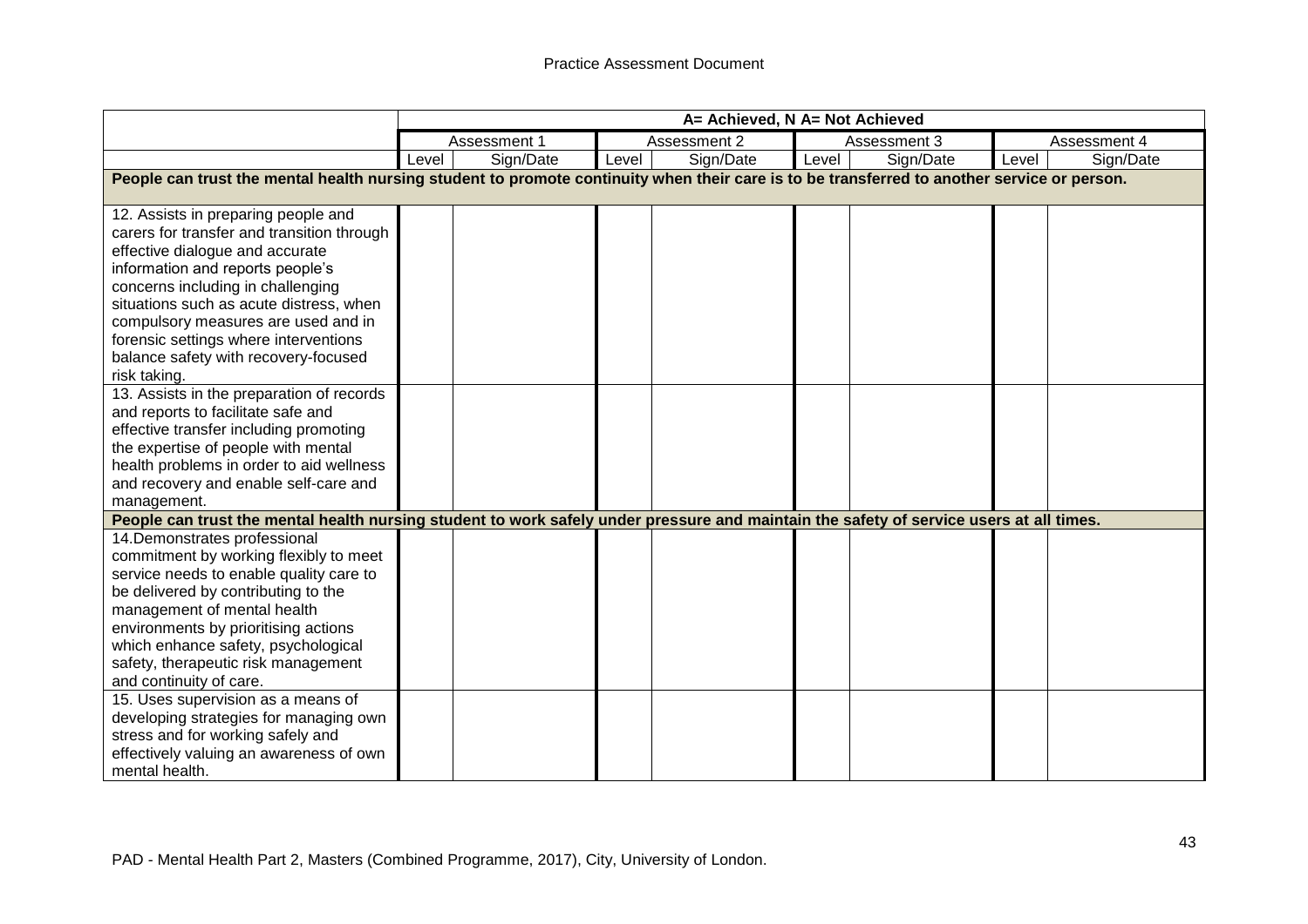| | A= Achieved, N A= Not Achieved | | | | | | | |
|---|---|---|---|---|---|---|---|---|
| | Assessment 1 | | Assessment 2 | | Assessment 3 | | Assessment 4 | |
| | Level | Sign/Date | Level | Sign/Date | Level | Sign/Date | Level | Sign/Date |
| **People can trust the mental health nursing student to promote continuity when their care is to be transferred to another service or person.** | | | | | | | | |
| 12. Assists in preparing people and carers for transfer and transition through effective dialogue and accurate information and reports people's concerns including in challenging situations such as acute distress, when compulsory measures are used and in forensic settings where interventions balance safety with recovery-focused risk taking. | | | | | | | | |
| 13. Assists in the preparation of records and reports to facilitate safe and effective transfer including promoting the expertise of people with mental health problems in order to aid wellness and recovery and enable self-care and management. | | | | | | | | |
| **People can trust the mental health nursing student to work safely under pressure and maintain the safety of service users at all times.** | | | | | | | | |
| 14.Demonstrates professional commitment by working flexibly to meet service needs to enable quality care to be delivered by contributing to the management of mental health environments by prioritising actions which enhance safety, psychological safety, therapeutic risk management and continuity of care. | | | | | | | | |
| 15. Uses supervision as a means of developing strategies for managing own stress and for working safely and effectively valuing an awareness of own mental health. | | | | | | | | |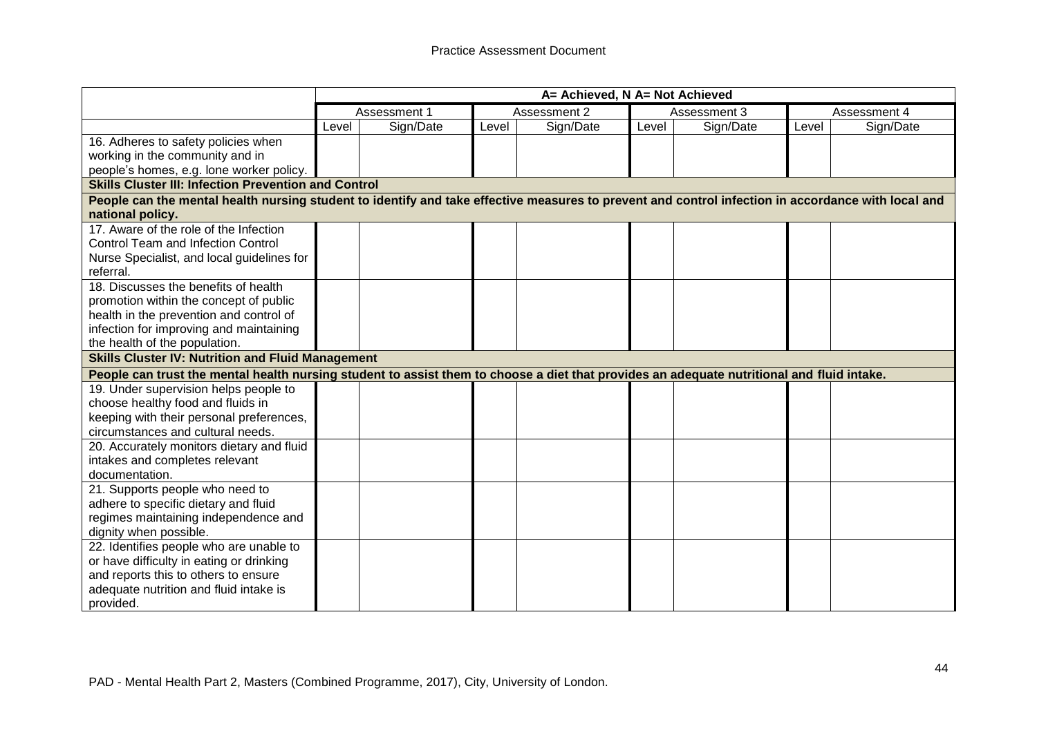| | A= Achieved, N A= Not Achieved | | | | | | | |
|---|---|---|---|---|---|---|---|---|
| | Assessment 1 | | Assessment 2 | | Assessment 3 | | Assessment 4 | |
| | Level | Sign/Date | Level | Sign/Date | Level | Sign/Date | Level | Sign/Date |
| 16. Adheres to safety policies when working in the community and in people's homes, e.g. lone worker policy. | | | | | | | | |
| **Skills Cluster III: Infection Prevention and Control** | | | | | | | | |
| **People can the mental health nursing student to identify and take effective measures to prevent and control infection in accordance with local and national policy.** | | | | | | | | |
| 17. Aware of the role of the Infection Control Team and Infection Control Nurse Specialist, and local guidelines for referral. | | | | | | | | |
| 18. Discusses the benefits of health promotion within the concept of public health in the prevention and control of infection for improving and maintaining the health of the population. | | | | | | | | |
| **Skills Cluster IV: Nutrition and Fluid Management** | | | | | | | | |
| **People can trust the mental health nursing student to assist them to choose a diet that provides an adequate nutritional and fluid intake.** | | | | | | | | |
| 19. Under supervision helps people to choose healthy food and fluids in keeping with their personal preferences, circumstances and cultural needs. | | | | | | | | |
| 20. Accurately monitors dietary and fluid intakes and completes relevant documentation. | | | | | | | | |
| 21. Supports people who need to adhere to specific dietary and fluid regimes maintaining independence and dignity when possible. | | | | | | | | |
| 22. Identifies people who are unable to or have difficulty in eating or drinking and reports this to others to ensure adequate nutrition and fluid intake is provided. | | | | | | | | |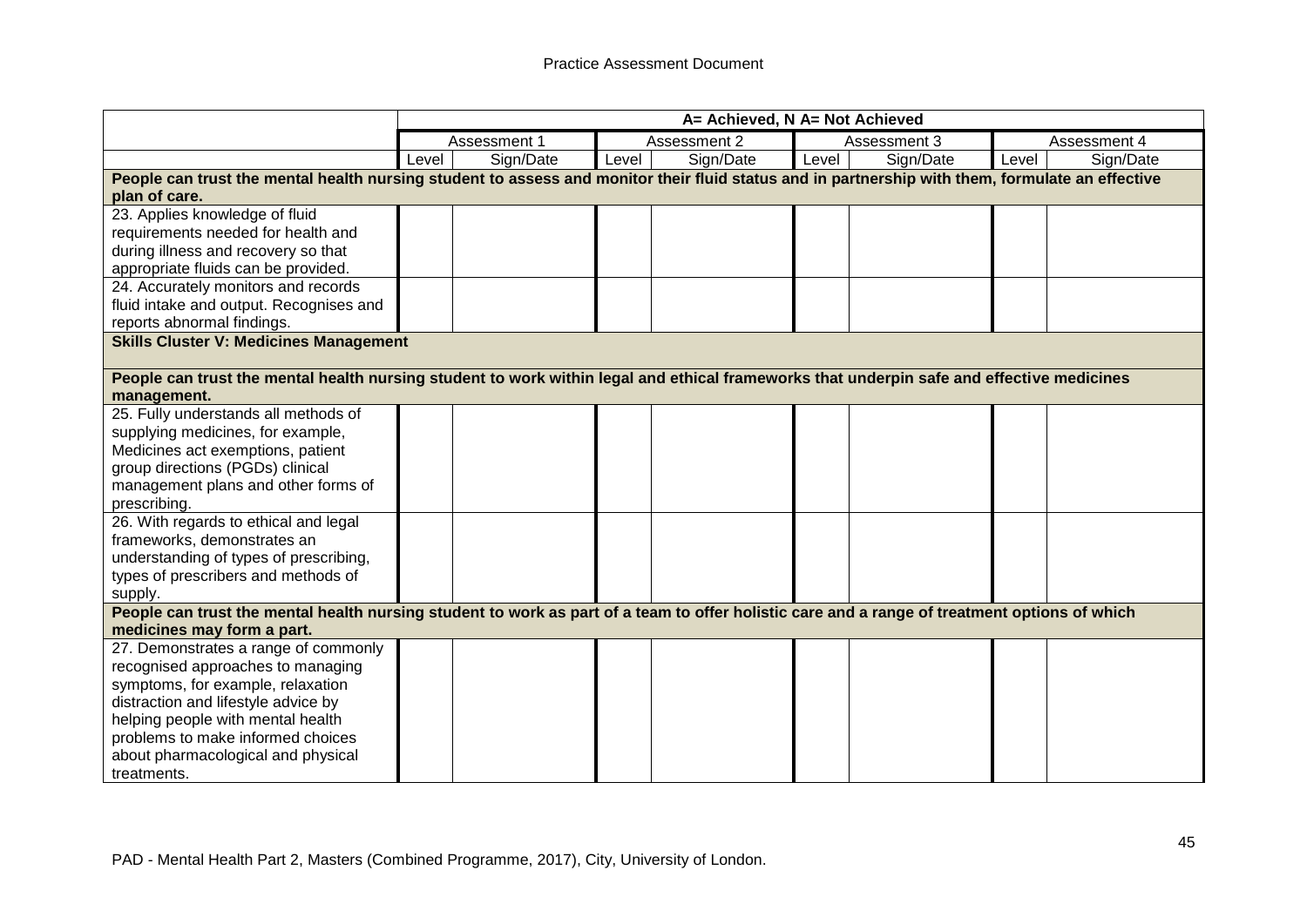| | A= Achieved, N A= Not Achieved | | | | | | | |
|---|---|---|---|---|---|---|---|---|
| | Assessment 1 | | Assessment 2 | | Assessment 3 | | Assessment 4 | |
| | Level | Sign/Date | Level | Sign/Date | Level | Sign/Date | Level | Sign/Date |
| **People can trust the mental health nursing student to assess and monitor their fluid status and in partnership with them, formulate an effective plan of care.** | | | | | | | | |
| 23. Applies knowledge of fluid requirements needed for health and during illness and recovery so that appropriate fluids can be provided. | | | | | | | | |
| 24. Accurately monitors and records fluid intake and output. Recognises and reports abnormal findings. | | | | | | | | |
| **Skills Cluster V: Medicines Management** | | | | | | | | |
| **People can trust the mental health nursing student to work within legal and ethical frameworks that underpin safe and effective medicines management.** | | | | | | | | |
| 25. Fully understands all methods of supplying medicines, for example, Medicines act exemptions, patient group directions (PGDs) clinical management plans and other forms of prescribing. | | | | | | | | |
| 26. With regards to ethical and legal frameworks, demonstrates an understanding of types of prescribing, types of prescribers and methods of supply. | | | | | | | | |
| **People can trust the mental health nursing student to work as part of a team to offer holistic care and a range of treatment options of which medicines may form a part.** | | | | | | | | |
| 27. Demonstrates a range of commonly recognised approaches to managing symptoms, for example, relaxation distraction and lifestyle advice by helping people with mental health problems to make informed choices about pharmacological and physical treatments. | | | | | | | | |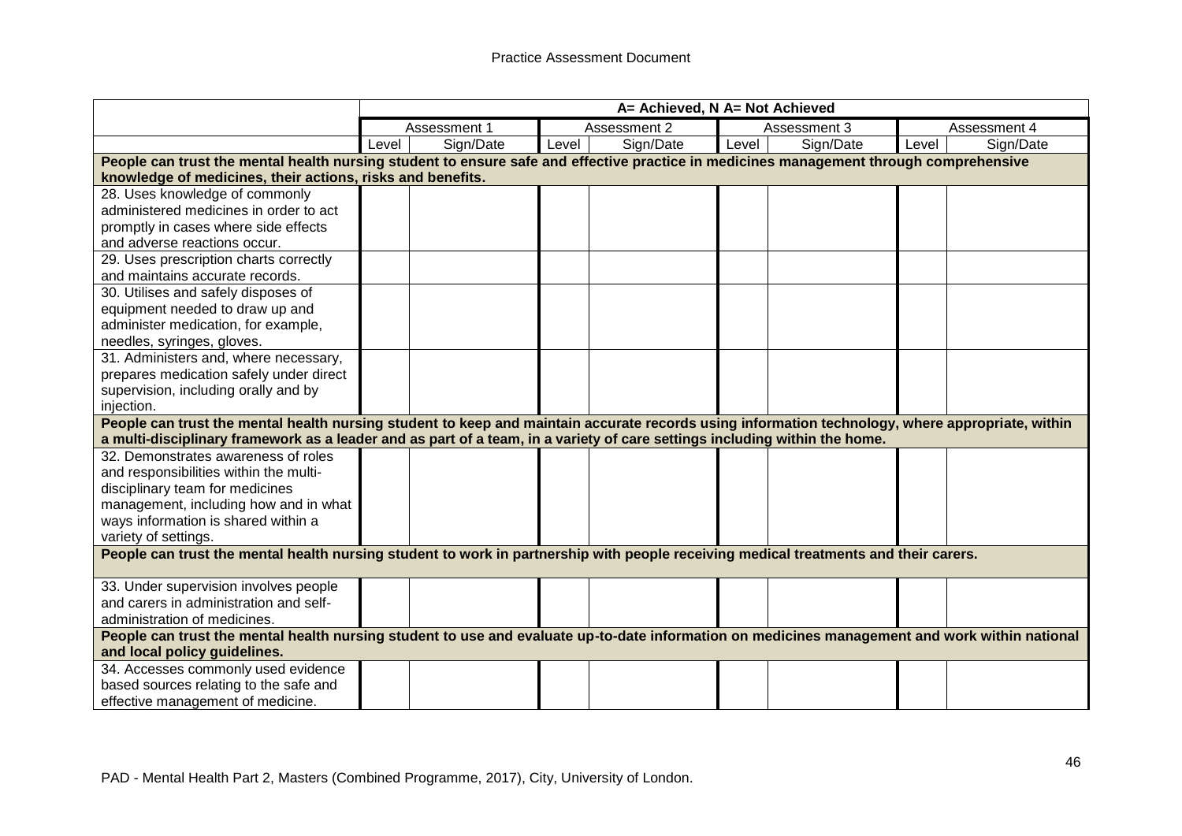| | A= Achieved, N A= Not Achieved | | | | | | | |
|---|---|---|---|---|---|---|---|---|
| | Assessment 1 | | Assessment 2 | | Assessment 3 | | Assessment 4 | |
| | Level | Sign/Date | Level | Sign/Date | Level | Sign/Date | Level | Sign/Date |
| **People can trust the mental health nursing student to ensure safe and effective practice in medicines management through comprehensive knowledge of medicines, their actions, risks and benefits.** | | | | | | | | |
| 28. Uses knowledge of commonly administered medicines in order to act promptly in cases where side effects and adverse reactions occur. | | | | | | | | |
| 29. Uses prescription charts correctly and maintains accurate records. | | | | | | | | |
| 30. Utilises and safely disposes of equipment needed to draw up and administer medication, for example, needles, syringes, gloves. | | | | | | | | |
| 31. Administers and, where necessary, prepares medication safely under direct supervision, including orally and by injection. | | | | | | | | |
| **People can trust the mental health nursing student to keep and maintain accurate records using information technology, where appropriate, within a multi-disciplinary framework as a leader and as part of a team, in a variety of care settings including within the home.** | | | | | | | | |
| 32. Demonstrates awareness of roles and responsibilities within the multi-disciplinary team for medicines management, including how and in what ways information is shared within a variety of settings. | | | | | | | | |
| **People can trust the mental health nursing student to work in partnership with people receiving medical treatments and their carers.** | | | | | | | | |
| 33. Under supervision involves people and carers in administration and self-administration of medicines. | | | | | | | | |
| **People can trust the mental health nursing student to use and evaluate up-to-date information on medicines management and work within national and local policy guidelines.** | | | | | | | | |
| 34. Accesses commonly used evidence based sources relating to the safe and effective management of medicine. | | | | | | | | |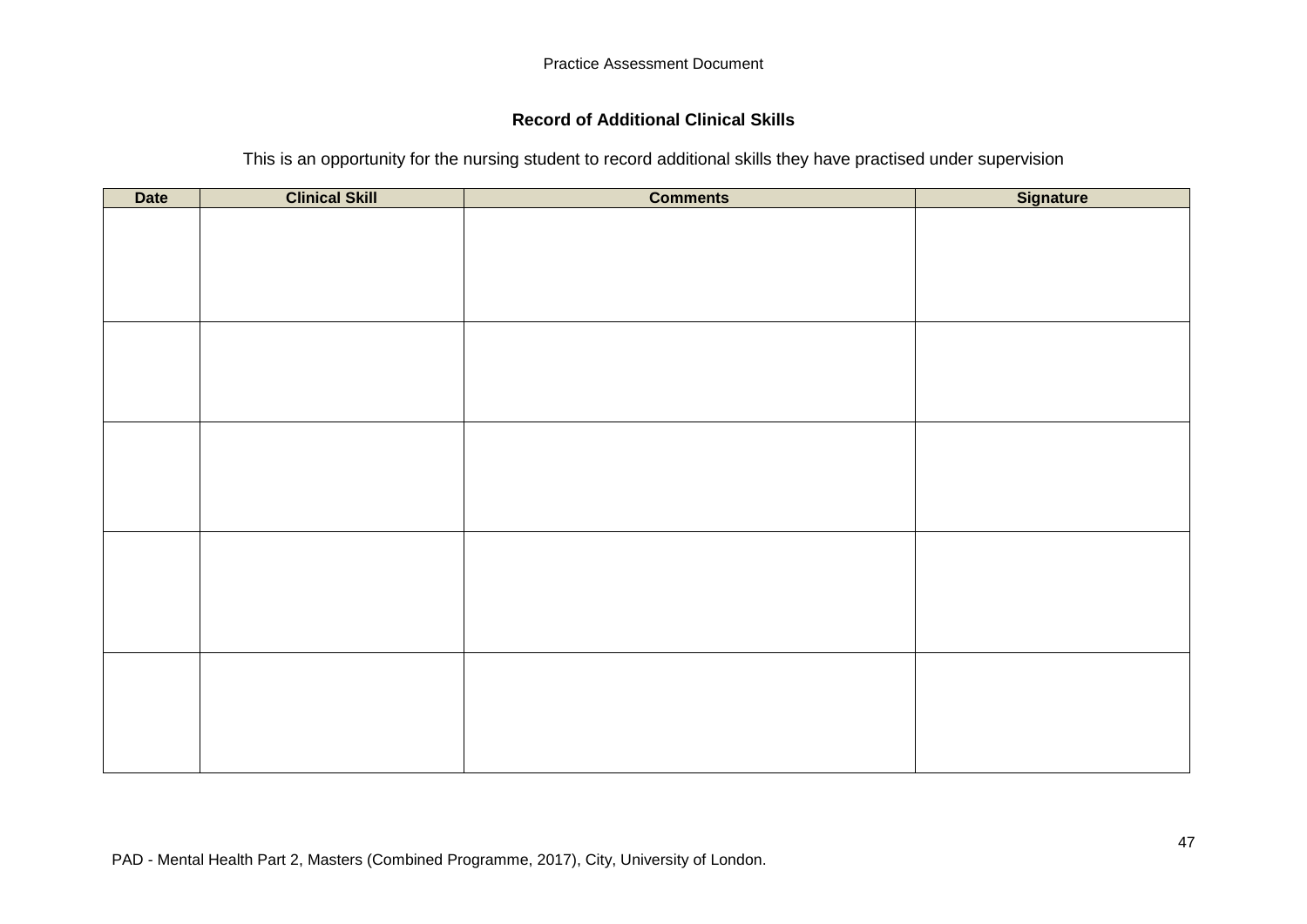## Record of Additional Clinical Skills

This is an opportunity for the nursing student to record additional skills they have practised under supervision

| Date | Clinical Skill | Comments | Signature |
|---|---|---|---|
| | | | |
| | | | |
| | | | |
| | | | |
| | | | |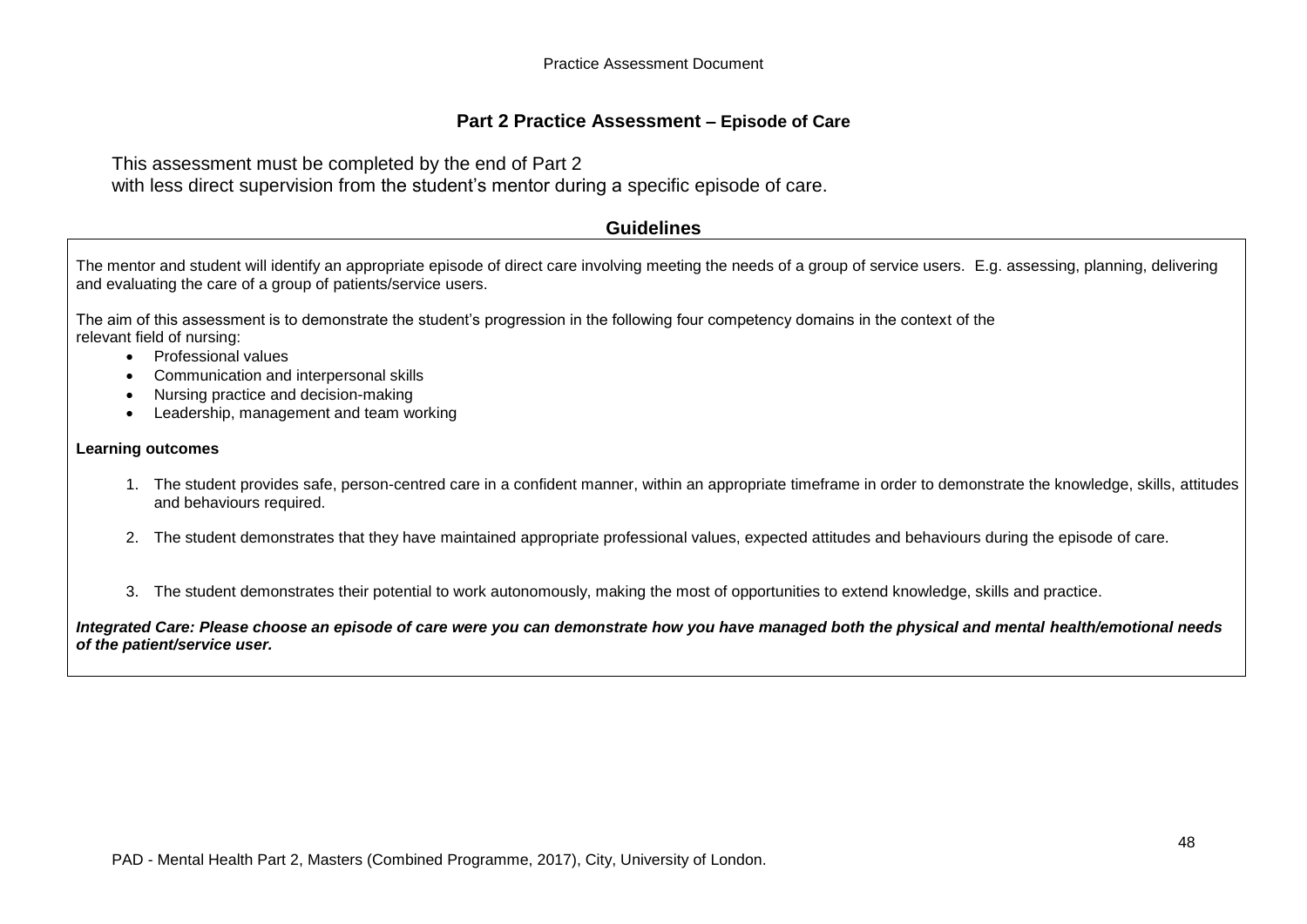## Part 2 Practice Assessment – Episode of Care

This assessment must be completed by the end of Part 2
with less direct supervision from the student's mentor during a specific episode of care.

### Guidelines

The mentor and student will identify an appropriate episode of direct care involving meeting the needs of a group of service users. E.g. assessing, planning, delivering and evaluating the care of a group of patients/service users.

The aim of this assessment is to demonstrate the student's progression in the following four competency domains in the context of the relevant field of nursing:

- Professional values
- Communication and interpersonal skills
- Nursing practice and decision-making
- Leadership, management and team working

**Learning outcomes**

1. The student provides safe, person-centred care in a confident manner, within an appropriate timeframe in order to demonstrate the knowledge, skills, attitudes and behaviours required.
2. The student demonstrates that they have maintained appropriate professional values, expected attitudes and behaviours during the episode of care.
3. The student demonstrates their potential to work autonomously, making the most of opportunities to extend knowledge, skills and practice.

***Integrated Care: Please choose an episode of care were you can demonstrate how you have managed both the physical and mental health/emotional needs of the patient/service user.***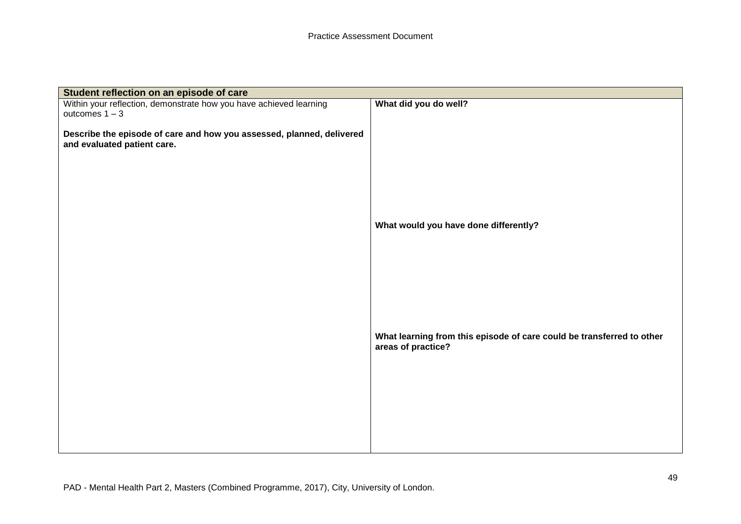| Student reflection on an episode of care | |
|---|---|
| Within your reflection, demonstrate how you have achieved learning outcomes 1 – 3<br><br>**Describe the episode of care and how you assessed, planned, delivered and evaluated patient care.** | **What did you do well?**<br><br><br><br><br>**What would you have done differently?**<br><br><br><br><br>**What learning from this episode of care could be transferred to other areas of practice?** |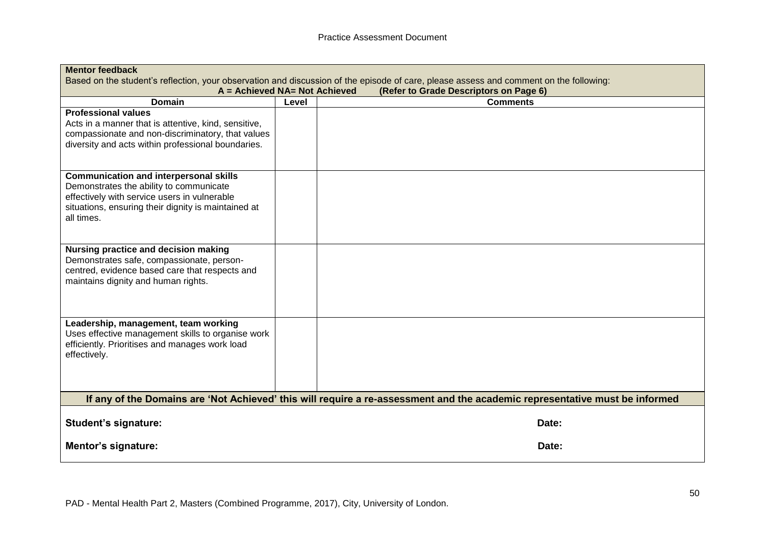**Mentor feedback**

Based on the student's reflection, your observation and discussion of the episode of care, please assess and comment on the following:

**A = Achieved NA= Not Achieved (Refer to Grade Descriptors on Page 6)**

| Domain | Level | Comments |
|---|---|---|
| **Professional values** Acts in a manner that is attentive, kind, sensitive, compassionate and non-discriminatory, that values diversity and acts within professional boundaries. | | |
| **Communication and interpersonal skills** Demonstrates the ability to communicate effectively with service users in vulnerable situations, ensuring their dignity is maintained at all times. | | |
| **Nursing practice and decision making** Demonstrates safe, compassionate, person-centred, evidence based care that respects and maintains dignity and human rights. | | |
| **Leadership, management, team working** Uses effective management skills to organise work efficiently. Prioritises and manages work load effectively. | | |

**If any of the Domains are 'Not Achieved' this will require a re-assessment and the academic representative must be informed**

**Student's signature:** **Date:**

**Mentor's signature:** **Date:**

PAD - Mental Health Part 2, Masters (Combined Programme, 2017), City, University of London.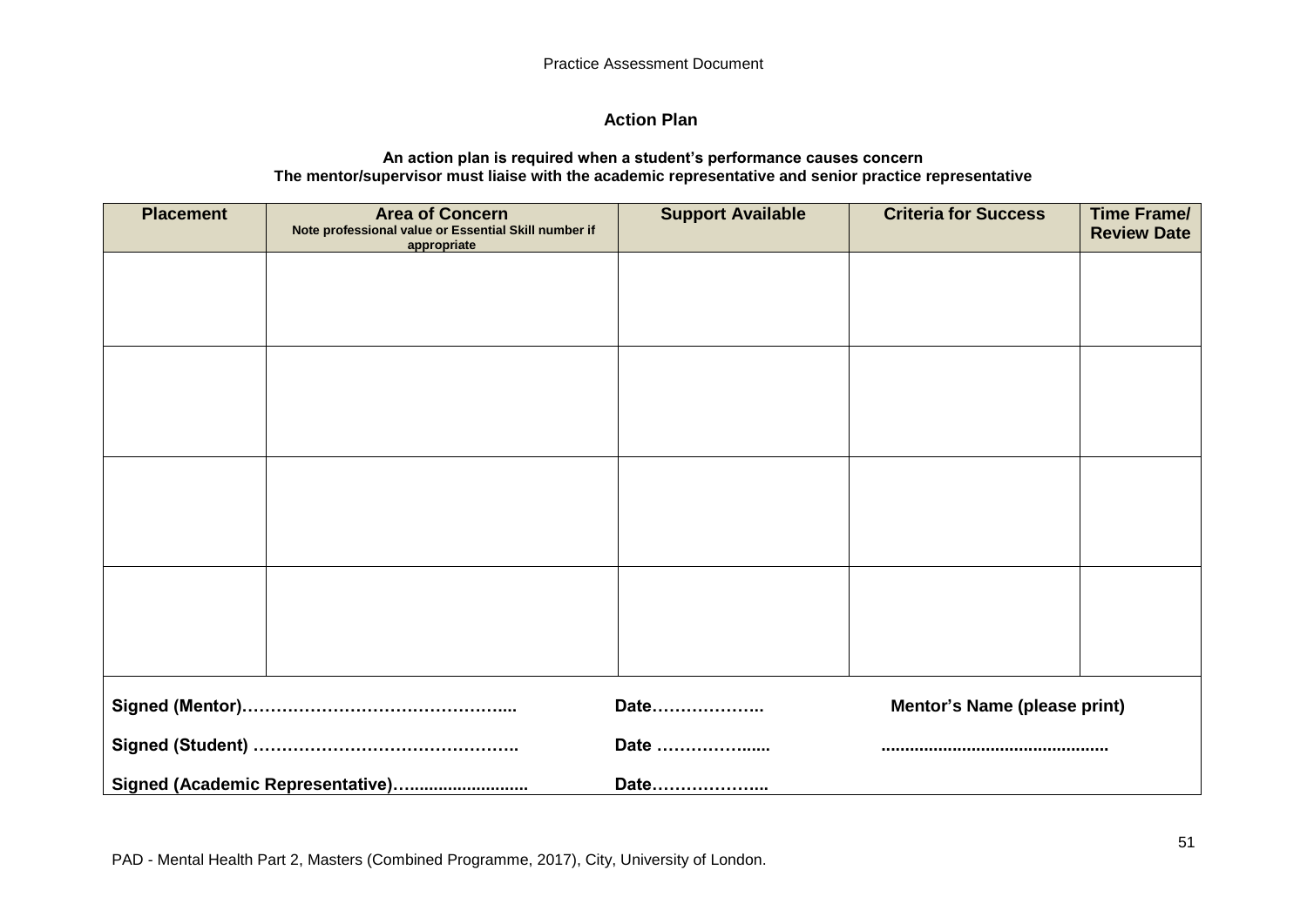## Action Plan

**An action plan is required when a student's performance causes concern**
**The mentor/supervisor must liaise with the academic representative and senior practice representative**

| Placement | Area of Concern<br>Note professional value or Essential Skill number if appropriate | Support Available | Criteria for Success | Time Frame/ Review Date |
|---|---|---|---|---|
| | | | | |
| | | | | |
| | | | | |
| | | | | |

**Signed (Mentor)…………………………………………....** **Date………………..** **Mentor's Name (please print)**

**Signed (Student) ……………………………………….** **Date ……………......** **..............................................**

**Signed (Academic Representative)…........................** **Date………………..**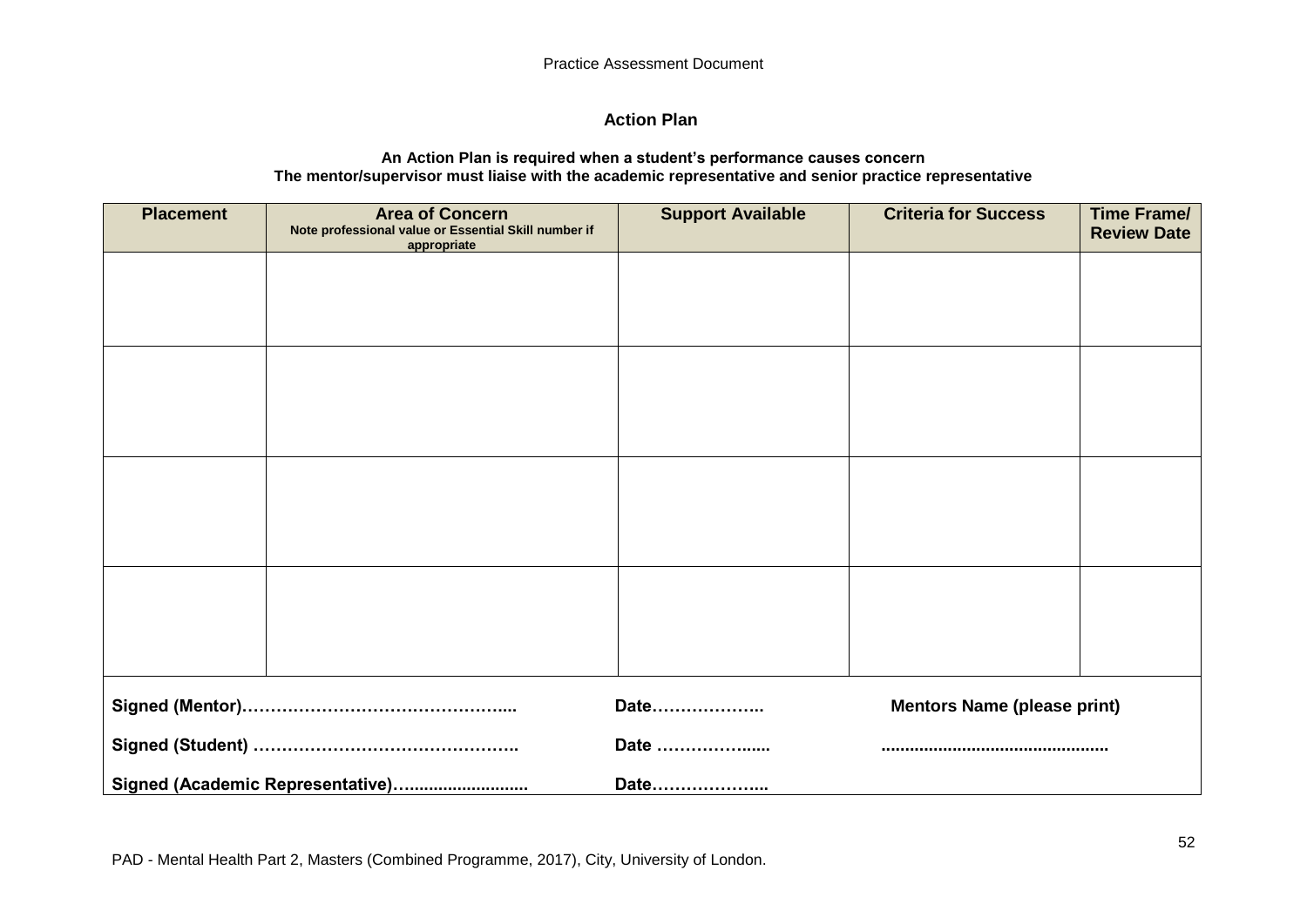# Action Plan

**An Action Plan is required when a student's performance causes concern**
**The mentor/supervisor must liaise with the academic representative and senior practice representative**

| Placement | Area of Concern<br>Note professional value or Essential Skill number if appropriate | Support Available | Criteria for Success | Time Frame/ Review Date |
|---|---|---|---|---|
| | | | | |
| | | | | |
| | | | | |
| | | | | |

**Signed (Mentor)………………………………………....** **Date………………..** **Mentors Name (please print)**

**Signed (Student) ……………………………………….** **Date ………………......** **..............................................**

**Signed (Academic Representative)…........................** **Date………………..**

PAD - Mental Health Part 2, Masters (Combined Programme, 2017), City, University of London.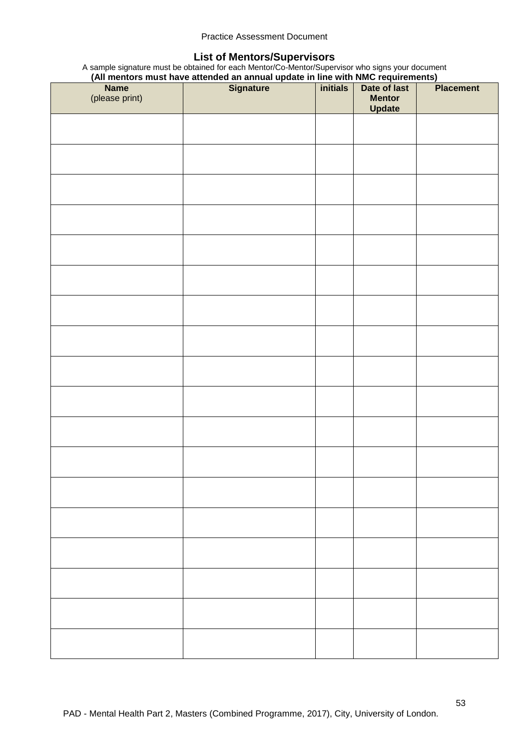## List of Mentors/Supervisors

A sample signature must be obtained for each Mentor/Co-Mentor/Supervisor who signs your document

**(All mentors must have attended an annual update in line with NMC requirements)**

| **Name** (please print) | **Signature** | **initials** | **Date of last Mentor Update** | **Placement** |
|---|---|---|---|---|
| | | | | |
| | | | | |
| | | | | |
| | | | | |
| | | | | |
| | | | | |
| | | | | |
| | | | | |
| | | | | |
| | | | | |
| | | | | |
| | | | | |
| | | | | |
| | | | | |
| | | | | |
| | | | | |
| | | | | |
| | | | | |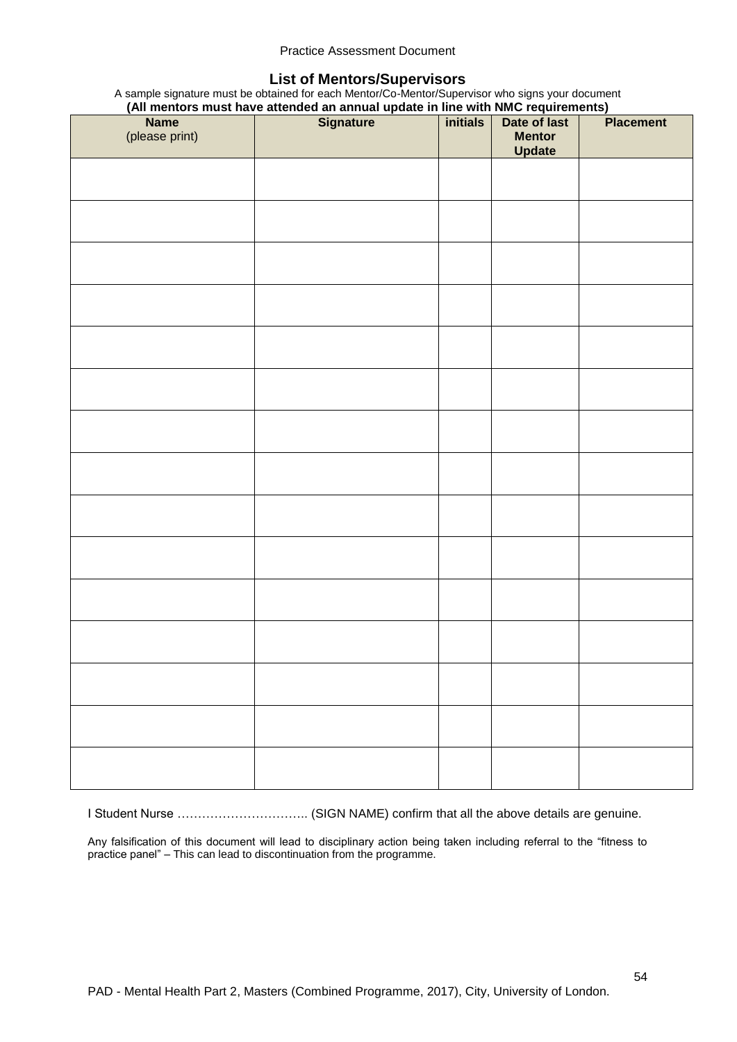## List of Mentors/Supervisors

A sample signature must be obtained for each Mentor/Co-Mentor/Supervisor who signs your document

**(All mentors must have attended an annual update in line with NMC requirements)**

| **Name** (please print) | **Signature** | **initials** | **Date of last Mentor Update** | **Placement** |
|---|---|---|---|---|
| | | | | |
| | | | | |
| | | | | |
| | | | | |
| | | | | |
| | | | | |
| | | | | |
| | | | | |
| | | | | |
| | | | | |
| | | | | |
| | | | | |
| | | | | |
| | | | | |
| | | | | |

I Student Nurse ………………………….. (SIGN NAME) confirm that all the above details are genuine.

Any falsification of this document will lead to disciplinary action being taken including referral to the "fitness to practice panel" – This can lead to discontinuation from the programme.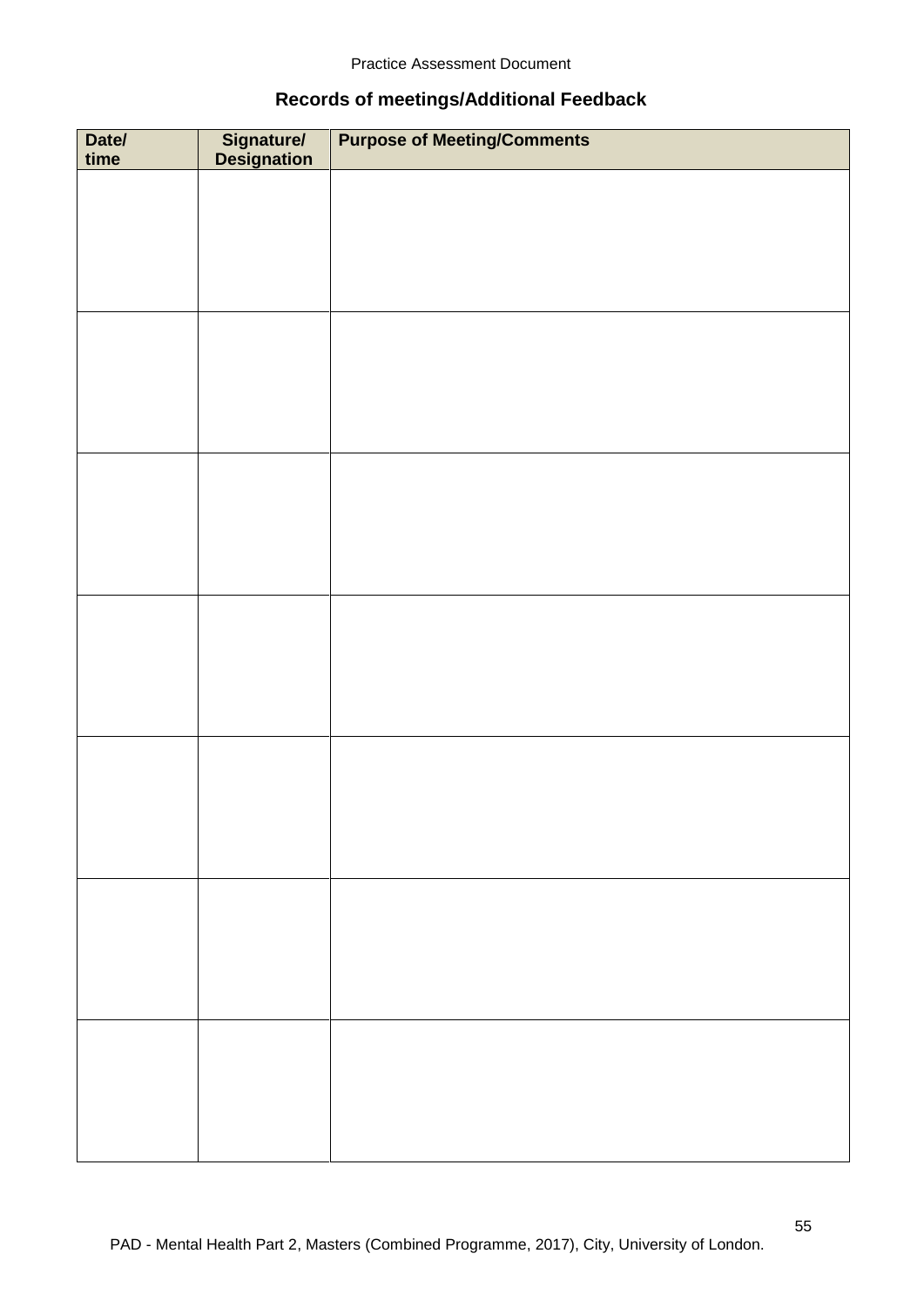## Records of meetings/Additional Feedback

| Date/ time | Signature/ Designation | Purpose of Meeting/Comments |
|---|---|---|
| | | |
| | | |
| | | |
| | | |
| | | |
| | | |
| | | |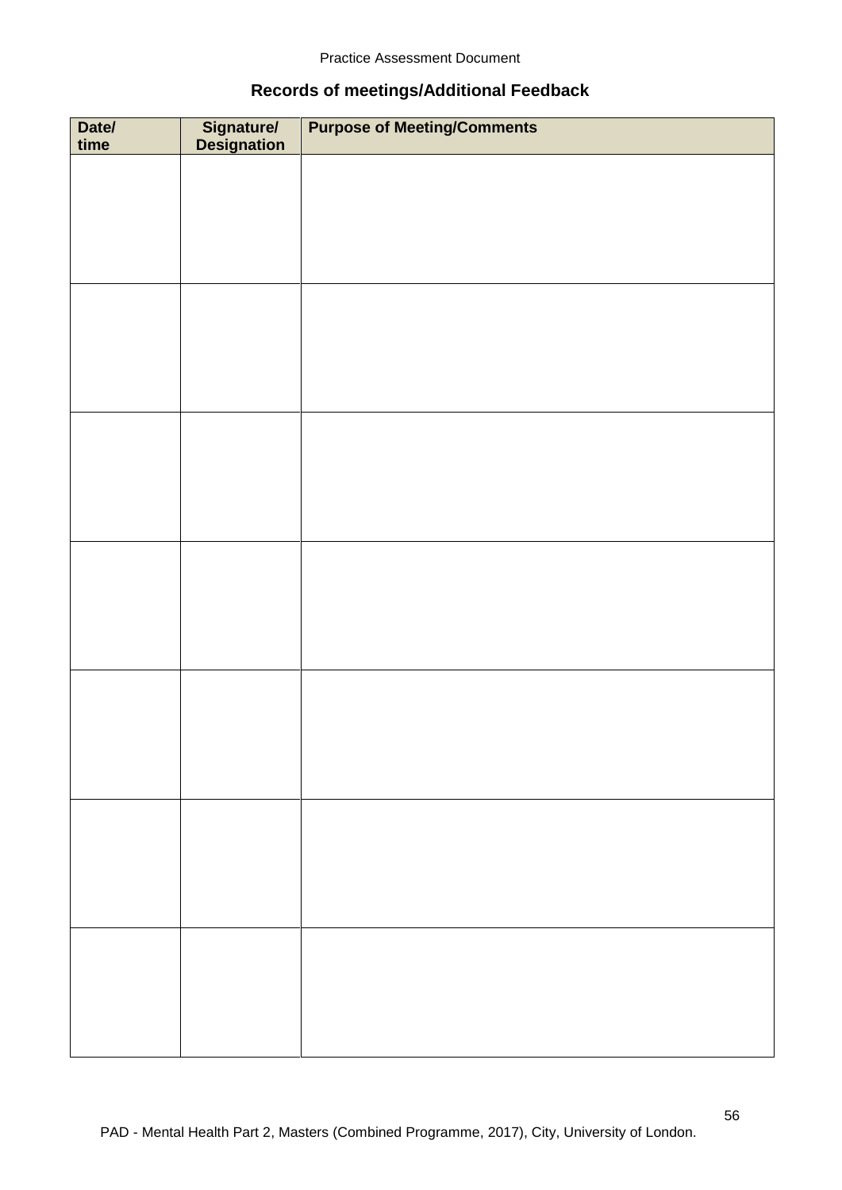## Records of meetings/Additional Feedback

| Date/ time | Signature/ Designation | Purpose of Meeting/Comments |
|---|---|---|
| | | |
| | | |
| | | |
| | | |
| | | |
| | | |
| | | |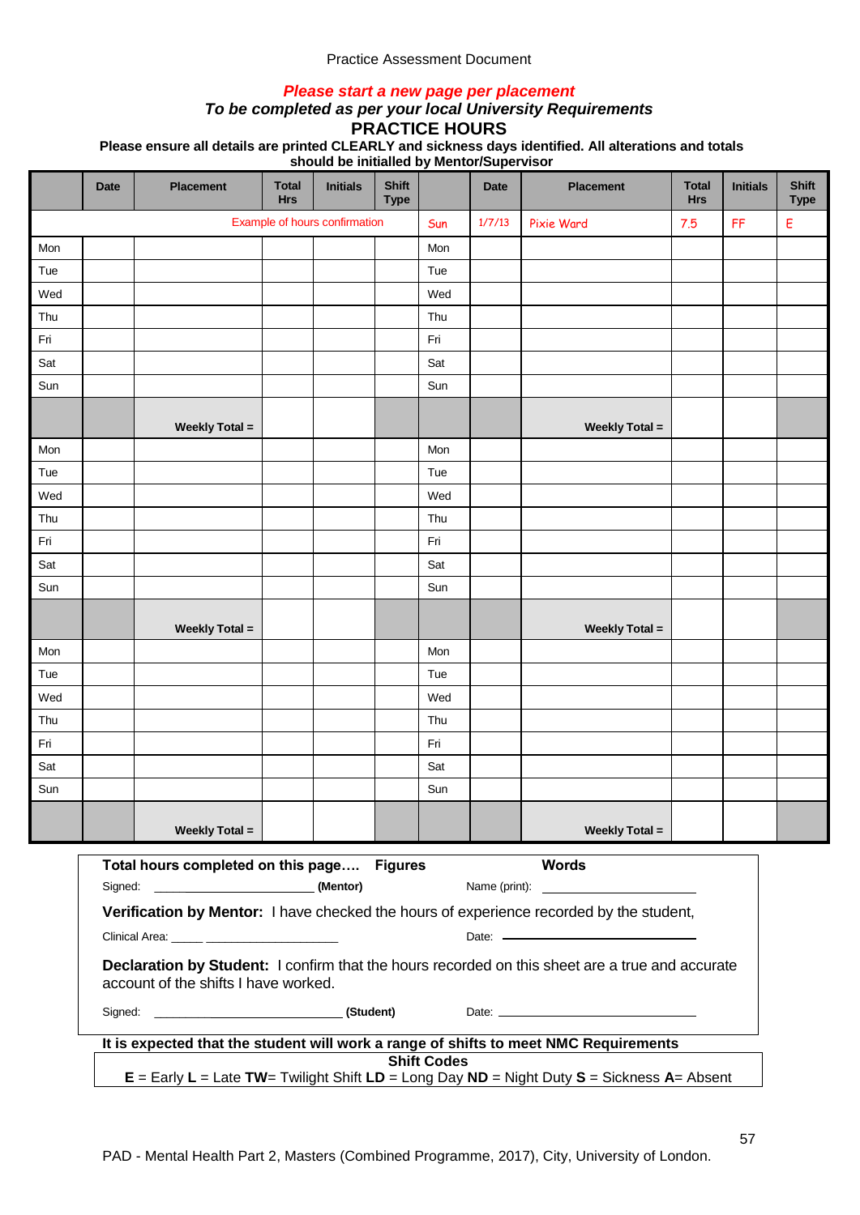Practice Assessment Document

***Please start a new page per placement***

***To be completed as per your local University Requirements***

## PRACTICE HOURS

**Please ensure all details are printed CLEARLY and sickness days identified. All alterations and totals should be initialled by Mentor/Supervisor**

| | Date | Placement | Total Hrs | Initials | Shift Type | | Date | Placement | Total Hrs | Initials | Shift Type |
|---|---|---|---|---|---|---|---|---|---|---|---|
| | | Example of hours confirmation | | | | Sun | 1/7/13 | Pixie Ward | 7.5 | FF | E |
| Mon | | | | | | Mon | | | | | |
| Tue | | | | | | Tue | | | | | |
| Wed | | | | | | Wed | | | | | |
| Thu | | | | | | Thu | | | | | |
| Fri | | | | | | Fri | | | | | |
| Sat | | | | | | Sat | | | | | |
| Sun | | | | | | Sun | | | | | |
| | | **Weekly Total =** | | | | | | **Weekly Total =** | | | |
| Mon | | | | | | Mon | | | | | |
| Tue | | | | | | Tue | | | | | |
| Wed | | | | | | Wed | | | | | |
| Thu | | | | | | Thu | | | | | |
| Fri | | | | | | Fri | | | | | |
| Sat | | | | | | Sat | | | | | |
| Sun | | | | | | Sun | | | | | |
| | | **Weekly Total =** | | | | | | **Weekly Total =** | | | |
| Mon | | | | | | Mon | | | | | |
| Tue | | | | | | Tue | | | | | |
| Wed | | | | | | Wed | | | | | |
| Thu | | | | | | Thu | | | | | |
| Fri | | | | | | Fri | | | | | |
| Sat | | | | | | Sat | | | | | |
| Sun | | | | | | Sun | | | | | |
| | | **Weekly Total =** | | | | | | **Weekly Total =** | | | |

**Total hours completed on this page….** **Figures** **Words**

Signed: ______________________ **(Mentor)** Name (print): ______________________

**Verification by Mentor:** I have checked the hours of experience recorded by the student,

Clinical Area: ______________________ Date: ______________________

**Declaration by Student:** I confirm that the hours recorded on this sheet are a true and accurate account of the shifts I have worked.

Signed: ______________________ **(Student)** Date: ______________________

**It is expected that the student will work a range of shifts to meet NMC Requirements**

**Shift Codes**

**E** = Early **L** = Late **TW**= Twilight Shift **LD** = Long Day **ND** = Night Duty **S** = Sickness **A**= Absent

PAD - Mental Health Part 2, Masters (Combined Programme, 2017), City, University of London.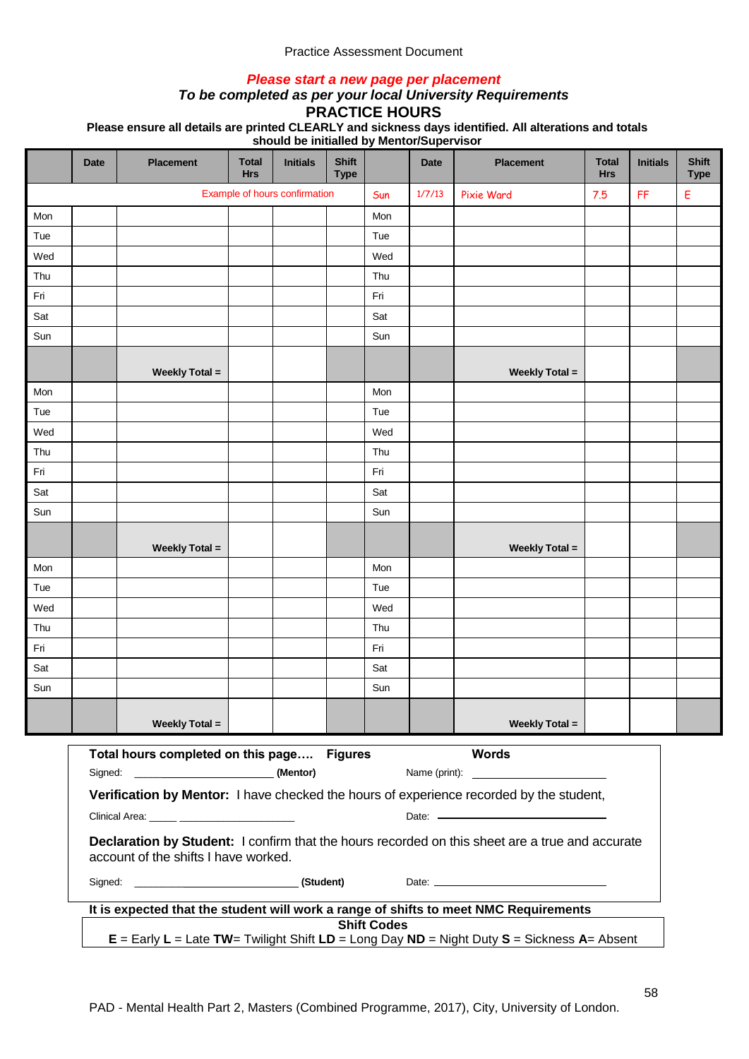Practice Assessment Document

***Please start a new page per placement***

***To be completed as per your local University Requirements***

## PRACTICE HOURS

**Please ensure all details are printed CLEARLY and sickness days identified. All alterations and totals should be initialled by Mentor/Supervisor**

| | Date | Placement | Total Hrs | Initials | Shift Type | | Date | Placement | Total Hrs | Initials | Shift Type |
|---|---|---|---|---|---|---|---|---|---|---|---|
| | | Example of hours confirmation | | | | Sun | 1/7/13 | Pixie Ward | 7.5 | FF | E |
| Mon | | | | | | Mon | | | | | |
| Tue | | | | | | Tue | | | | | |
| Wed | | | | | | Wed | | | | | |
| Thu | | | | | | Thu | | | | | |
| Fri | | | | | | Fri | | | | | |
| Sat | | | | | | Sat | | | | | |
| Sun | | | | | | Sun | | | | | |
| | | **Weekly Total =** | | | | | | **Weekly Total =** | | | |
| Mon | | | | | | Mon | | | | | |
| Tue | | | | | | Tue | | | | | |
| Wed | | | | | | Wed | | | | | |
| Thu | | | | | | Thu | | | | | |
| Fri | | | | | | Fri | | | | | |
| Sat | | | | | | Sat | | | | | |
| Sun | | | | | | Sun | | | | | |
| | | **Weekly Total =** | | | | | | **Weekly Total =** | | | |
| Mon | | | | | | Mon | | | | | |
| Tue | | | | | | Tue | | | | | |
| Wed | | | | | | Wed | | | | | |
| Thu | | | | | | Thu | | | | | |
| Fri | | | | | | Fri | | | | | |
| Sat | | | | | | Sat | | | | | |
| Sun | | | | | | Sun | | | | | |
| | | **Weekly Total =** | | | | | | **Weekly Total =** | | | |

**Total hours completed on this page….** **Figures** **Words**

Signed: ______________________ **(Mentor)** Name (print): ______________________

**Verification by Mentor:** I have checked the hours of experience recorded by the student,

Clinical Area: _____ ____________________ Date: ______________________

**Declaration by Student:** I confirm that the hours recorded on this sheet are a true and accurate account of the shifts I have worked.

Signed: ____________________________ **(Student)** Date: ______________________

**It is expected that the student will work a range of shifts to meet NMC Requirements**

**Shift Codes**

**E** = Early **L** = Late **TW**= Twilight Shift **LD** = Long Day **ND** = Night Duty **S** = Sickness **A**= Absent

PAD - Mental Health Part 2, Masters (Combined Programme, 2017), City, University of London.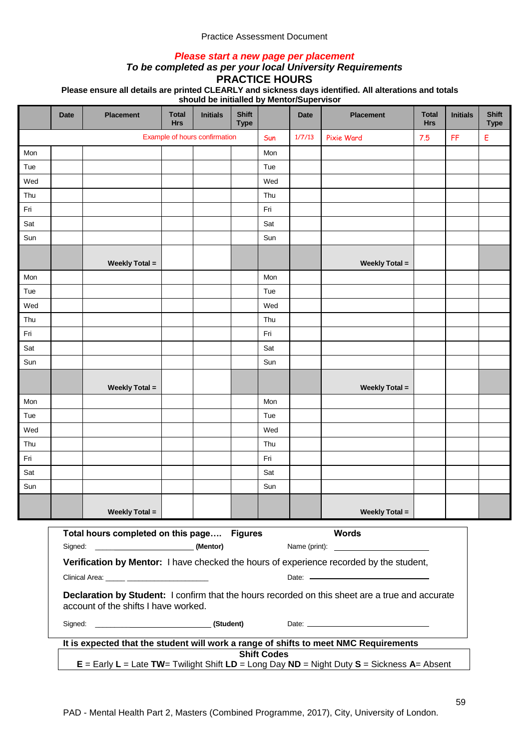Practice Assessment Document

***Please start a new page per placement***

***To be completed as per your local University Requirements***

## PRACTICE HOURS

**Please ensure all details are printed CLEARLY and sickness days identified. All alterations and totals should be initialled by Mentor/Supervisor**

| | Date | Placement | Total Hrs | Initials | Shift Type | | Date | Placement | Total Hrs | Initials | Shift Type |
|---|---|---|---|---|---|---|---|---|---|---|---|
| Example of hours confirmation | | | | | | Sun | 1/7/13 | Pixie Ward | 7.5 | FF | E |
| Mon | | | | | | Mon | | | | | |
| Tue | | | | | | Tue | | | | | |
| Wed | | | | | | Wed | | | | | |
| Thu | | | | | | Thu | | | | | |
| Fri | | | | | | Fri | | | | | |
| Sat | | | | | | Sat | | | | | |
| Sun | | | | | | Sun | | | | | |
| | | **Weekly Total =** | | | | | | **Weekly Total =** | | | |
| Mon | | | | | | Mon | | | | | |
| Tue | | | | | | Tue | | | | | |
| Wed | | | | | | Wed | | | | | |
| Thu | | | | | | Thu | | | | | |
| Fri | | | | | | Fri | | | | | |
| Sat | | | | | | Sat | | | | | |
| Sun | | | | | | Sun | | | | | |
| | | **Weekly Total =** | | | | | | **Weekly Total =** | | | |
| Mon | | | | | | Mon | | | | | |
| Tue | | | | | | Tue | | | | | |
| Wed | | | | | | Wed | | | | | |
| Thu | | | | | | Thu | | | | | |
| Fri | | | | | | Fri | | | | | |
| Sat | | | | | | Sat | | | | | |
| Sun | | | | | | Sun | | | | | |
| | | **Weekly Total =** | | | | | | **Weekly Total =** | | | |

**Total hours completed on this page…. Figures** **Words**

Signed: \_\_\_\_\_\_\_\_\_\_\_\_\_\_\_\_\_\_\_\_\_\_\_\_ **(Mentor)** Name (print): \_\_\_\_\_\_\_\_\_\_\_\_\_\_\_\_\_\_\_\_\_\_\_\_

**Verification by Mentor:** I have checked the hours of experience recorded by the student,

Clinical Area: \_\_\_\_\_ \_\_\_\_\_\_\_\_\_\_\_\_\_\_\_\_\_\_\_\_ Date: \_\_\_\_\_\_\_\_\_\_\_\_\_\_\_\_\_\_\_\_\_\_\_\_\_\_\_\_\_\_

**Declaration by Student:** I confirm that the hours recorded on this sheet are a true and accurate account of the shifts I have worked.

Signed: \_\_\_\_\_\_\_\_\_\_\_\_\_\_\_\_\_\_\_\_\_\_\_\_\_\_\_\_\_ **(Student)** Date: \_\_\_\_\_\_\_\_\_\_\_\_\_\_\_\_\_\_\_\_\_\_\_\_\_\_\_\_\_\_

**It is expected that the student will work a range of shifts to meet NMC Requirements**

**Shift Codes**

**E** = Early **L** = Late **TW**= Twilight Shift **LD** = Long Day **ND** = Night Duty **S** = Sickness **A**= Absent

PAD - Mental Health Part 2, Masters (Combined Programme, 2017), City, University of London.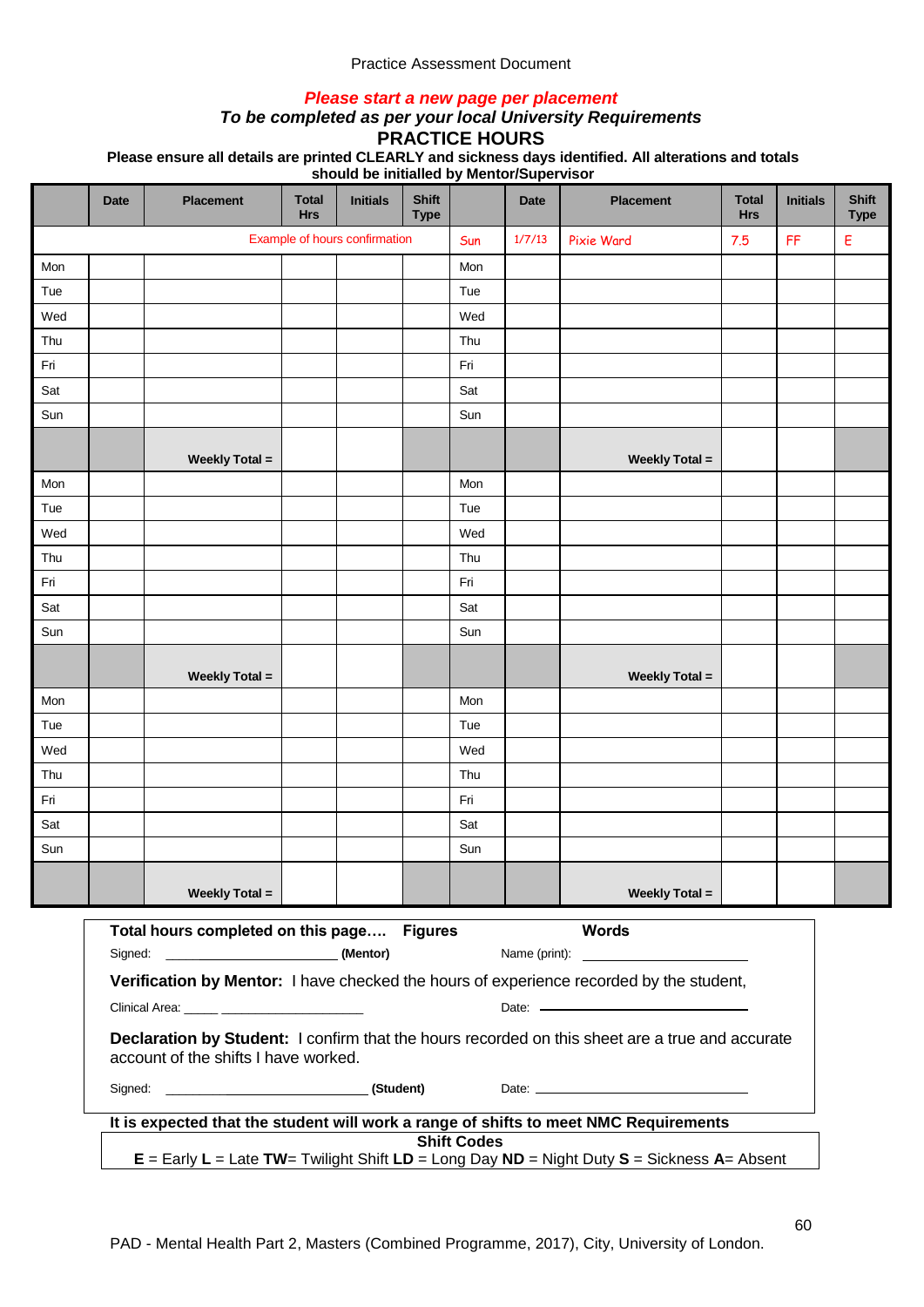Practice Assessment Document

***Please start a new page per placement***

***To be completed as per your local University Requirements***

## PRACTICE HOURS

**Please ensure all details are printed CLEARLY and sickness days identified. All alterations and totals should be initialled by Mentor/Supervisor**

| | Date | Placement | Total Hrs | Initials | Shift Type | | Date | Placement | Total Hrs | Initials | Shift Type |
|---|---|---|---|---|---|---|---|---|---|---|---|
| Example of hours confirmation | | | | | | Sun | 1/7/13 | Pixie Ward | 7.5 | FF | E |
| Mon | | | | | | Mon | | | | | |
| Tue | | | | | | Tue | | | | | |
| Wed | | | | | | Wed | | | | | |
| Thu | | | | | | Thu | | | | | |
| Fri | | | | | | Fri | | | | | |
| Sat | | | | | | Sat | | | | | |
| Sun | | | | | | Sun | | | | | |
| | | **Weekly Total =** | | | | | | **Weekly Total =** | | | |
| Mon | | | | | | Mon | | | | | |
| Tue | | | | | | Tue | | | | | |
| Wed | | | | | | Wed | | | | | |
| Thu | | | | | | Thu | | | | | |
| Fri | | | | | | Fri | | | | | |
| Sat | | | | | | Sat | | | | | |
| Sun | | | | | | Sun | | | | | |
| | | **Weekly Total =** | | | | | | **Weekly Total =** | | | |
| Mon | | | | | | Mon | | | | | |
| Tue | | | | | | Tue | | | | | |
| Wed | | | | | | Wed | | | | | |
| Thu | | | | | | Thu | | | | | |
| Fri | | | | | | Fri | | | | | |
| Sat | | | | | | Sat | | | | | |
| Sun | | | | | | Sun | | | | | |
| | | **Weekly Total =** | | | | | | **Weekly Total =** | | | |

**Total hours completed on this page….** **Figures** **Words**

Signed: ______________________ **(Mentor)** Name (print): ______________________

**Verification by Mentor:** I have checked the hours of experience recorded by the student,

Clinical Area: _____ ____________________ Date: ______________________

**Declaration by Student:** I confirm that the hours recorded on this sheet are a true and accurate account of the shifts I have worked.

Signed: ____________________________ **(Student)** Date: ______________________

**It is expected that the student will work a range of shifts to meet NMC Requirements**

**Shift Codes**

**E** = Early **L** = Late **TW**= Twilight Shift **LD** = Long Day **ND** = Night Duty **S** = Sickness **A**= Absent

PAD - Mental Health Part 2, Masters (Combined Programme, 2017), City, University of London.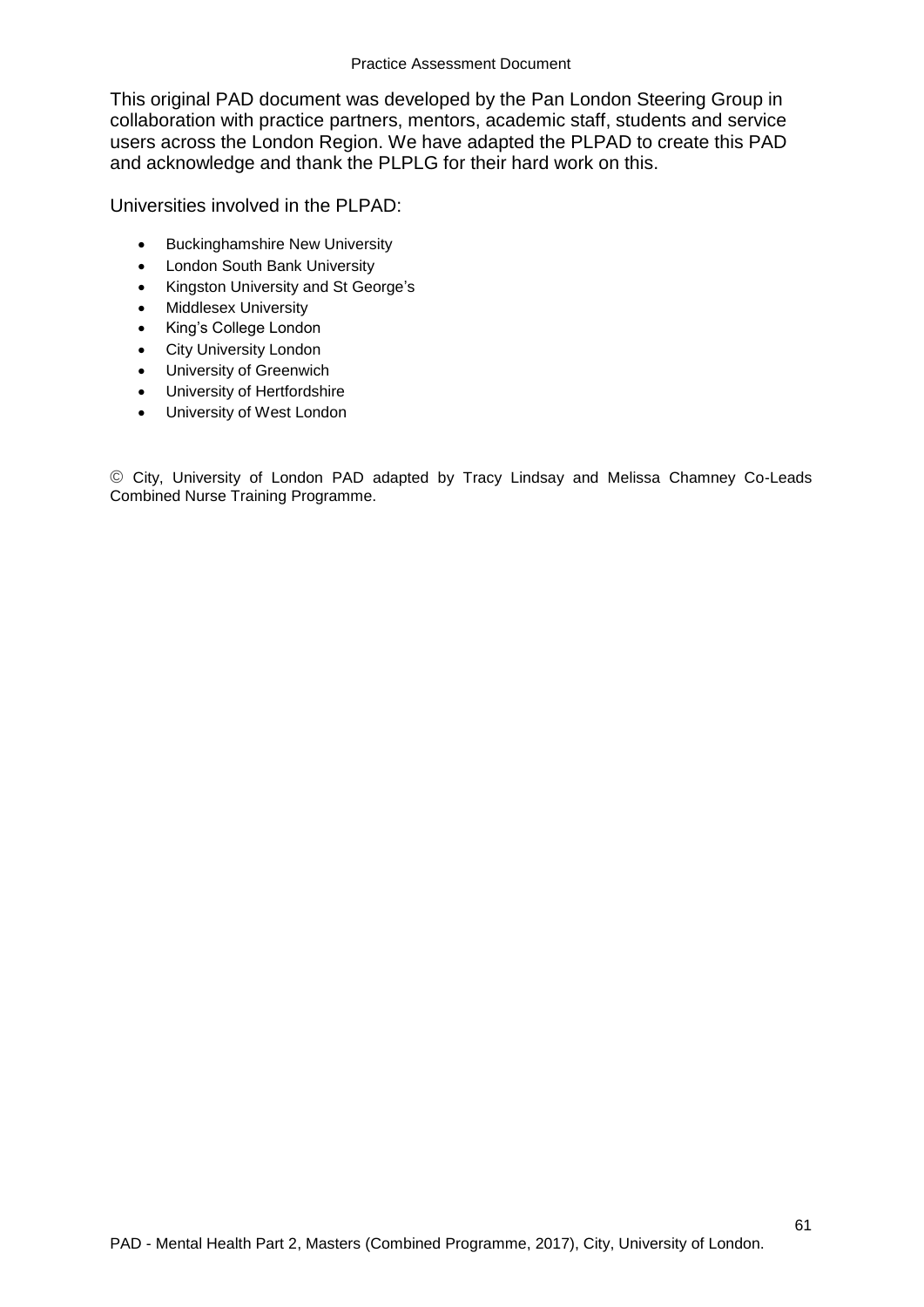This original PAD document was developed by the Pan London Steering Group in collaboration with practice partners, mentors, academic staff, students and service users across the London Region. We have adapted the PLPAD to create this PAD and acknowledge and thank the PLPLG for their hard work on this.

Universities involved in the PLPAD:

- Buckinghamshire New University
- London South Bank University
- Kingston University and St George's
- Middlesex University
- King's College London
- City University London
- University of Greenwich
- University of Hertfordshire
- University of West London

© City, University of London PAD adapted by Tracy Lindsay and Melissa Chamney Co-Leads Combined Nurse Training Programme.